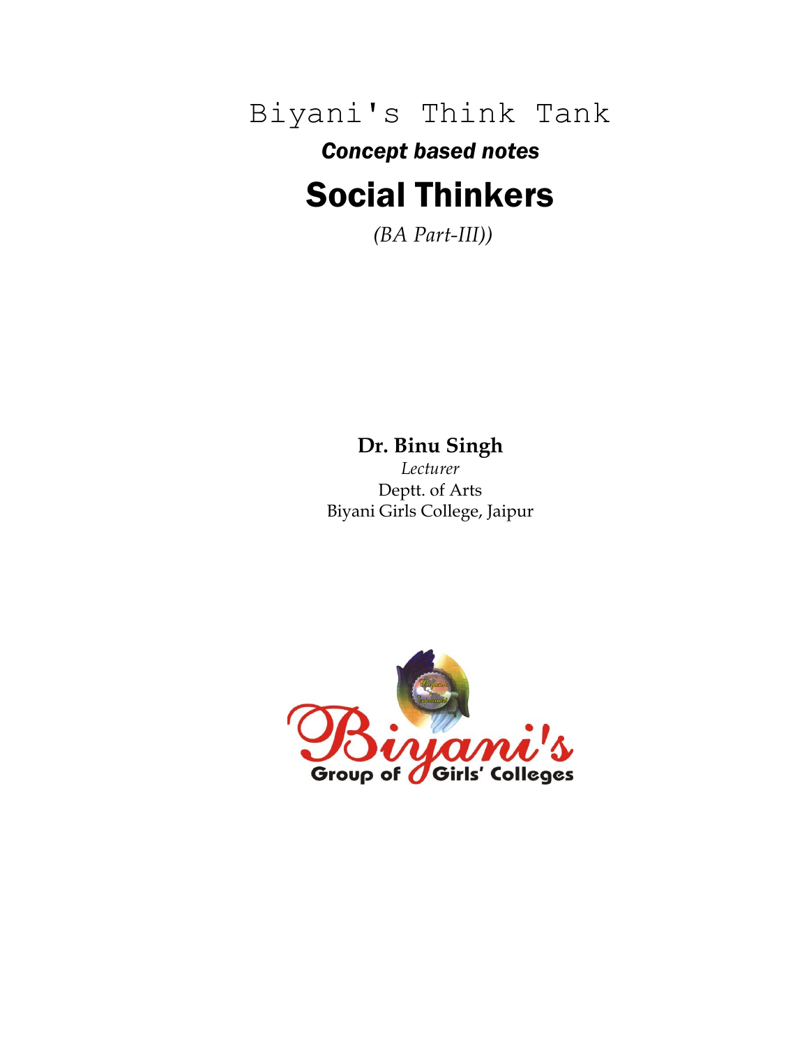Biyani's Think Tank

***Concept based notes***

# Social Thinkers

*(BA Part-III))*

**Dr. Binu Singh**

*Lecturer*

Deptt. of Arts

Biyani Girls College, Jaipur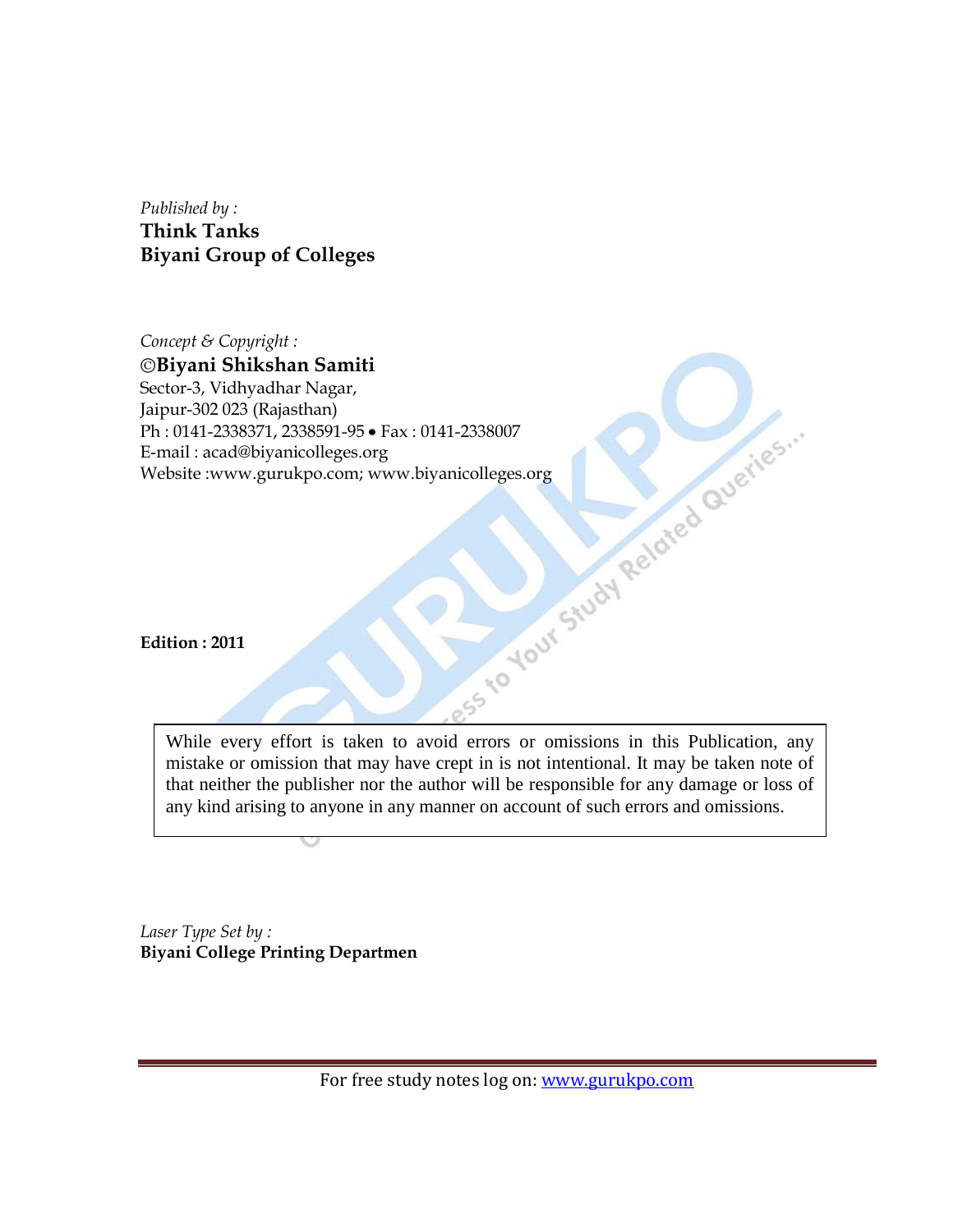*Published by :*
**Think Tanks**
**Biyani Group of Colleges**

*Concept & Copyright :*
**©Biyani Shikshan Samiti**
Sector-3, Vidhyadhar Nagar,
Jaipur-302 023 (Rajasthan)
Ph : 0141-2338371, 2338591-95 • Fax : 0141-2338007
E-mail : acad@biyanicolleges.org
Website :www.gurukpo.com; www.biyanicolleges.org

**Edition : 2011**

While every effort is taken to avoid errors or omissions in this Publication, any mistake or omission that may have crept in is not intentional. It may be taken note of that neither the publisher nor the author will be responsible for any damage or loss of any kind arising to anyone in any manner on account of such errors and omissions.

*Laser Type Set by :*
**Biyani College Printing Departmen**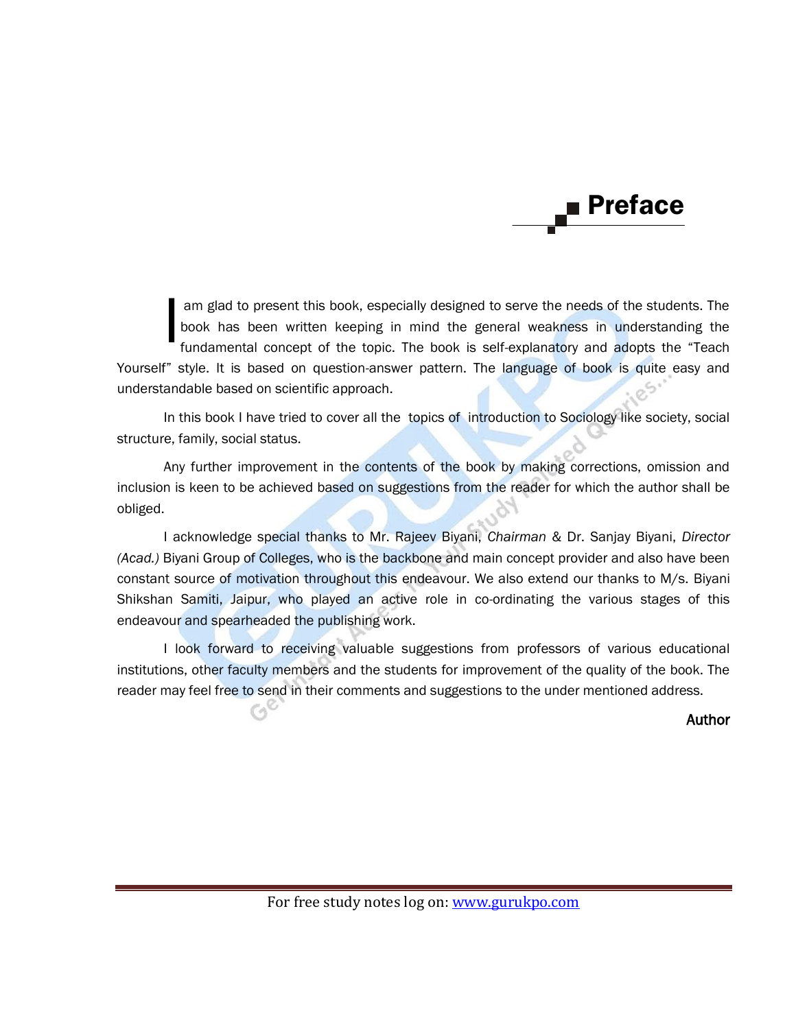# Preface

I am glad to present this book, especially designed to serve the needs of the students. The book has been written keeping in mind the general weakness in understanding the fundamental concept of the topic. The book is self-explanatory and adopts the "Teach Yourself" style. It is based on question-answer pattern. The language of book is quite easy and understandable based on scientific approach.

In this book I have tried to cover all the topics of introduction to Sociology like society, social structure, family, social status.

Any further improvement in the contents of the book by making corrections, omission and inclusion is keen to be achieved based on suggestions from the reader for which the author shall be obliged.

I acknowledge special thanks to Mr. Rajeev Biyani, *Chairman* & Dr. Sanjay Biyani, *Director (Acad.)* Biyani Group of Colleges, who is the backbone and main concept provider and also have been constant source of motivation throughout this endeavour. We also extend our thanks to M/s. Biyani Shikshan Samiti, Jaipur, who played an active role in co-ordinating the various stages of this endeavour and spearheaded the publishing work.

I look forward to receiving valuable suggestions from professors of various educational institutions, other faculty members and the students for improvement of the quality of the book. The reader may feel free to send in their comments and suggestions to the under mentioned address.

**Author**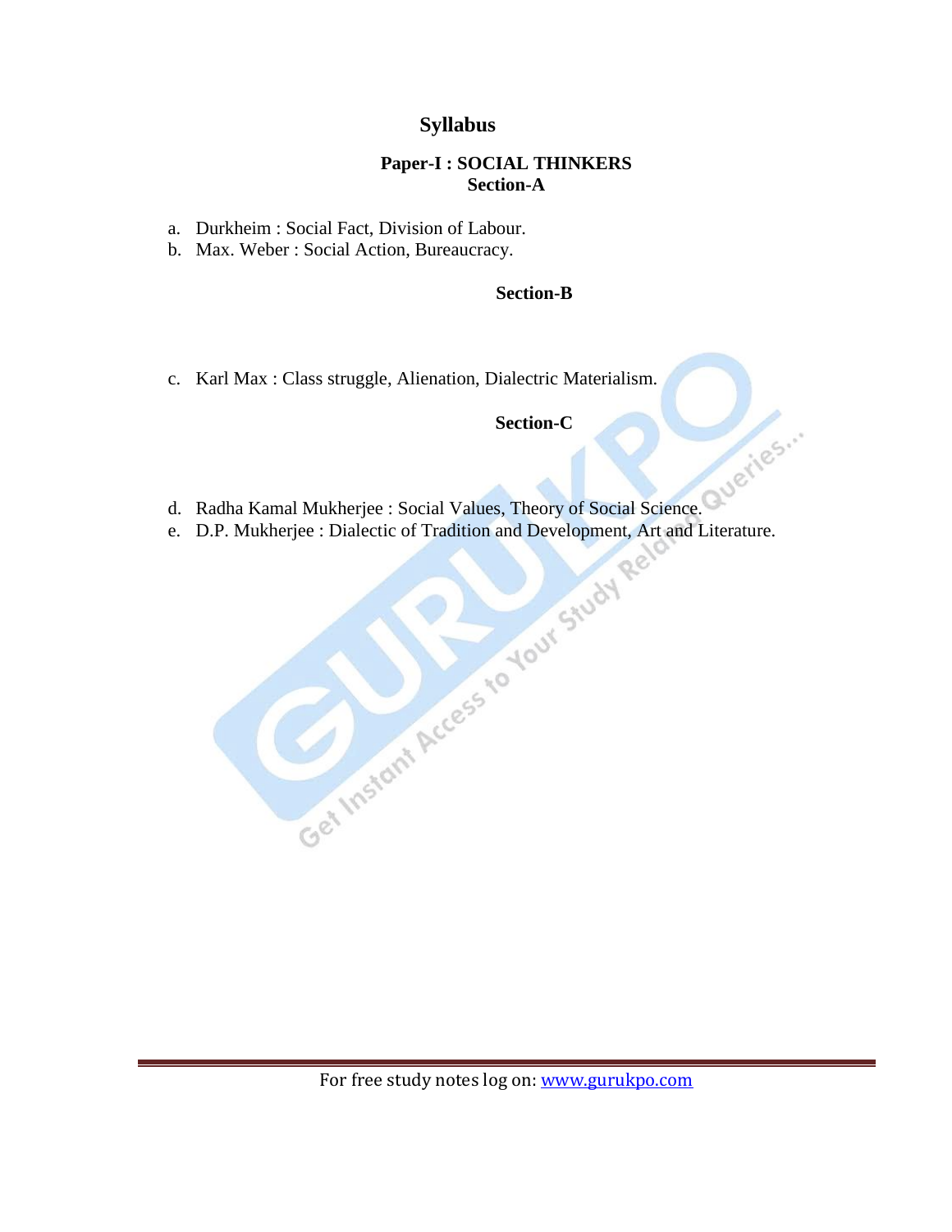# Syllabus

## Paper-I : SOCIAL THINKERS

### Section-A

a. Durkheim : Social Fact, Division of Labour.
b. Max. Weber : Social Action, Bureaucracy.

### Section-B

c. Karl Max : Class struggle, Alienation, Dialectric Materialism.

### Section-C

d. Radha Kamal Mukherjee : Social Values, Theory of Social Science.
e. D.P. Mukherjee : Dialectic of Tradition and Development, Art and Literature.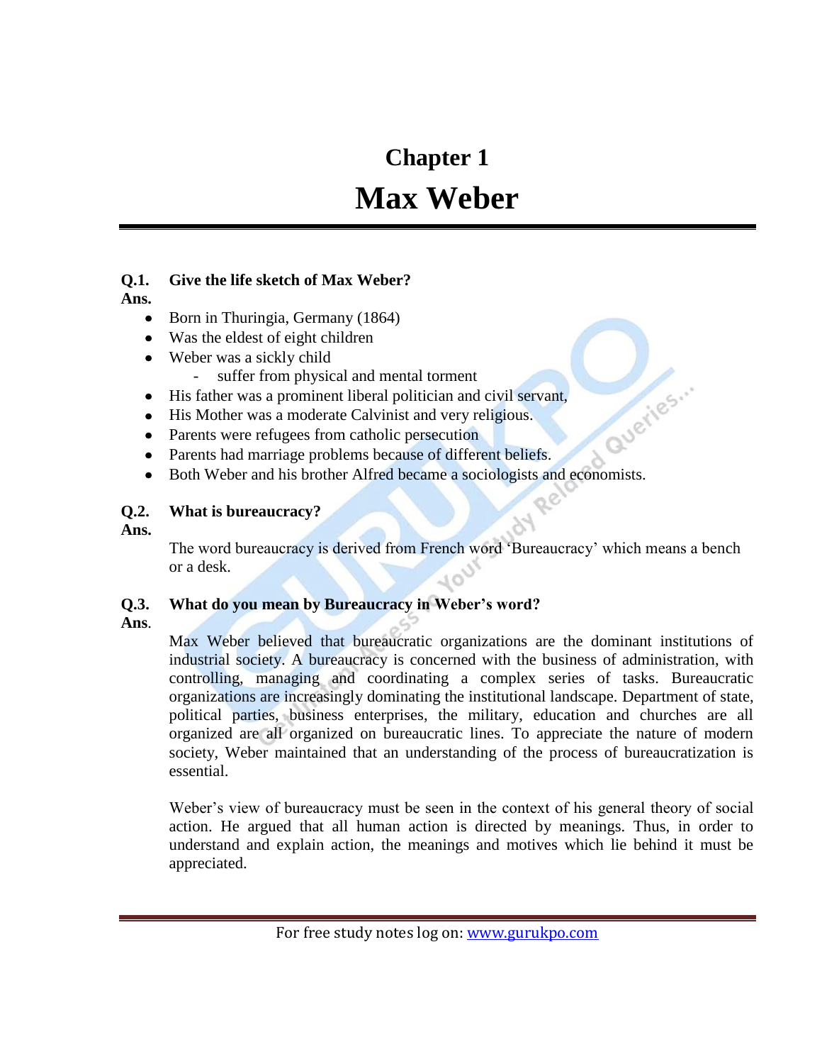# Chapter 1

# Max Weber

**Q.1. Give the life sketch of Max Weber?**

**Ans.**

- Born in Thuringia, Germany (1864)
- Was the eldest of eight children
- Weber was a sickly child
  - suffer from physical and mental torment
- His father was a prominent liberal politician and civil servant,
- His Mother was a moderate Calvinist and very religious.
- Parents were refugees from catholic persecution
- Parents had marriage problems because of different beliefs.
- Both Weber and his brother Alfred became a sociologists and economists.

**Q.2. What is bureaucracy?**

**Ans.**

The word bureaucracy is derived from French word 'Bureaucracy' which means a bench or a desk.

**Q.3. What do you mean by Bureaucracy in Weber's word?**

**Ans**.

Max Weber believed that bureaucratic organizations are the dominant institutions of industrial society. A bureaucracy is concerned with the business of administration, with controlling, managing and coordinating a complex series of tasks. Bureaucratic organizations are increasingly dominating the institutional landscape. Department of state, political parties, business enterprises, the military, education and churches are all organized are all organized on bureaucratic lines. To appreciate the nature of modern society, Weber maintained that an understanding of the process of bureaucratization is essential.

Weber's view of bureaucracy must be seen in the context of his general theory of social action. He argued that all human action is directed by meanings. Thus, in order to understand and explain action, the meanings and motives which lie behind it must be appreciated.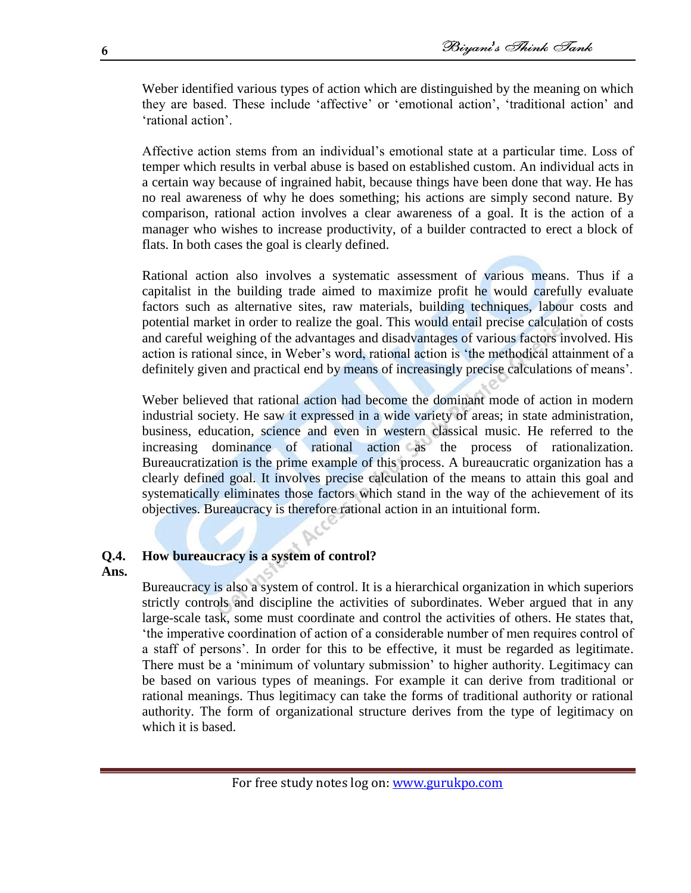Weber identified various types of action which are distinguished by the meaning on which they are based. These include 'affective' or 'emotional action', 'traditional action' and 'rational action'.

Affective action stems from an individual's emotional state at a particular time. Loss of temper which results in verbal abuse is based on established custom. An individual acts in a certain way because of ingrained habit, because things have been done that way. He has no real awareness of why he does something; his actions are simply second nature. By comparison, rational action involves a clear awareness of a goal. It is the action of a manager who wishes to increase productivity, of a builder contracted to erect a block of flats. In both cases the goal is clearly defined.

Rational action also involves a systematic assessment of various means. Thus if a capitalist in the building trade aimed to maximize profit he would carefully evaluate factors such as alternative sites, raw materials, building techniques, labour costs and potential market in order to realize the goal. This would entail precise calculation of costs and careful weighing of the advantages and disadvantages of various factors involved. His action is rational since, in Weber's word, rational action is 'the methodical attainment of a definitely given and practical end by means of increasingly precise calculations of means'.

Weber believed that rational action had become the dominant mode of action in modern industrial society. He saw it expressed in a wide variety of areas; in state administration, business, education, science and even in western classical music. He referred to the increasing dominance of rational action as the process of rationalization. Bureaucratization is the prime example of this process. A bureaucratic organization has a clearly defined goal. It involves precise calculation of the means to attain this goal and systematically eliminates those factors which stand in the way of the achievement of its objectives. Bureaucracy is therefore rational action in an intuitional form.

**Q.4. How bureaucracy is a system of control?**

**Ans.**

Bureaucracy is also a system of control. It is a hierarchical organization in which superiors strictly controls and discipline the activities of subordinates. Weber argued that in any large-scale task, some must coordinate and control the activities of others. He states that, 'the imperative coordination of action of a considerable number of men requires control of a staff of persons'. In order for this to be effective, it must be regarded as legitimate. There must be a 'minimum of voluntary submission' to higher authority. Legitimacy can be based on various types of meanings. For example it can derive from traditional or rational meanings. Thus legitimacy can take the forms of traditional authority or rational authority. The form of organizational structure derives from the type of legitimacy on which it is based.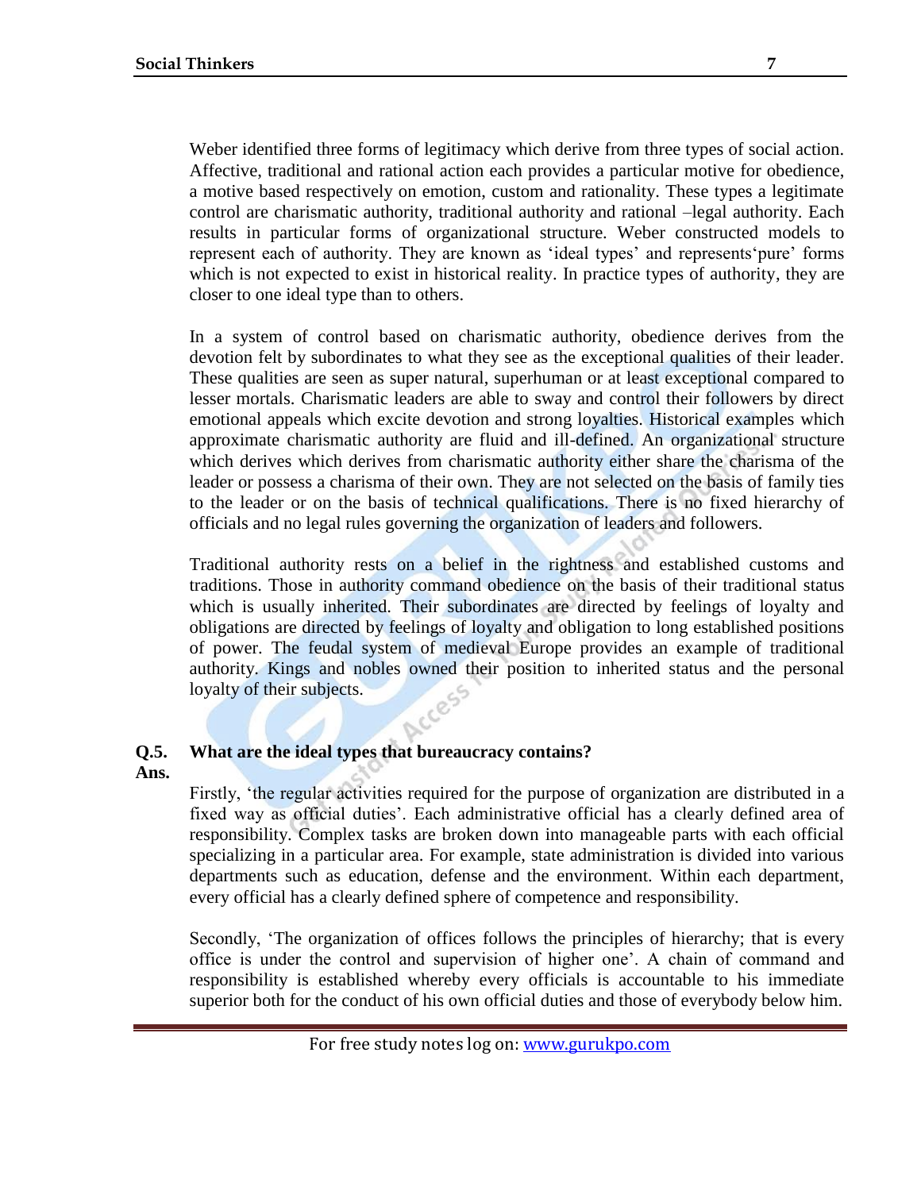Weber identified three forms of legitimacy which derive from three types of social action. Affective, traditional and rational action each provides a particular motive for obedience, a motive based respectively on emotion, custom and rationality. These types a legitimate control are charismatic authority, traditional authority and rational –legal authority. Each results in particular forms of organizational structure. Weber constructed models to represent each of authority. They are known as 'ideal types' and represents'pure' forms which is not expected to exist in historical reality. In practice types of authority, they are closer to one ideal type than to others.

In a system of control based on charismatic authority, obedience derives from the devotion felt by subordinates to what they see as the exceptional qualities of their leader. These qualities are seen as super natural, superhuman or at least exceptional compared to lesser mortals. Charismatic leaders are able to sway and control their followers by direct emotional appeals which excite devotion and strong loyalties. Historical examples which approximate charismatic authority are fluid and ill-defined. An organizational structure which derives which derives from charismatic authority either share the charisma of the leader or possess a charisma of their own. They are not selected on the basis of family ties to the leader or on the basis of technical qualifications. There is no fixed hierarchy of officials and no legal rules governing the organization of leaders and followers.

Traditional authority rests on a belief in the rightness and established customs and traditions. Those in authority command obedience on the basis of their traditional status which is usually inherited. Their subordinates are directed by feelings of loyalty and obligations are directed by feelings of loyalty and obligation to long established positions of power. The feudal system of medieval Europe provides an example of traditional authority. Kings and nobles owned their position to inherited status and the personal loyalty of their subjects.

**Q.5. What are the ideal types that bureaucracy contains?**

**Ans.**

Firstly, 'the regular activities required for the purpose of organization are distributed in a fixed way as official duties'. Each administrative official has a clearly defined area of responsibility. Complex tasks are broken down into manageable parts with each official specializing in a particular area. For example, state administration is divided into various departments such as education, defense and the environment. Within each department, every official has a clearly defined sphere of competence and responsibility.

Secondly, 'The organization of offices follows the principles of hierarchy; that is every office is under the control and supervision of higher one'. A chain of command and responsibility is established whereby every officials is accountable to his immediate superior both for the conduct of his own official duties and those of everybody below him.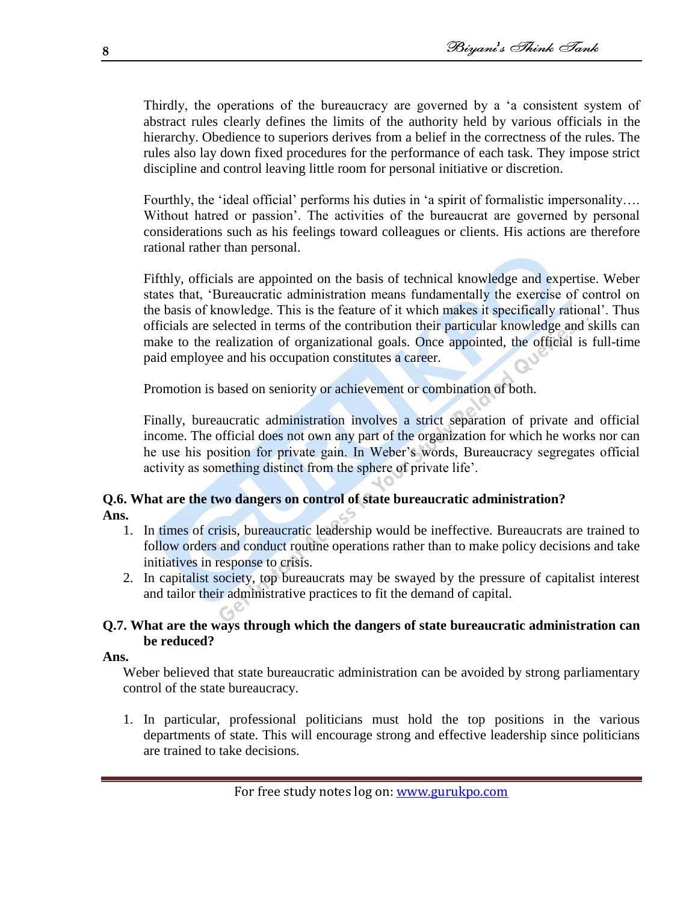Thirdly, the operations of the bureaucracy are governed by a 'a consistent system of abstract rules clearly defines the limits of the authority held by various officials in the hierarchy. Obedience to superiors derives from a belief in the correctness of the rules. The rules also lay down fixed procedures for the performance of each task. They impose strict discipline and control leaving little room for personal initiative or discretion.

Fourthly, the 'ideal official' performs his duties in 'a spirit of formalistic impersonality…. Without hatred or passion'. The activities of the bureaucrat are governed by personal considerations such as his feelings toward colleagues or clients. His actions are therefore rational rather than personal.

Fifthly, officials are appointed on the basis of technical knowledge and expertise. Weber states that, 'Bureaucratic administration means fundamentally the exercise of control on the basis of knowledge. This is the feature of it which makes it specifically rational'. Thus officials are selected in terms of the contribution their particular knowledge and skills can make to the realization of organizational goals. Once appointed, the official is full-time paid employee and his occupation constitutes a career.

Promotion is based on seniority or achievement or combination of both.

Finally, bureaucratic administration involves a strict separation of private and official income. The official does not own any part of the organization for which he works nor can he use his position for private gain. In Weber's words, Bureaucracy segregates official activity as something distinct from the sphere of private life'.

**Q.6. What are the two dangers on control of state bureaucratic administration?**

**Ans.**

1. In times of crisis, bureaucratic leadership would be ineffective. Bureaucrats are trained to follow orders and conduct routine operations rather than to make policy decisions and take initiatives in response to crisis.
2. In capitalist society, top bureaucrats may be swayed by the pressure of capitalist interest and tailor their administrative practices to fit the demand of capital.

**Q.7. What are the ways through which the dangers of state bureaucratic administration can be reduced?**

**Ans.**

Weber believed that state bureaucratic administration can be avoided by strong parliamentary control of the state bureaucracy.

1. In particular, professional politicians must hold the top positions in the various departments of state. This will encourage strong and effective leadership since politicians are trained to take decisions.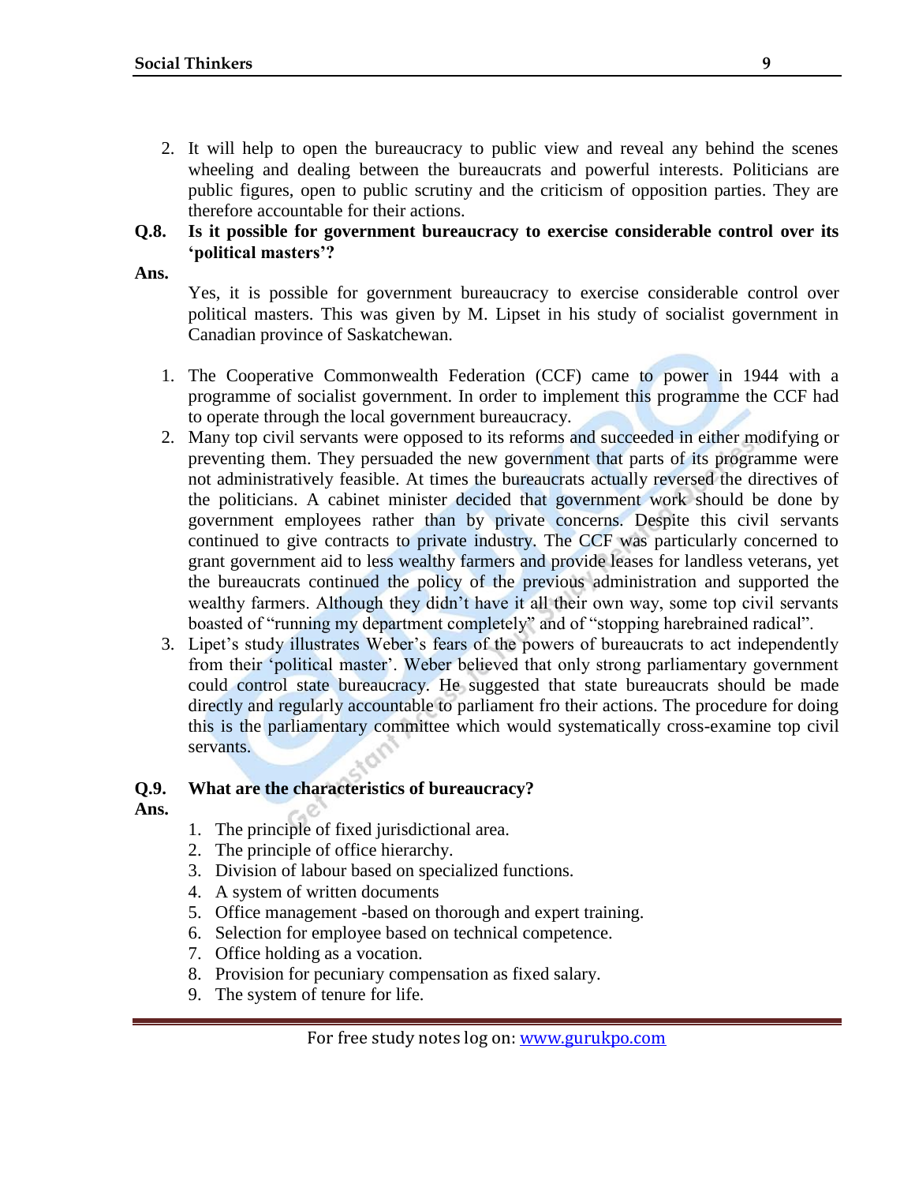2. It will help to open the bureaucracy to public view and reveal any behind the scenes wheeling and dealing between the bureaucrats and powerful interests. Politicians are public figures, open to public scrutiny and the criticism of opposition parties. They are therefore accountable for their actions.

**Q.8. Is it possible for government bureaucracy to exercise considerable control over its 'political masters'?**

**Ans.**

Yes, it is possible for government bureaucracy to exercise considerable control over political masters. This was given by M. Lipset in his study of socialist government in Canadian province of Saskatchewan.

1. The Cooperative Commonwealth Federation (CCF) came to power in 1944 with a programme of socialist government. In order to implement this programme the CCF had to operate through the local government bureaucracy.
2. Many top civil servants were opposed to its reforms and succeeded in either modifying or preventing them. They persuaded the new government that parts of its programme were not administratively feasible. At times the bureaucrats actually reversed the directives of the politicians. A cabinet minister decided that government work should be done by government employees rather than by private concerns. Despite this civil servants continued to give contracts to private industry. The CCF was particularly concerned to grant government aid to less wealthy farmers and provide leases for landless veterans, yet the bureaucrats continued the policy of the previous administration and supported the wealthy farmers. Although they didn't have it all their own way, some top civil servants boasted of "running my department completely" and of "stopping harebrained radical".
3. Lipet's study illustrates Weber's fears of the powers of bureaucrats to act independently from their 'political master'. Weber believed that only strong parliamentary government could control state bureaucracy. He suggested that state bureaucrats should be made directly and regularly accountable to parliament fro their actions. The procedure for doing this is the parliamentary committee which would systematically cross-examine top civil servants.

**Q.9. What are the characteristics of bureaucracy?**

**Ans.**

1. The principle of fixed jurisdictional area.
2. The principle of office hierarchy.
3. Division of labour based on specialized functions.
4. A system of written documents
5. Office management -based on thorough and expert training.
6. Selection for employee based on technical competence.
7. Office holding as a vocation.
8. Provision for pecuniary compensation as fixed salary.
9. The system of tenure for life.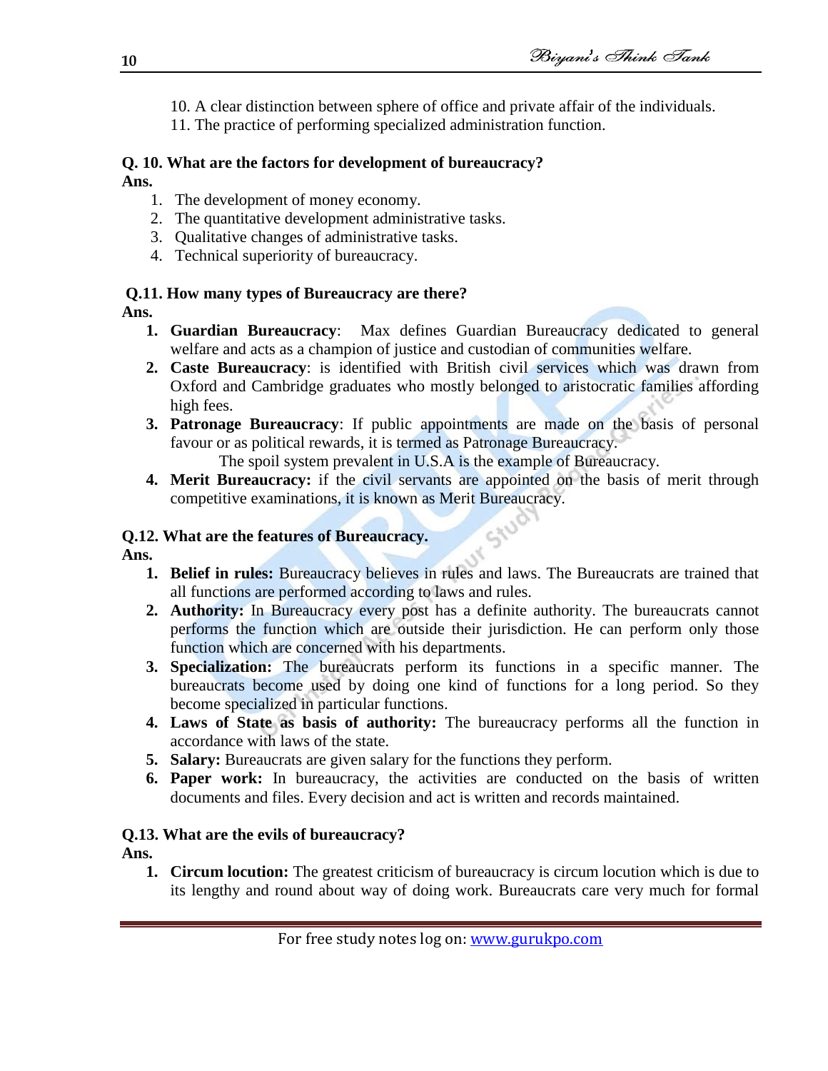10. A clear distinction between sphere of office and private affair of the individuals.
11. The practice of performing specialized administration function.

**Q. 10. What are the factors for development of bureaucracy?**

**Ans.**

1. The development of money economy.
2. The quantitative development administrative tasks.
3. Qualitative changes of administrative tasks.
4. Technical superiority of bureaucracy.

**Q.11. How many types of Bureaucracy are there?**

**Ans.**

1. **Guardian Bureaucracy**: Max defines Guardian Bureaucracy dedicated to general welfare and acts as a champion of justice and custodian of communities welfare.
2. **Caste Bureaucracy**: is identified with British civil services which was drawn from Oxford and Cambridge graduates who mostly belonged to aristocratic families affording high fees.
3. **Patronage Bureaucracy**: If public appointments are made on the basis of personal favour or as political rewards, it is termed as Patronage Bureaucracy.

   The spoil system prevalent in U.S.A is the example of Bureaucracy.
4. **Merit Bureaucracy:** if the civil servants are appointed on the basis of merit through competitive examinations, it is known as Merit Bureaucracy.

**Q.12. What are the features of Bureaucracy.**

**Ans.**

1. **Belief in rules:** Bureaucracy believes in rules and laws. The Bureaucrats are trained that all functions are performed according to laws and rules.
2. **Authority:** In Bureaucracy every post has a definite authority. The bureaucrats cannot performs the function which are outside their jurisdiction. He can perform only those function which are concerned with his departments.
3. **Specialization:** The bureaucrats perform its functions in a specific manner. The bureaucrats become used by doing one kind of functions for a long period. So they become specialized in particular functions.
4. **Laws of State as basis of authority:** The bureaucracy performs all the function in accordance with laws of the state.
5. **Salary:** Bureaucrats are given salary for the functions they perform.
6. **Paper work:** In bureaucracy, the activities are conducted on the basis of written documents and files. Every decision and act is written and records maintained.

**Q.13. What are the evils of bureaucracy?**

**Ans.**

1. **Circum locution:** The greatest criticism of bureaucracy is circum locution which is due to its lengthy and round about way of doing work. Bureaucrats care very much for formal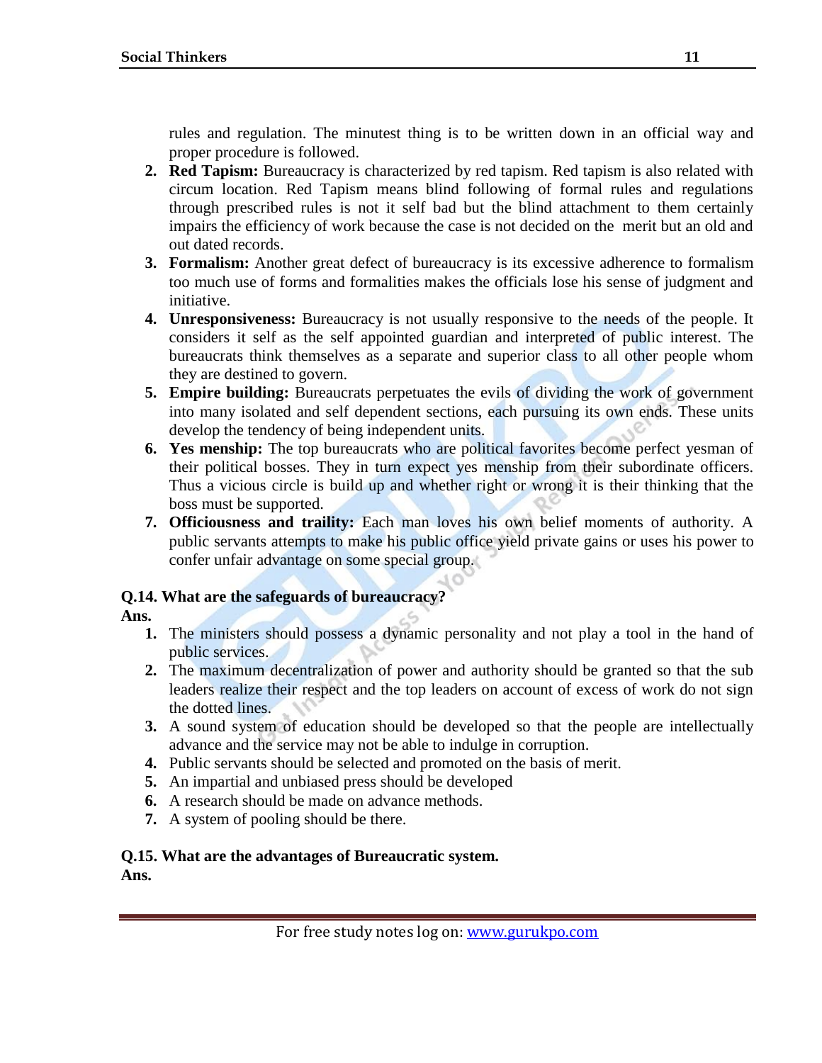rules and regulation. The minutest thing is to be written down in an official way and proper procedure is followed.

2. **Red Tapism:** Bureaucracy is characterized by red tapism. Red tapism is also related with circum location. Red Tapism means blind following of formal rules and regulations through prescribed rules is not it self bad but the blind attachment to them certainly impairs the efficiency of work because the case is not decided on the merit but an old and out dated records.
3. **Formalism:** Another great defect of bureaucracy is its excessive adherence to formalism too much use of forms and formalities makes the officials lose his sense of judgment and initiative.
4. **Unresponsiveness:** Bureaucracy is not usually responsive to the needs of the people. It considers it self as the self appointed guardian and interpreted of public interest. The bureaucrats think themselves as a separate and superior class to all other people whom they are destined to govern.
5. **Empire building:** Bureaucrats perpetuates the evils of dividing the work of government into many isolated and self dependent sections, each pursuing its own ends. These units develop the tendency of being independent units.
6. **Yes menship:** The top bureaucrats who are political favorites become perfect yesman of their political bosses. They in turn expect yes menship from their subordinate officers. Thus a vicious circle is build up and whether right or wrong it is their thinking that the boss must be supported.
7. **Officiousness and traility:** Each man loves his own belief moments of authority. A public servants attempts to make his public office yield private gains or uses his power to confer unfair advantage on some special group.

**Q.14. What are the safeguards of bureaucracy?**

**Ans.**

1. The ministers should possess a dynamic personality and not play a tool in the hand of public services.
2. The maximum decentralization of power and authority should be granted so that the sub leaders realize their respect and the top leaders on account of excess of work do not sign the dotted lines.
3. A sound system of education should be developed so that the people are intellectually advance and the service may not be able to indulge in corruption.
4. Public servants should be selected and promoted on the basis of merit.
5. An impartial and unbiased press should be developed
6. A research should be made on advance methods.
7. A system of pooling should be there.

**Q.15. What are the advantages of Bureaucratic system.**

**Ans.**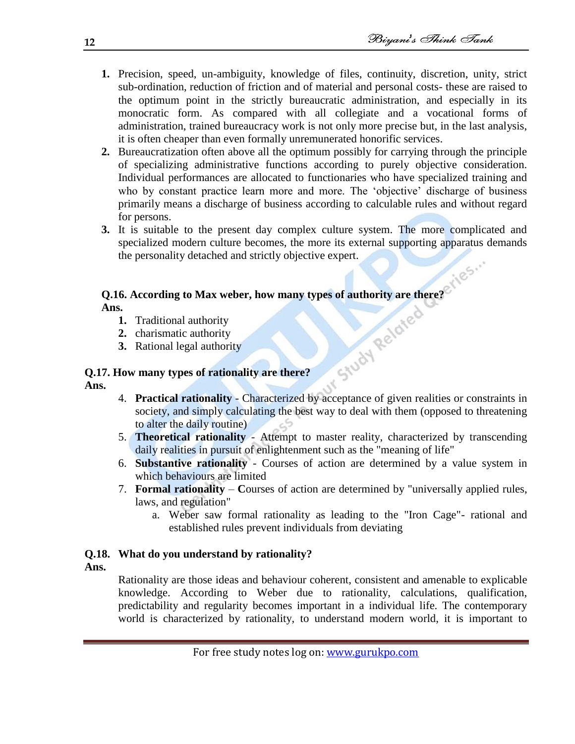1. Precision, speed, un-ambiguity, knowledge of files, continuity, discretion, unity, strict sub-ordination, reduction of friction and of material and personal costs- these are raised to the optimum point in the strictly bureaucratic administration, and especially in its monocratic form. As compared with all collegiate and a vocational forms of administration, trained bureaucracy work is not only more precise but, in the last analysis, it is often cheaper than even formally unremunerated honorific services.
2. Bureaucratization often above all the optimum possibly for carrying through the principle of specializing administrative functions according to purely objective consideration. Individual performances are allocated to functionaries who have specialized training and who by constant practice learn more and more. The 'objective' discharge of business primarily means a discharge of business according to calculable rules and without regard for persons.
3. It is suitable to the present day complex culture system. The more complicated and specialized modern culture becomes, the more its external supporting apparatus demands the personality detached and strictly objective expert.

**Q.16. According to Max weber, how many types of authority are there?**

**Ans.**

1. Traditional authority
2. charismatic authority
3. Rational legal authority

**Q.17. How many types of rationality are there?**

**Ans.**

4. **Practical rationality** - Characterized by acceptance of given realities or constraints in society, and simply calculating the best way to deal with them (opposed to threatening to alter the daily routine)
5. **Theoretical rationality** - Attempt to master reality, characterized by transcending daily realities in pursuit of enlightenment such as the "meaning of life"
6. **Substantive rationality** - Courses of action are determined by a value system in which behaviours are limited
7. **Formal rationality** – **C**ourses of action are determined by "universally applied rules, laws, and regulation"
   a. Weber saw formal rationality as leading to the "Iron Cage"- rational and established rules prevent individuals from deviating

**Q.18. What do you understand by rationality?**

**Ans.**

Rationality are those ideas and behaviour coherent, consistent and amenable to explicable knowledge. According to Weber due to rationality, calculations, qualification, predictability and regularity becomes important in a individual life. The contemporary world is characterized by rationality, to understand modern world, it is important to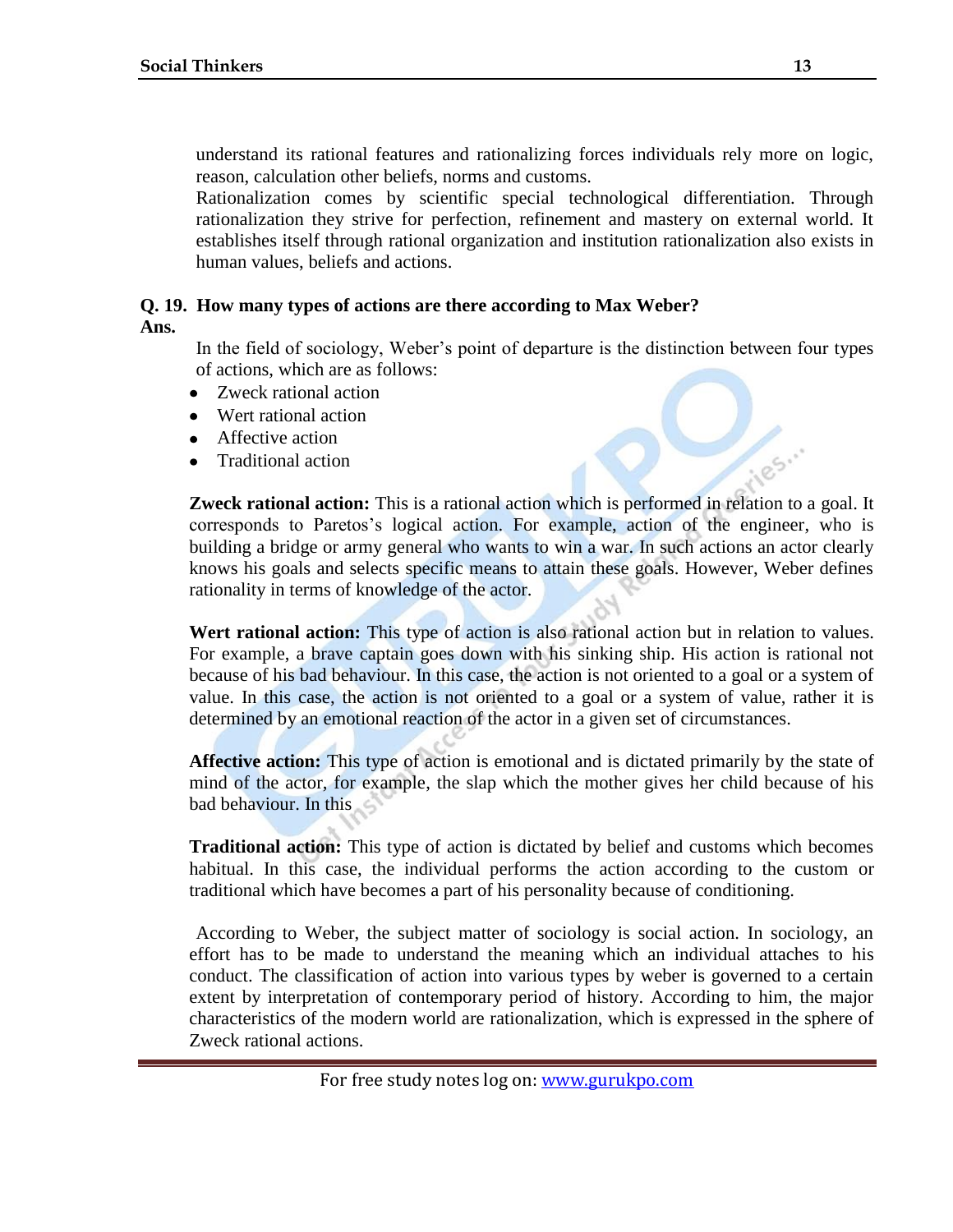understand its rational features and rationalizing forces individuals rely more on logic, reason, calculation other beliefs, norms and customs.

Rationalization comes by scientific special technological differentiation. Through rationalization they strive for perfection, refinement and mastery on external world. It establishes itself through rational organization and institution rationalization also exists in human values, beliefs and actions.

**Q. 19. How many types of actions are there according to Max Weber?**

**Ans.**

In the field of sociology, Weber's point of departure is the distinction between four types of actions, which are as follows:

- Zweck rational action
- Wert rational action
- Affective action
- Traditional action

**Zweck rational action:** This is a rational action which is performed in relation to a goal. It corresponds to Paretos's logical action. For example, action of the engineer, who is building a bridge or army general who wants to win a war. In such actions an actor clearly knows his goals and selects specific means to attain these goals. However, Weber defines rationality in terms of knowledge of the actor.

**Wert rational action:** This type of action is also rational action but in relation to values. For example, a brave captain goes down with his sinking ship. His action is rational not because of his bad behaviour. In this case, the action is not oriented to a goal or a system of value. In this case, the action is not oriented to a goal or a system of value, rather it is determined by an emotional reaction of the actor in a given set of circumstances.

**Affective action:** This type of action is emotional and is dictated primarily by the state of mind of the actor, for example, the slap which the mother gives her child because of his bad behaviour. In this

**Traditional action:** This type of action is dictated by belief and customs which becomes habitual. In this case, the individual performs the action according to the custom or traditional which have becomes a part of his personality because of conditioning.

According to Weber, the subject matter of sociology is social action. In sociology, an effort has to be made to understand the meaning which an individual attaches to his conduct. The classification of action into various types by weber is governed to a certain extent by interpretation of contemporary period of history. According to him, the major characteristics of the modern world are rationalization, which is expressed in the sphere of Zweck rational actions.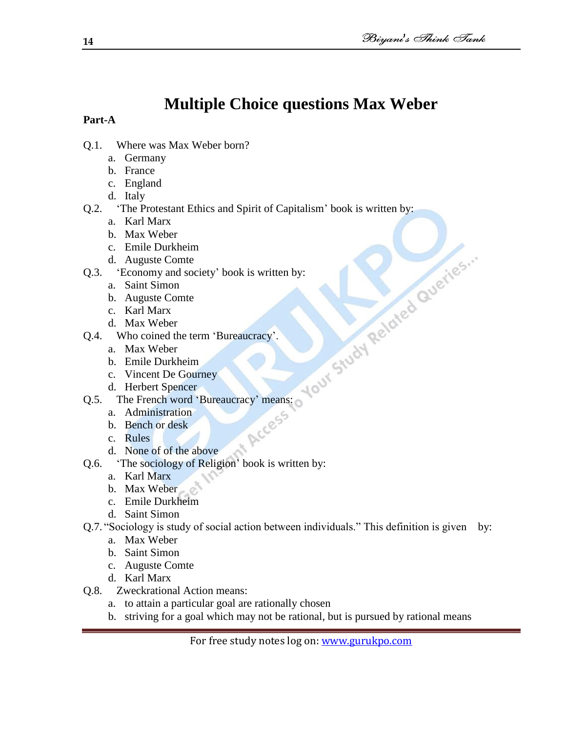# Multiple Choice questions Max Weber

**Part-A**

Q.1. Where was Max Weber born?

a. Germany
b. France
c. England
d. Italy

Q.2. 'The Protestant Ethics and Spirit of Capitalism' book is written by:

a. Karl Marx
b. Max Weber
c. Emile Durkheim
d. Auguste Comte

Q.3. 'Economy and society' book is written by:

a. Saint Simon
b. Auguste Comte
c. Karl Marx
d. Max Weber

Q.4. Who coined the term 'Bureaucracy'.

a. Max Weber
b. Emile Durkheim
c. Vincent De Gourney
d. Herbert Spencer

Q.5. The French word 'Bureaucracy' means:

a. Administration
b. Bench or desk
c. Rules
d. None of the above

Q.6. 'The sociology of Religion' book is written by:

a. Karl Marx
b. Max Weber
c. Emile Durkheim
d. Saint Simon

Q.7. "Sociology is study of social action between individuals." This definition is given by:

a. Max Weber
b. Saint Simon
c. Auguste Comte
d. Karl Marx

Q.8. Zweckrational Action means:

a. to attain a particular goal are rationally chosen
b. striving for a goal which may not be rational, but is pursued by rational means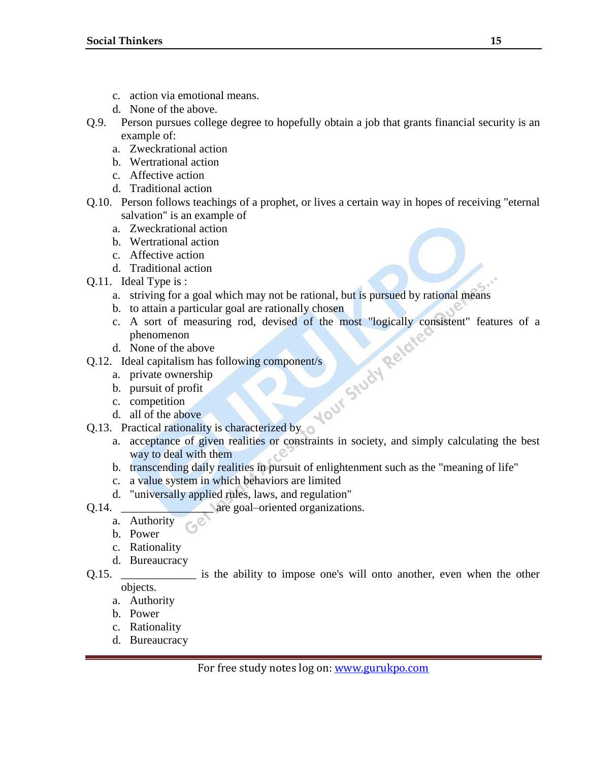c. action via emotional means.
d. None of the above.

Q.9. Person pursues college degree to hopefully obtain a job that grants financial security is an example of:
a. Zweckrational action
b. Wertrational action
c. Affective action
d. Traditional action

Q.10. Person follows teachings of a prophet, or lives a certain way in hopes of receiving "eternal salvation" is an example of
a. Zweckrational action
b. Wertrational action
c. Affective action
d. Traditional action

Q.11. Ideal Type is :
a. striving for a goal which may not be rational, but is pursued by rational means
b. to attain a particular goal are rationally chosen
c. A sort of measuring rod, devised of the most "logically consistent" features of a phenomenon
d. None of the above

Q.12. Ideal capitalism has following component/s
a. private ownership
b. pursuit of profit
c. competition
d. all of the above

Q.13. Practical rationality is characterized by
a. acceptance of given realities or constraints in society, and simply calculating the best way to deal with them
b. transcending daily realities in pursuit of enlightenment such as the "meaning of life"
c. a value system in which behaviors are limited
d. "universally applied rules, laws, and regulation"

Q.14. _______________ are goal–oriented organizations.
a. Authority
b. Power
c. Rationality
d. Bureaucracy

Q.15. ____________ is the ability to impose one's will onto another, even when the other objects.
a. Authority
b. Power
c. Rationality
d. Bureaucracy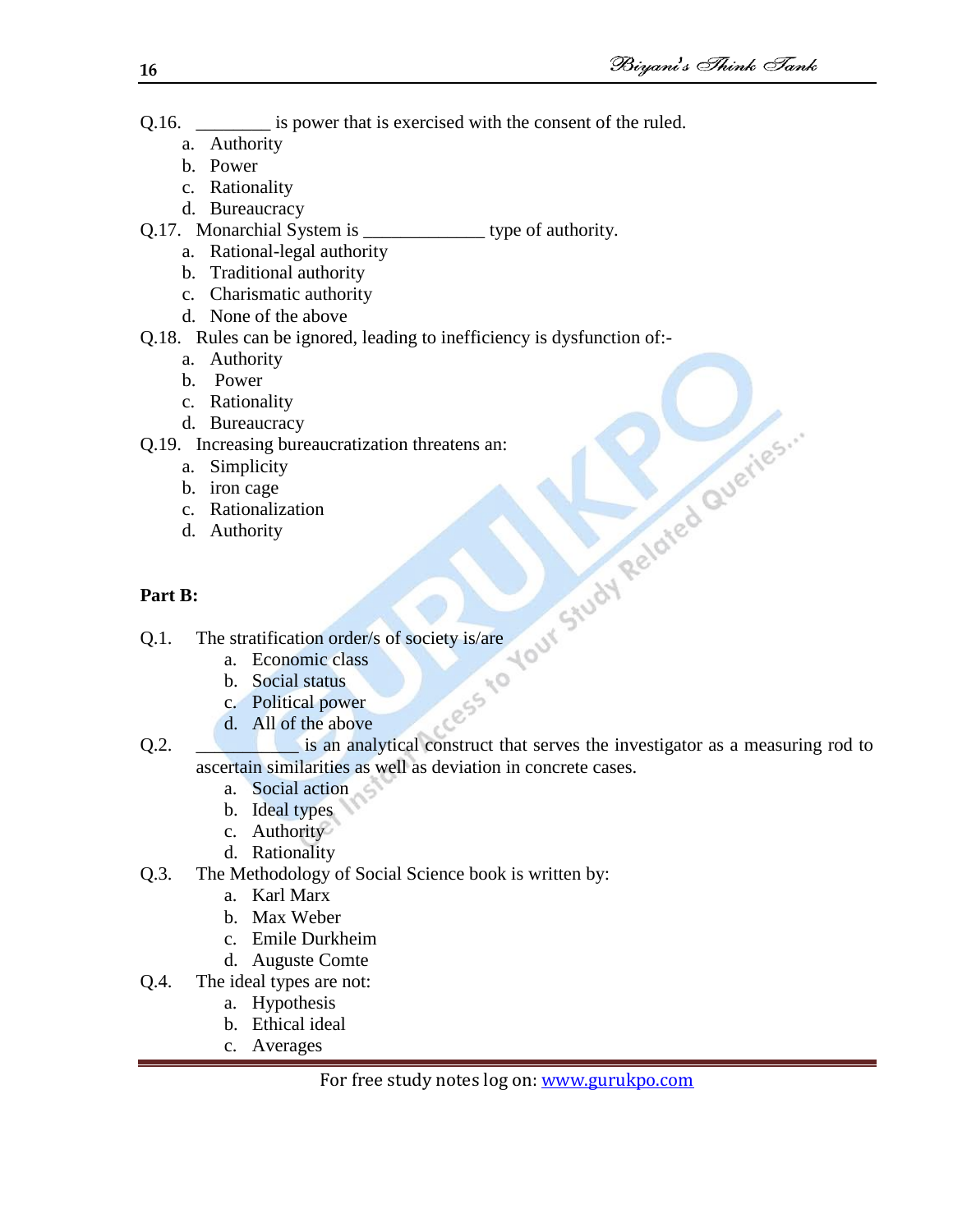Q.16. ________ is power that is exercised with the consent of the ruled.

a. Authority
b. Power
c. Rationality
d. Bureaucracy

Q.17. Monarchial System is _____________ type of authority.

a. Rational-legal authority
b. Traditional authority
c. Charismatic authority
d. None of the above

Q.18. Rules can be ignored, leading to inefficiency is dysfunction of:-

a. Authority
b. Power
c. Rationality
d. Bureaucracy

Q.19. Increasing bureaucratization threatens an:

a. Simplicity
b. iron cage
c. Rationalization
d. Authority

**Part B:**

Q.1. The stratification order/s of society is/are

a. Economic class
b. Social status
c. Political power
d. All of the above

Q.2. ___________ is an analytical construct that serves the investigator as a measuring rod to ascertain similarities as well as deviation in concrete cases.

a. Social action
b. Ideal types
c. Authority
d. Rationality

Q.3. The Methodology of Social Science book is written by:

a. Karl Marx
b. Max Weber
c. Emile Durkheim
d. Auguste Comte

Q.4. The ideal types are not:

a. Hypothesis
b. Ethical ideal
c. Averages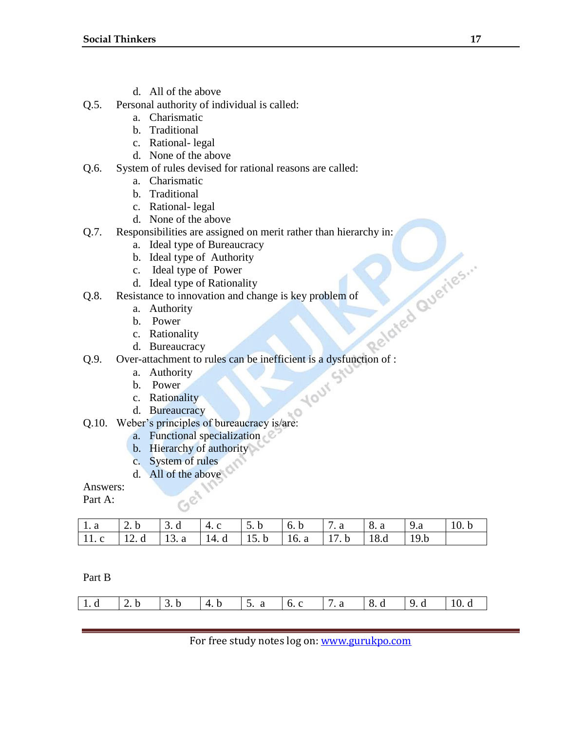d. All of the above

Q.5. Personal authority of individual is called:

a. Charismatic
b. Traditional
c. Rational- legal
d. None of the above

Q.6. System of rules devised for rational reasons are called:

a. Charismatic
b. Traditional
c. Rational- legal
d. None of the above

Q.7. Responsibilities are assigned on merit rather than hierarchy in:

a. Ideal type of Bureaucracy
b. Ideal type of Authority
c. Ideal type of Power
d. Ideal type of Rationality

Q.8. Resistance to innovation and change is key problem of

a. Authority
b. Power
c. Rationality
d. Bureaucracy

Q.9. Over-attachment to rules can be inefficient is a dysfunction of :

a. Authority
b. Power
c. Rationality
d. Bureaucracy

Q.10. Weber's principles of bureaucracy is/are:

a. Functional specialization
b. Hierarchy of authority
c. System of rules
d. All of the above

Answers:

Part A:

| 1. a | 2. b | 3. d | 4. c | 5. b | 6. b | 7. a | 8. a | 9.a | 10. b |
|---|---|---|---|---|---|---|---|---|---|
| 11. c | 12. d | 13. a | 14. d | 15. b | 16. a | 17. b | 18.d | 19.b | |

Part B

| 1. d | 2. b | 3. b | 4. b | 5. a | 6. c | 7. a | 8. d | 9. d | 10. d |
|---|---|---|---|---|---|---|---|---|---|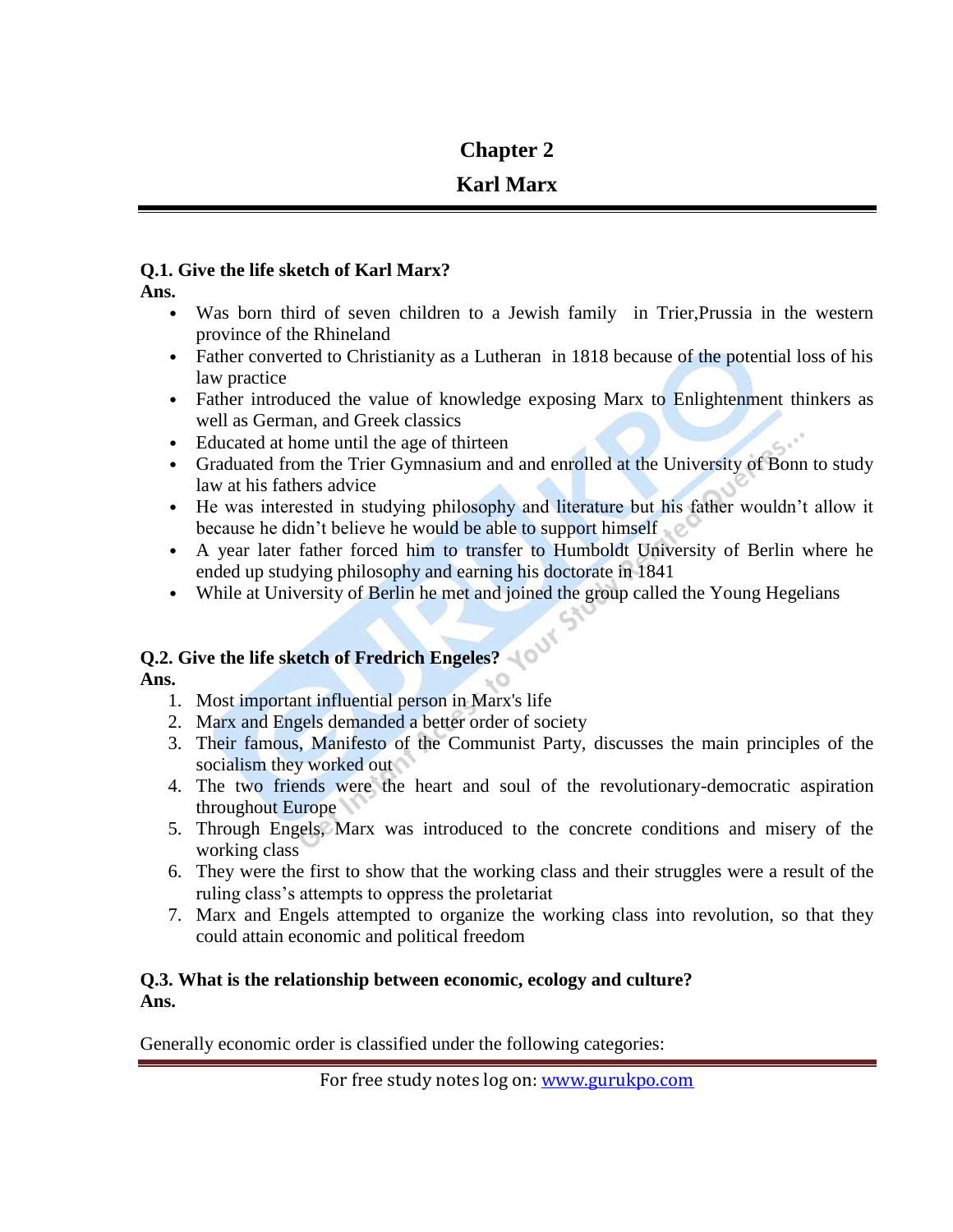# Chapter 2

# Karl Marx

**Q.1. Give the life sketch of Karl Marx?**

**Ans.**

- Was born third of seven children to a Jewish family in Trier,Prussia in the western province of the Rhineland
- Father converted to Christianity as a Lutheran in 1818 because of the potential loss of his law practice
- Father introduced the value of knowledge exposing Marx to Enlightenment thinkers as well as German, and Greek classics
- Educated at home until the age of thirteen
- Graduated from the Trier Gymnasium and and enrolled at the University of Bonn to study law at his fathers advice
- He was interested in studying philosophy and literature but his father wouldn't allow it because he didn't believe he would be able to support himself
- A year later father forced him to transfer to Humboldt University of Berlin where he ended up studying philosophy and earning his doctorate in 1841
- While at University of Berlin he met and joined the group called the Young Hegelians

**Q.2. Give the life sketch of Fredrich Engeles?**

**Ans.**

1. Most important influential person in Marx's life
2. Marx and Engels demanded a better order of society
3. Their famous, Manifesto of the Communist Party, discusses the main principles of the socialism they worked out
4. The two friends were the heart and soul of the revolutionary-democratic aspiration throughout Europe
5. Through Engels, Marx was introduced to the concrete conditions and misery of the working class
6. They were the first to show that the working class and their struggles were a result of the ruling class's attempts to oppress the proletariat
7. Marx and Engels attempted to organize the working class into revolution, so that they could attain economic and political freedom

**Q.3. What is the relationship between economic, ecology and culture?**

**Ans.**

Generally economic order is classified under the following categories: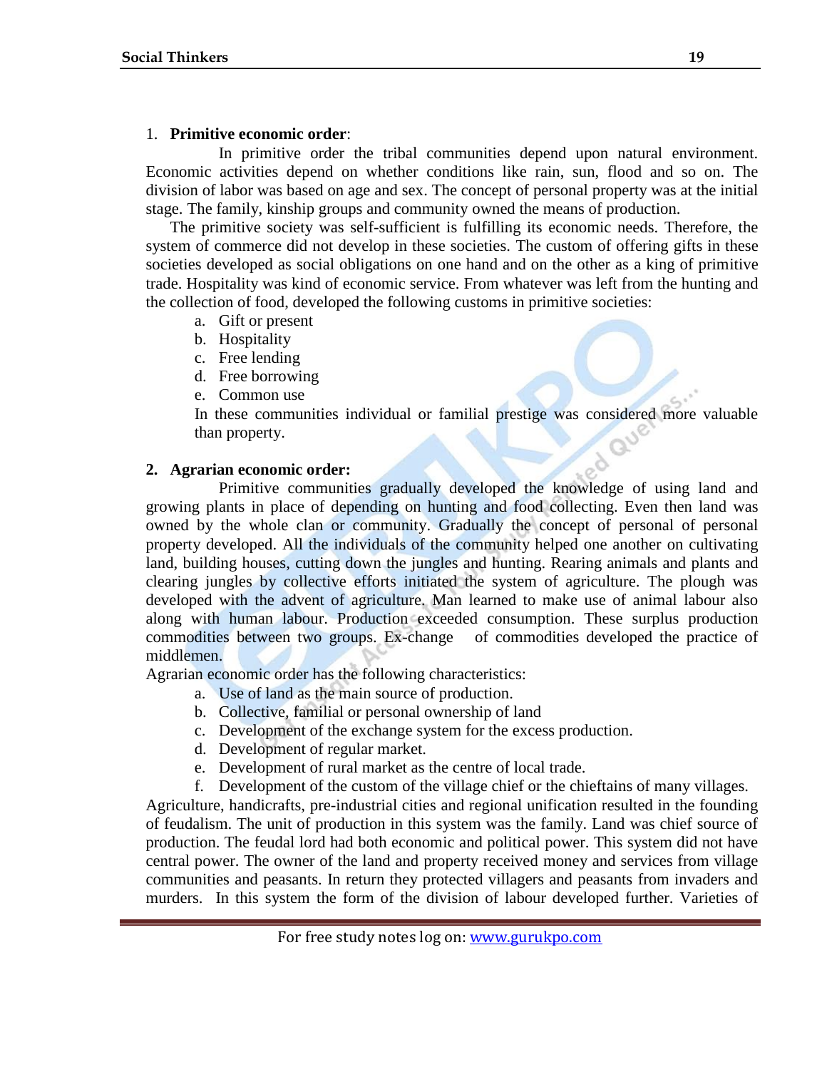1. **Primitive economic order**:

In primitive order the tribal communities depend upon natural environment. Economic activities depend on whether conditions like rain, sun, flood and so on. The division of labor was based on age and sex. The concept of personal property was at the initial stage. The family, kinship groups and community owned the means of production.

The primitive society was self-sufficient is fulfilling its economic needs. Therefore, the system of commerce did not develop in these societies. The custom of offering gifts in these societies developed as social obligations on one hand and on the other as a king of primitive trade. Hospitality was kind of economic service. From whatever was left from the hunting and the collection of food, developed the following customs in primitive societies:

a. Gift or present
b. Hospitality
c. Free lending
d. Free borrowing
e. Common use

In these communities individual or familial prestige was considered more valuable than property.

2. **Agrarian economic order:**

Primitive communities gradually developed the knowledge of using land and growing plants in place of depending on hunting and food collecting. Even then land was owned by the whole clan or community. Gradually the concept of personal of personal property developed. All the individuals of the community helped one another on cultivating land, building houses, cutting down the jungles and hunting. Rearing animals and plants and clearing jungles by collective efforts initiated the system of agriculture. The plough was developed with the advent of agriculture. Man learned to make use of animal labour also along with human labour. Production exceeded consumption. These surplus production commodities between two groups. Ex-change of commodities developed the practice of middlemen.

Agrarian economic order has the following characteristics:

a. Use of land as the main source of production.
b. Collective, familial or personal ownership of land
c. Development of the exchange system for the excess production.
d. Development of regular market.
e. Development of rural market as the centre of local trade.
f. Development of the custom of the village chief or the chieftains of many villages.

Agriculture, handicrafts, pre-industrial cities and regional unification resulted in the founding of feudalism. The unit of production in this system was the family. Land was chief source of production. The feudal lord had both economic and political power. This system did not have central power. The owner of the land and property received money and services from village communities and peasants. In return they protected villagers and peasants from invaders and murders. In this system the form of the division of labour developed further. Varieties of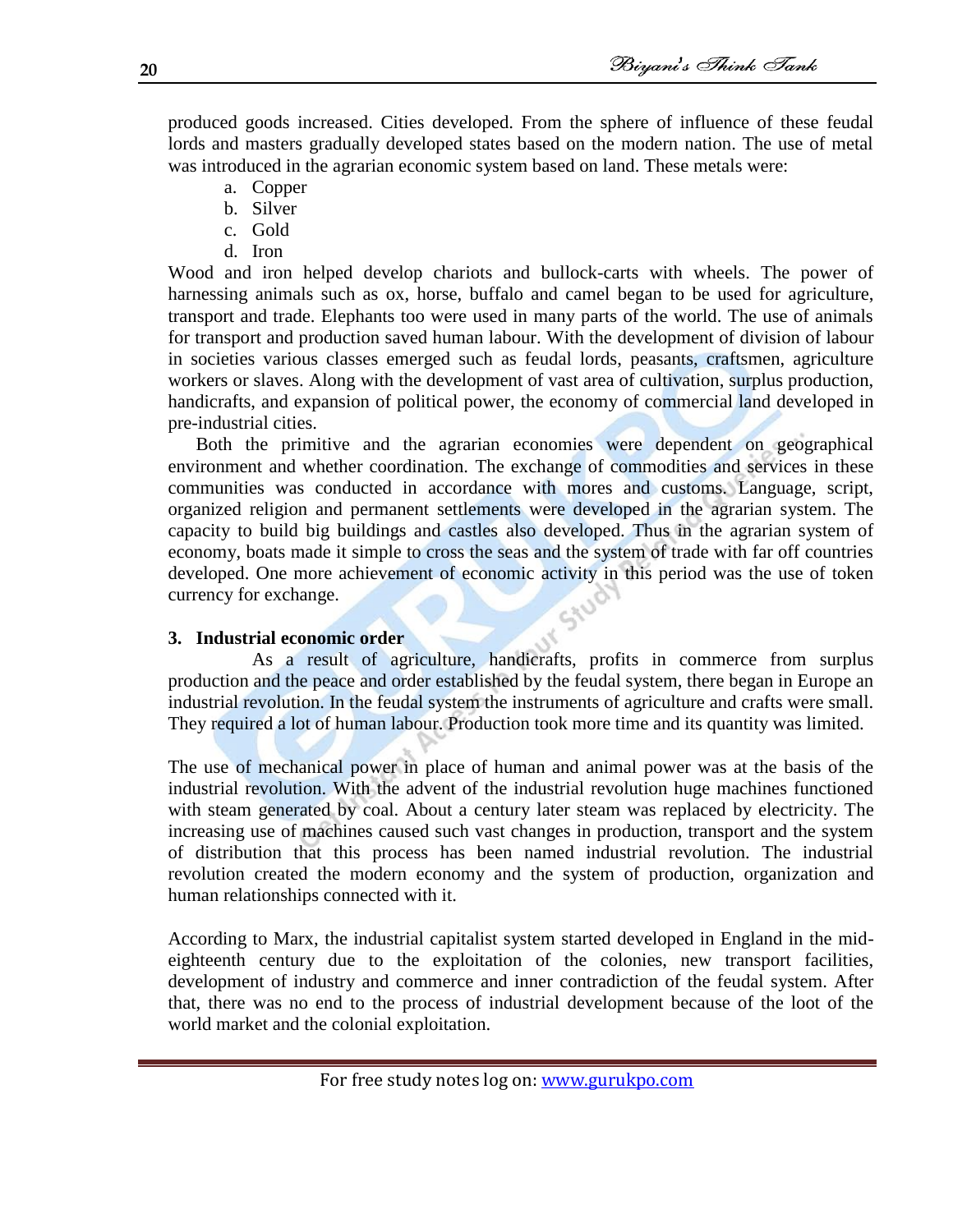produced goods increased. Cities developed. From the sphere of influence of these feudal lords and masters gradually developed states based on the modern nation. The use of metal was introduced in the agrarian economic system based on land. These metals were:

a. Copper
b. Silver
c. Gold
d. Iron

Wood and iron helped develop chariots and bullock-carts with wheels. The power of harnessing animals such as ox, horse, buffalo and camel began to be used for agriculture, transport and trade. Elephants too were used in many parts of the world. The use of animals for transport and production saved human labour. With the development of division of labour in societies various classes emerged such as feudal lords, peasants, craftsmen, agriculture workers or slaves. Along with the development of vast area of cultivation, surplus production, handicrafts, and expansion of political power, the economy of commercial land developed in pre-industrial cities.

Both the primitive and the agrarian economies were dependent on geographical environment and whether coordination. The exchange of commodities and services in these communities was conducted in accordance with mores and customs. Language, script, organized religion and permanent settlements were developed in the agrarian system. The capacity to build big buildings and castles also developed. Thus in the agrarian system of economy, boats made it simple to cross the seas and the system of trade with far off countries developed. One more achievement of economic activity in this period was the use of token currency for exchange.

**3. Industrial economic order**

As a result of agriculture, handicrafts, profits in commerce from surplus production and the peace and order established by the feudal system, there began in Europe an industrial revolution. In the feudal system the instruments of agriculture and crafts were small. They required a lot of human labour. Production took more time and its quantity was limited.

The use of mechanical power in place of human and animal power was at the basis of the industrial revolution. With the advent of the industrial revolution huge machines functioned with steam generated by coal. About a century later steam was replaced by electricity. The increasing use of machines caused such vast changes in production, transport and the system of distribution that this process has been named industrial revolution. The industrial revolution created the modern economy and the system of production, organization and human relationships connected with it.

According to Marx, the industrial capitalist system started developed in England in the mid-eighteenth century due to the exploitation of the colonies, new transport facilities, development of industry and commerce and inner contradiction of the feudal system. After that, there was no end to the process of industrial development because of the loot of the world market and the colonial exploitation.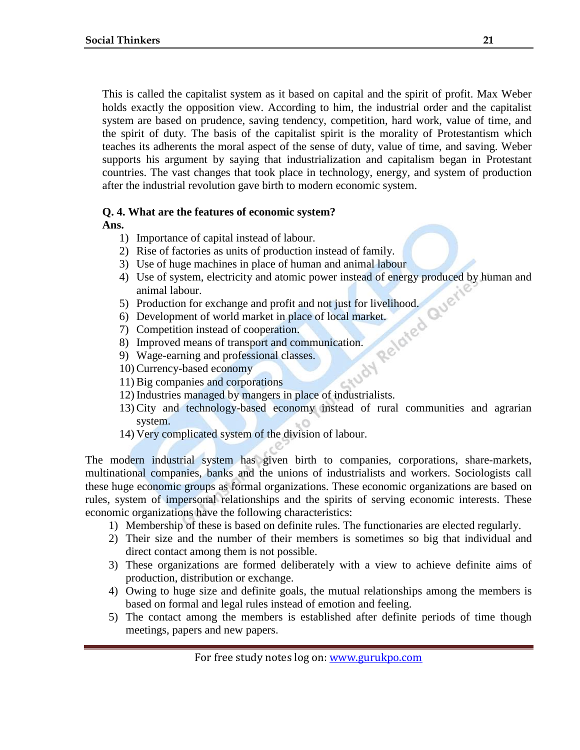This is called the capitalist system as it based on capital and the spirit of profit. Max Weber holds exactly the opposition view. According to him, the industrial order and the capitalist system are based on prudence, saving tendency, competition, hard work, value of time, and the spirit of duty. The basis of the capitalist spirit is the morality of Protestantism which teaches its adherents the moral aspect of the sense of duty, value of time, and saving. Weber supports his argument by saying that industrialization and capitalism began in Protestant countries. The vast changes that took place in technology, energy, and system of production after the industrial revolution gave birth to modern economic system.

**Q. 4. What are the features of economic system?**

**Ans.**

1) Importance of capital instead of labour.
2) Rise of factories as units of production instead of family.
3) Use of huge machines in place of human and animal labour
4) Use of system, electricity and atomic power instead of energy produced by human and animal labour.
5) Production for exchange and profit and not just for livelihood.
6) Development of world market in place of local market.
7) Competition instead of cooperation.
8) Improved means of transport and communication.
9) Wage-earning and professional classes.
10) Currency-based economy
11) Big companies and corporations
12) Industries managed by mangers in place of industrialists.
13) City and technology-based economy instead of rural communities and agrarian system.
14) Very complicated system of the division of labour.

The modern industrial system has given birth to companies, corporations, share-markets, multinational companies, banks and the unions of industrialists and workers. Sociologists call these huge economic groups as formal organizations. These economic organizations are based on rules, system of impersonal relationships and the spirits of serving economic interests. These economic organizations have the following characteristics:

1) Membership of these is based on definite rules. The functionaries are elected regularly.
2) Their size and the number of their members is sometimes so big that individual and direct contact among them is not possible.
3) These organizations are formed deliberately with a view to achieve definite aims of production, distribution or exchange.
4) Owing to huge size and definite goals, the mutual relationships among the members is based on formal and legal rules instead of emotion and feeling.
5) The contact among the members is established after definite periods of time though meetings, papers and new papers.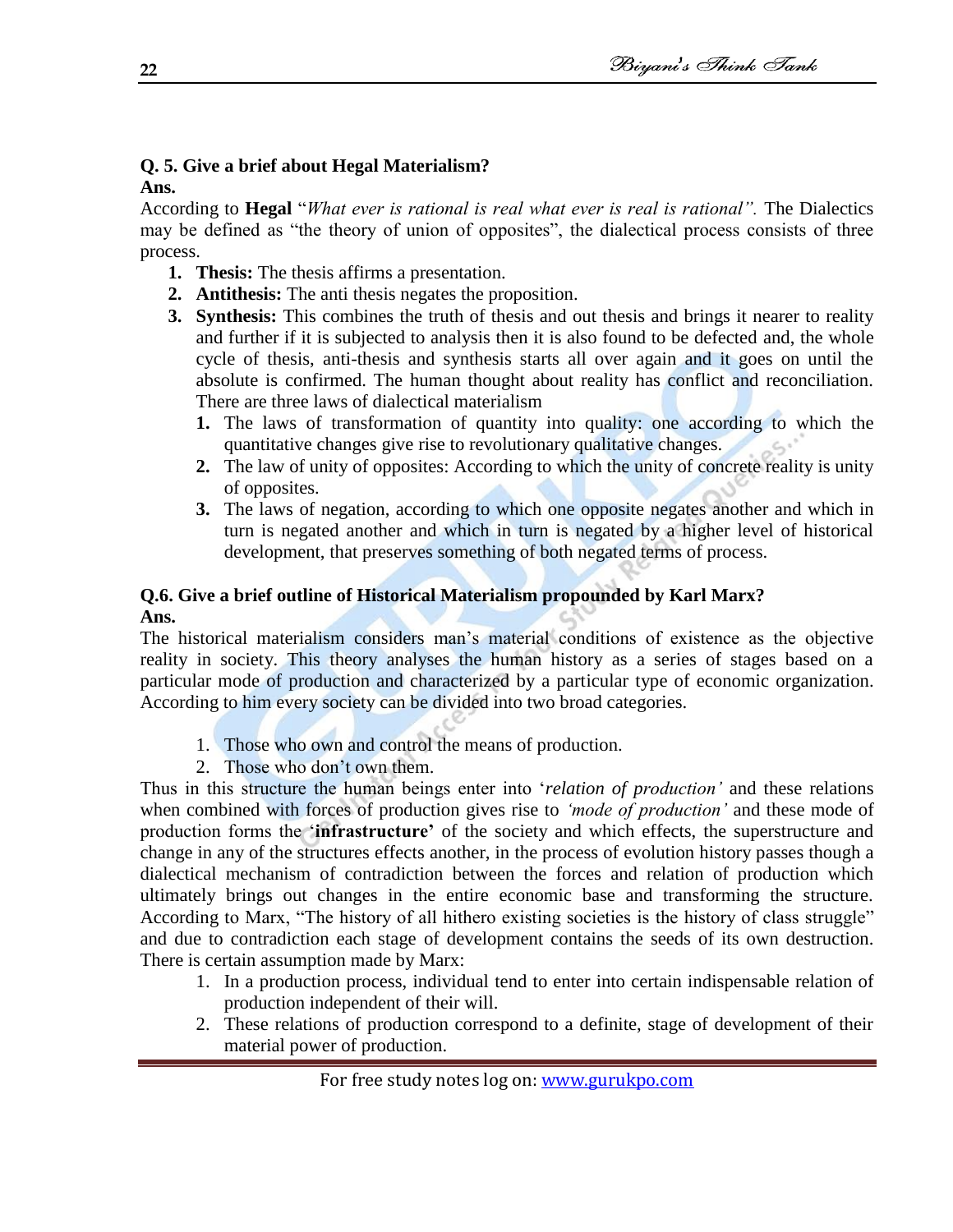**Q. 5. Give a brief about Hegal Materialism?**

**Ans.**

According to **Hegal** "*What ever is rational is real what ever is real is rational".* The Dialectics may be defined as "the theory of union of opposites", the dialectical process consists of three process.

1. **Thesis:** The thesis affirms a presentation.
2. **Antithesis:** The anti thesis negates the proposition.
3. **Synthesis:** This combines the truth of thesis and out thesis and brings it nearer to reality and further if it is subjected to analysis then it is also found to be defected and, the whole cycle of thesis, anti-thesis and synthesis starts all over again and it goes on until the absolute is confirmed. The human thought about reality has conflict and reconciliation. There are three laws of dialectical materialism
   1. The laws of transformation of quantity into quality: one according to which the quantitative changes give rise to revolutionary qualitative changes.
   2. The law of unity of opposites: According to which the unity of concrete reality is unity of opposites.
   3. The laws of negation, according to which one opposite negates another and which in turn is negated another and which in turn is negated by a higher level of historical development, that preserves something of both negated terms of process.

**Q.6. Give a brief outline of Historical Materialism propounded by Karl Marx?**

**Ans.**

The historical materialism considers man's material conditions of existence as the objective reality in society. This theory analyses the human history as a series of stages based on a particular mode of production and characterized by a particular type of economic organization. According to him every society can be divided into two broad categories.

1. Those who own and control the means of production.
2. Those who don't own them.

Thus in this structure the human beings enter into '*relation of production'* and these relations when combined with forces of production gives rise to *'mode of production'* and these mode of production forms the '**infrastructure'** of the society and which effects, the superstructure and change in any of the structures effects another, in the process of evolution history passes though a dialectical mechanism of contradiction between the forces and relation of production which ultimately brings out changes in the entire economic base and transforming the structure. According to Marx, "The history of all hithero existing societies is the history of class struggle" and due to contradiction each stage of development contains the seeds of its own destruction. There is certain assumption made by Marx:

1. In a production process, individual tend to enter into certain indispensable relation of production independent of their will.
2. These relations of production correspond to a definite, stage of development of their material power of production.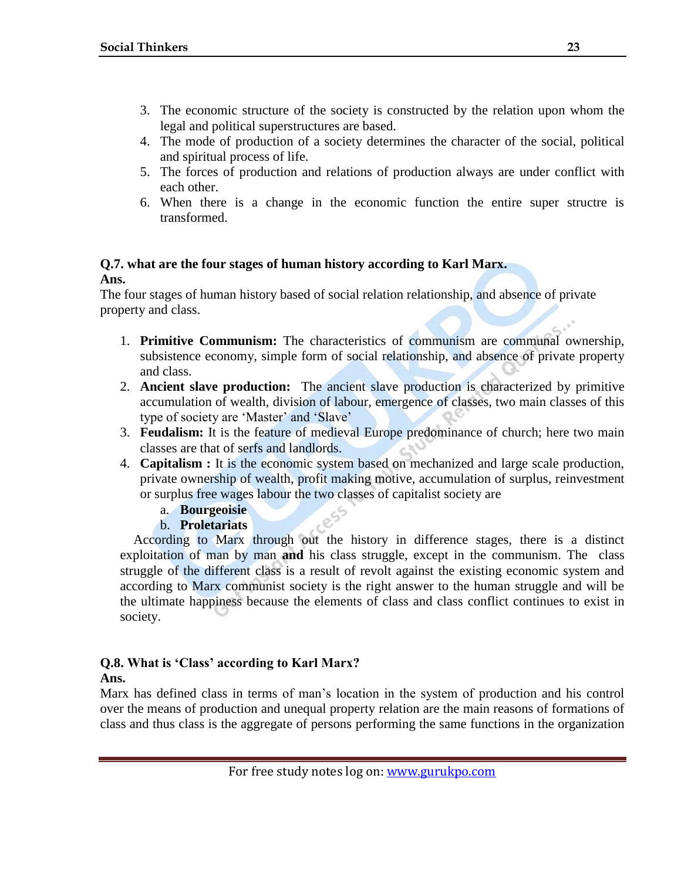3. The economic structure of the society is constructed by the relation upon whom the legal and political superstructures are based.
4. The mode of production of a society determines the character of the social, political and spiritual process of life.
5. The forces of production and relations of production always are under conflict with each other.
6. When there is a change in the economic function the entire super structre is transformed.

**Q.7. what are the four stages of human history according to Karl Marx.**

**Ans.**

The four stages of human history based of social relation relationship, and absence of private property and class.

1. **Primitive Communism:** The characteristics of communism are communal ownership, subsistence economy, simple form of social relationship, and absence of private property and class.
2. **Ancient slave production:** The ancient slave production is characterized by primitive accumulation of wealth, division of labour, emergence of classes, two main classes of this type of society are 'Master' and 'Slave'
3. **Feudalism:** It is the feature of medieval Europe predominance of church; here two main classes are that of serfs and landlords.
4. **Capitalism :** It is the economic system based on mechanized and large scale production, private ownership of wealth, profit making motive, accumulation of surplus, reinvestment or surplus free wages labour the two classes of capitalist society are
   a. **Bourgeoisie**
   b. **Proletariats**

According to Marx through out the history in difference stages, there is a distinct exploitation of man by man **and** his class struggle, except in the communism. The class struggle of the different class is a result of revolt against the existing economic system and according to Marx communist society is the right answer to the human struggle and will be the ultimate happiness because the elements of class and class conflict continues to exist in society.

**Q.8. What is 'Class' according to Karl Marx?**

**Ans.**

Marx has defined class in terms of man's location in the system of production and his control over the means of production and unequal property relation are the main reasons of formations of class and thus class is the aggregate of persons performing the same functions in the organization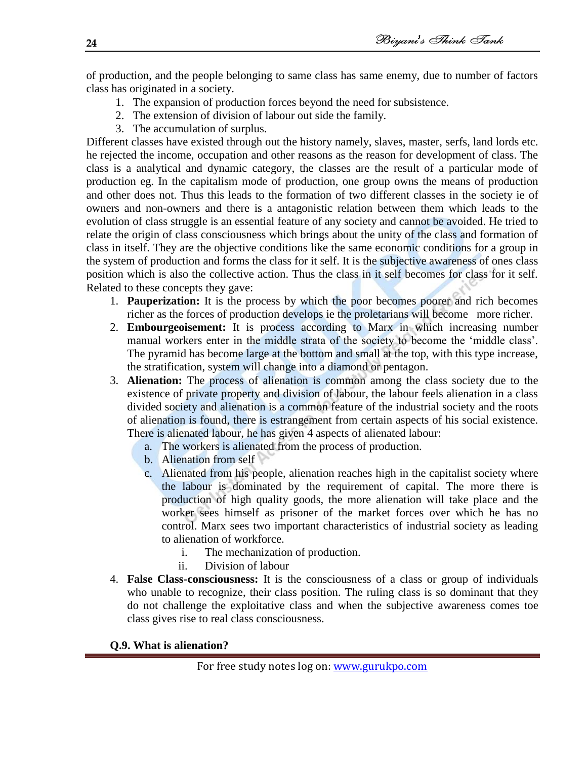of production, and the people belonging to same class has same enemy, due to number of factors class has originated in a society.

1. The expansion of production forces beyond the need for subsistence.
2. The extension of division of labour out side the family.
3. The accumulation of surplus.

Different classes have existed through out the history namely, slaves, master, serfs, land lords etc. he rejected the income, occupation and other reasons as the reason for development of class. The class is a analytical and dynamic category, the classes are the result of a particular mode of production eg. In the capitalism mode of production, one group owns the means of production and other does not. Thus this leads to the formation of two different classes in the society ie of owners and non-owners and there is a antagonistic relation between them which leads to the evolution of class struggle is an essential feature of any society and cannot be avoided. He tried to relate the origin of class consciousness which brings about the unity of the class and formation of class in itself. They are the objective conditions like the same economic conditions for a group in the system of production and forms the class for it self. It is the subjective awareness of ones class position which is also the collective action. Thus the class in it self becomes for class for it self. Related to these concepts they gave:

1. **Pauperization:** It is the process by which the poor becomes poorer and rich becomes richer as the forces of production develops ie the proletarians will become more richer.
2. **Embourgeoisement:** It is process according to Marx in which increasing number manual workers enter in the middle strata of the society to become the 'middle class'. The pyramid has become large at the bottom and small at the top, with this type increase, the stratification, system will change into a diamond or pentagon.
3. **Alienation:** The process of alienation is common among the class society due to the existence of private property and division of labour, the labour feels alienation in a class divided society and alienation is a common feature of the industrial society and the roots of alienation is found, there is estrangement from certain aspects of his social existence. There is alienated labour, he has given 4 aspects of alienated labour:
   a. The workers is alienated from the process of production.
   b. Alienation from self
   c. Alienated from his people, alienation reaches high in the capitalist society where the labour is dominated by the requirement of capital. The more there is production of high quality goods, the more alienation will take place and the worker sees himself as prisoner of the market forces over which he has no control. Marx sees two important characteristics of industrial society as leading to alienation of workforce.
      i. The mechanization of production.
      ii. Division of labour
4. **False Class-consciousness:** It is the consciousness of a class or group of individuals who unable to recognize, their class position. The ruling class is so dominant that they do not challenge the exploitative class and when the subjective awareness comes toe class gives rise to real class consciousness.

**Q.9. What is alienation?**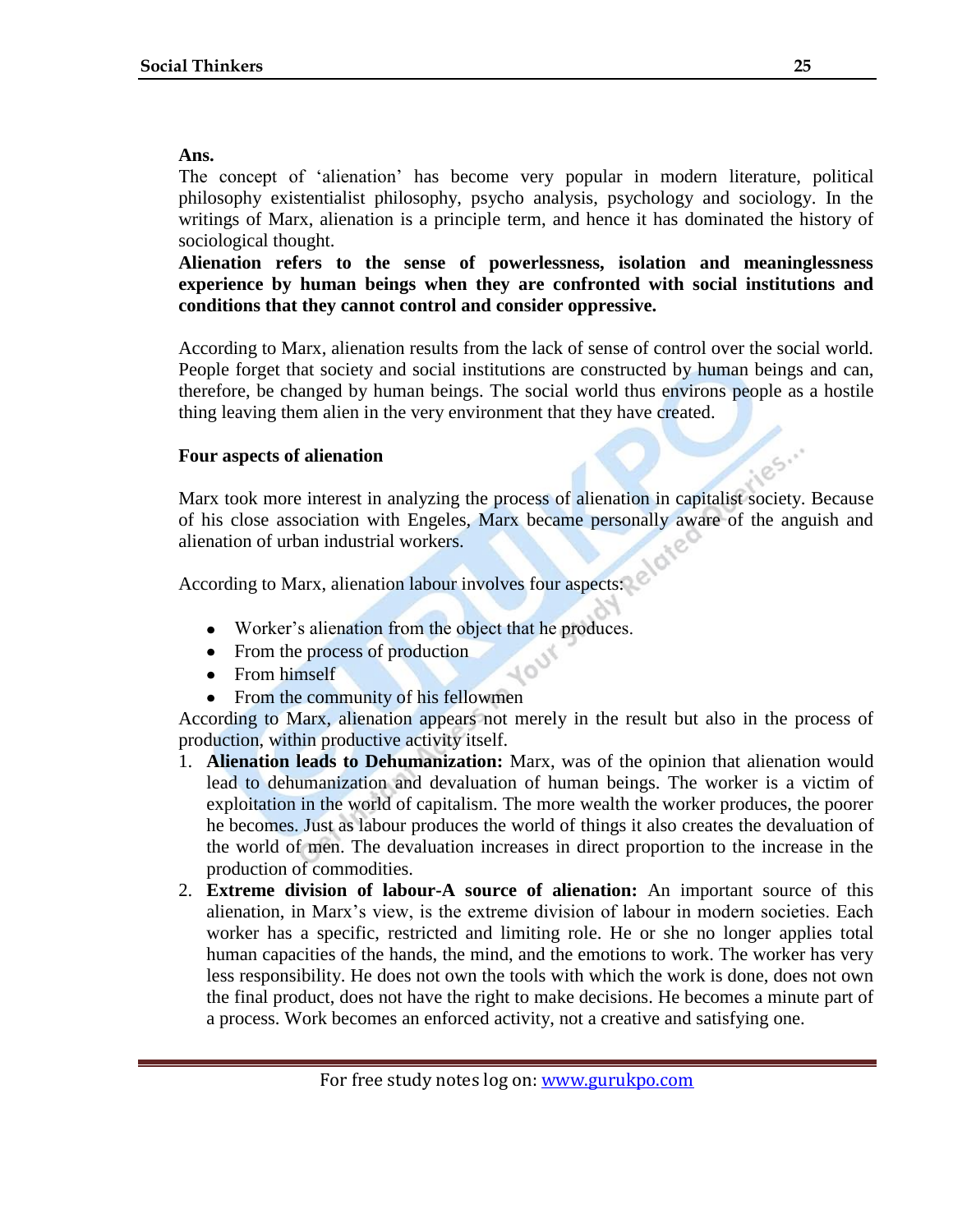**Ans.**

The concept of 'alienation' has become very popular in modern literature, political philosophy existentialist philosophy, psycho analysis, psychology and sociology. In the writings of Marx, alienation is a principle term, and hence it has dominated the history of sociological thought.

**Alienation refers to the sense of powerlessness, isolation and meaninglessness experience by human beings when they are confronted with social institutions and conditions that they cannot control and consider oppressive.**

According to Marx, alienation results from the lack of sense of control over the social world. People forget that society and social institutions are constructed by human beings and can, therefore, be changed by human beings. The social world thus environs people as a hostile thing leaving them alien in the very environment that they have created.

**Four aspects of alienation**

Marx took more interest in analyzing the process of alienation in capitalist society. Because of his close association with Engeles, Marx became personally aware of the anguish and alienation of urban industrial workers.

According to Marx, alienation labour involves four aspects:

- Worker's alienation from the object that he produces.
- From the process of production
- From himself
- From the community of his fellowmen

According to Marx, alienation appears not merely in the result but also in the process of production, within productive activity itself.

1. **Alienation leads to Dehumanization:** Marx, was of the opinion that alienation would lead to dehumanization and devaluation of human beings. The worker is a victim of exploitation in the world of capitalism. The more wealth the worker produces, the poorer he becomes. Just as labour produces the world of things it also creates the devaluation of the world of men. The devaluation increases in direct proportion to the increase in the production of commodities.
2. **Extreme division of labour-A source of alienation:** An important source of this alienation, in Marx's view, is the extreme division of labour in modern societies. Each worker has a specific, restricted and limiting role. He or she no longer applies total human capacities of the hands, the mind, and the emotions to work. The worker has very less responsibility. He does not own the tools with which the work is done, does not own the final product, does not have the right to make decisions. He becomes a minute part of a process. Work becomes an enforced activity, not a creative and satisfying one.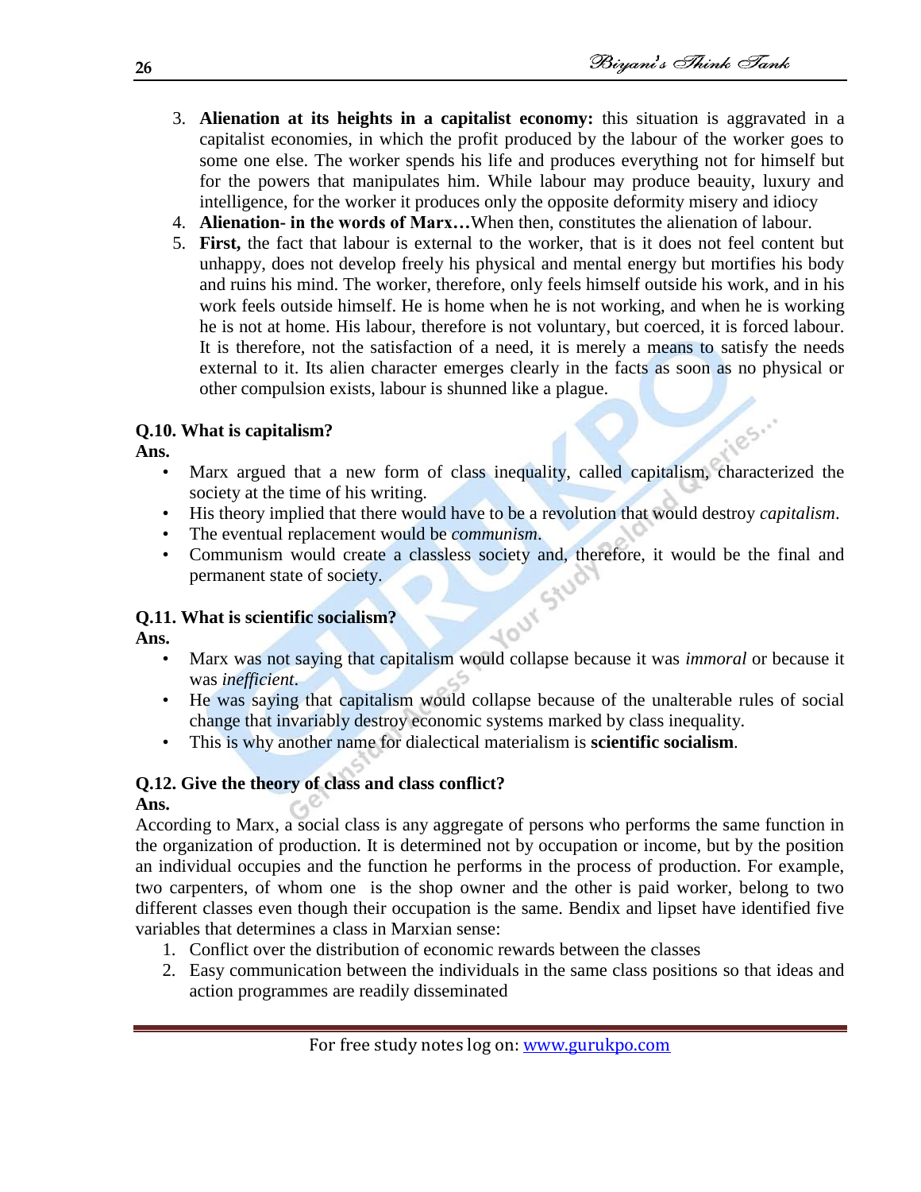3. **Alienation at its heights in a capitalist economy:** this situation is aggravated in a capitalist economies, in which the profit produced by the labour of the worker goes to some one else. The worker spends his life and produces everything not for himself but for the powers that manipulates him. While labour may produce beauity, luxury and intelligence, for the worker it produces only the opposite deformity misery and idiocy
4. **Alienation- in the words of Marx…**When then, constitutes the alienation of labour.
5. **First,** the fact that labour is external to the worker, that is it does not feel content but unhappy, does not develop freely his physical and mental energy but mortifies his body and ruins his mind. The worker, therefore, only feels himself outside his work, and in his work feels outside himself. He is home when he is not working, and when he is working he is not at home. His labour, therefore is not voluntary, but coerced, it is forced labour. It is therefore, not the satisfaction of a need, it is merely a means to satisfy the needs external to it. Its alien character emerges clearly in the facts as soon as no physical or other compulsion exists, labour is shunned like a plague.

**Q.10. What is capitalism?**

**Ans.**

- Marx argued that a new form of class inequality, called capitalism, characterized the society at the time of his writing.
- His theory implied that there would have to be a revolution that would destroy *capitalism*.
- The eventual replacement would be *communism*.
- Communism would create a classless society and, therefore, it would be the final and permanent state of society.

**Q.11. What is scientific socialism?**

**Ans.**

- Marx was not saying that capitalism would collapse because it was *immoral* or because it was *inefficient*.
- He was saying that capitalism would collapse because of the unalterable rules of social change that invariably destroy economic systems marked by class inequality.
- This is why another name for dialectical materialism is **scientific socialism**.

**Q.12. Give the theory of class and class conflict?**

**Ans.**

According to Marx, a social class is any aggregate of persons who performs the same function in the organization of production. It is determined not by occupation or income, but by the position an individual occupies and the function he performs in the process of production. For example, two carpenters, of whom one is the shop owner and the other is paid worker, belong to two different classes even though their occupation is the same. Bendix and lipset have identified five variables that determines a class in Marxian sense:

1. Conflict over the distribution of economic rewards between the classes
2. Easy communication between the individuals in the same class positions so that ideas and action programmes are readily disseminated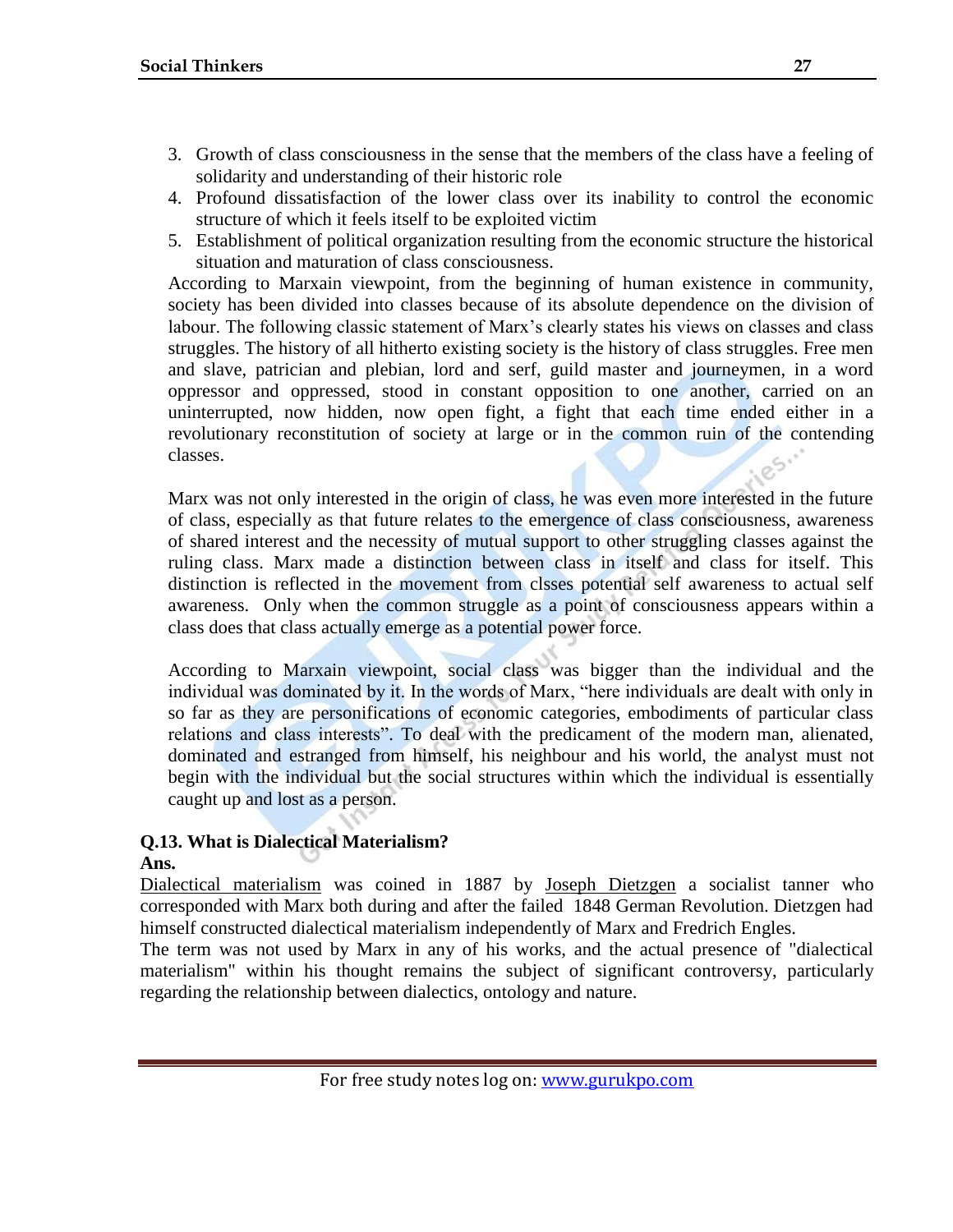3. Growth of class consciousness in the sense that the members of the class have a feeling of solidarity and understanding of their historic role
4. Profound dissatisfaction of the lower class over its inability to control the economic structure of which it feels itself to be exploited victim
5. Establishment of political organization resulting from the economic structure the historical situation and maturation of class consciousness.

According to Marxain viewpoint, from the beginning of human existence in community, society has been divided into classes because of its absolute dependence on the division of labour. The following classic statement of Marx's clearly states his views on classes and class struggles. The history of all hitherto existing society is the history of class struggles. Free men and slave, patrician and plebian, lord and serf, guild master and journeymen, in a word oppressor and oppressed, stood in constant opposition to one another, carried on an uninterrupted, now hidden, now open fight, a fight that each time ended either in a revolutionary reconstitution of society at large or in the common ruin of the contending classes.

Marx was not only interested in the origin of class, he was even more interested in the future of class, especially as that future relates to the emergence of class consciousness, awareness of shared interest and the necessity of mutual support to other struggling classes against the ruling class. Marx made a distinction between class in itself and class for itself. This distinction is reflected in the movement from clsses potential self awareness to actual self awareness. Only when the common struggle as a point of consciousness appears within a class does that class actually emerge as a potential power force.

According to Marxain viewpoint, social class was bigger than the individual and the individual was dominated by it. In the words of Marx, "here individuals are dealt with only in so far as they are personifications of economic categories, embodiments of particular class relations and class interests". To deal with the predicament of the modern man, alienated, dominated and estranged from himself, his neighbour and his world, the analyst must not begin with the individual but the social structures within which the individual is essentially caught up and lost as a person.

**Q.13. What is Dialectical Materialism?**

**Ans.**

Dialectical materialism was coined in 1887 by Joseph Dietzgen a socialist tanner who corresponded with Marx both during and after the failed 1848 German Revolution. Dietzgen had himself constructed dialectical materialism independently of Marx and Fredrich Engles.

The term was not used by Marx in any of his works, and the actual presence of "dialectical materialism" within his thought remains the subject of significant controversy, particularly regarding the relationship between dialectics, ontology and nature.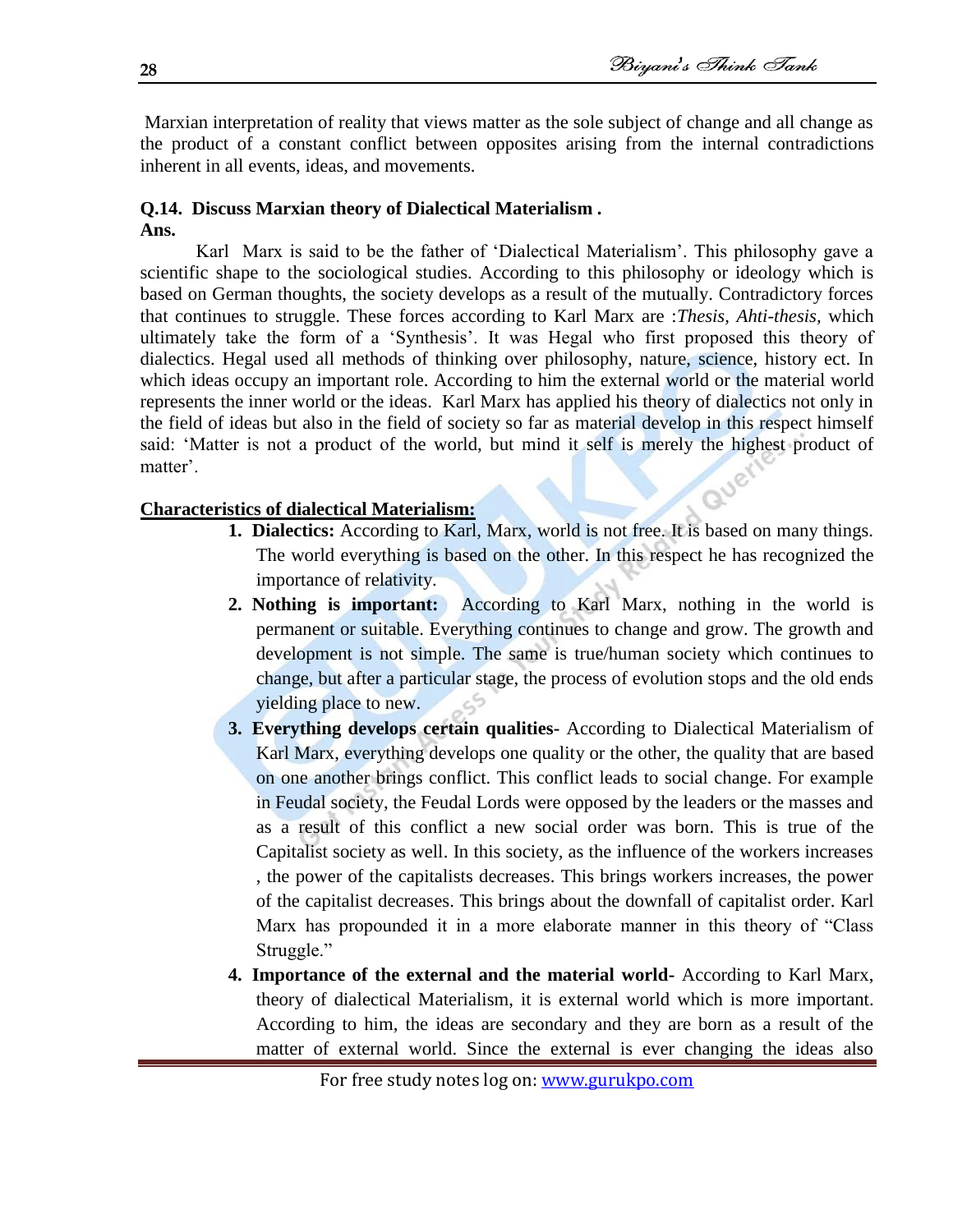Marxian interpretation of reality that views matter as the sole subject of change and all change as the product of a constant conflict between opposites arising from the internal contradictions inherent in all events, ideas, and movements.

**Q.14. Discuss Marxian theory of Dialectical Materialism .**
**Ans.**

Karl Marx is said to be the father of 'Dialectical Materialism'. This philosophy gave a scientific shape to the sociological studies. According to this philosophy or ideology which is based on German thoughts, the society develops as a result of the mutually. Contradictory forces that continues to struggle. These forces according to Karl Marx are :*Thesis, Ahti-thesis,* which ultimately take the form of a 'Synthesis'. It was Hegal who first proposed this theory of dialectics. Hegal used all methods of thinking over philosophy, nature, science, history ect. In which ideas occupy an important role. According to him the external world or the material world represents the inner world or the ideas. Karl Marx has applied his theory of dialectics not only in the field of ideas but also in the field of society so far as material develop in this respect himself said: 'Matter is not a product of the world, but mind it self is merely the highest product of matter'.

**Characteristics of dialectical Materialism:**

1. **Dialectics:** According to Karl, Marx, world is not free. It is based on many things. The world everything is based on the other. In this respect he has recognized the importance of relativity.
2. **Nothing is important:** According to Karl Marx, nothing in the world is permanent or suitable. Everything continues to change and grow. The growth and development is not simple. The same is true/human society which continues to change, but after a particular stage, the process of evolution stops and the old ends yielding place to new.
3. **Everything develops certain qualities-** According to Dialectical Materialism of Karl Marx, everything develops one quality or the other, the quality that are based on one another brings conflict. This conflict leads to social change. For example in Feudal society, the Feudal Lords were opposed by the leaders or the masses and as a result of this conflict a new social order was born. This is true of the Capitalist society as well. In this society, as the influence of the workers increases , the power of the capitalists decreases. This brings workers increases, the power of the capitalist decreases. This brings about the downfall of capitalist order. Karl Marx has propounded it in a more elaborate manner in this theory of "Class Struggle."
4. **Importance of the external and the material world-** According to Karl Marx, theory of dialectical Materialism, it is external world which is more important. According to him, the ideas are secondary and they are born as a result of the matter of external world. Since the external is ever changing the ideas also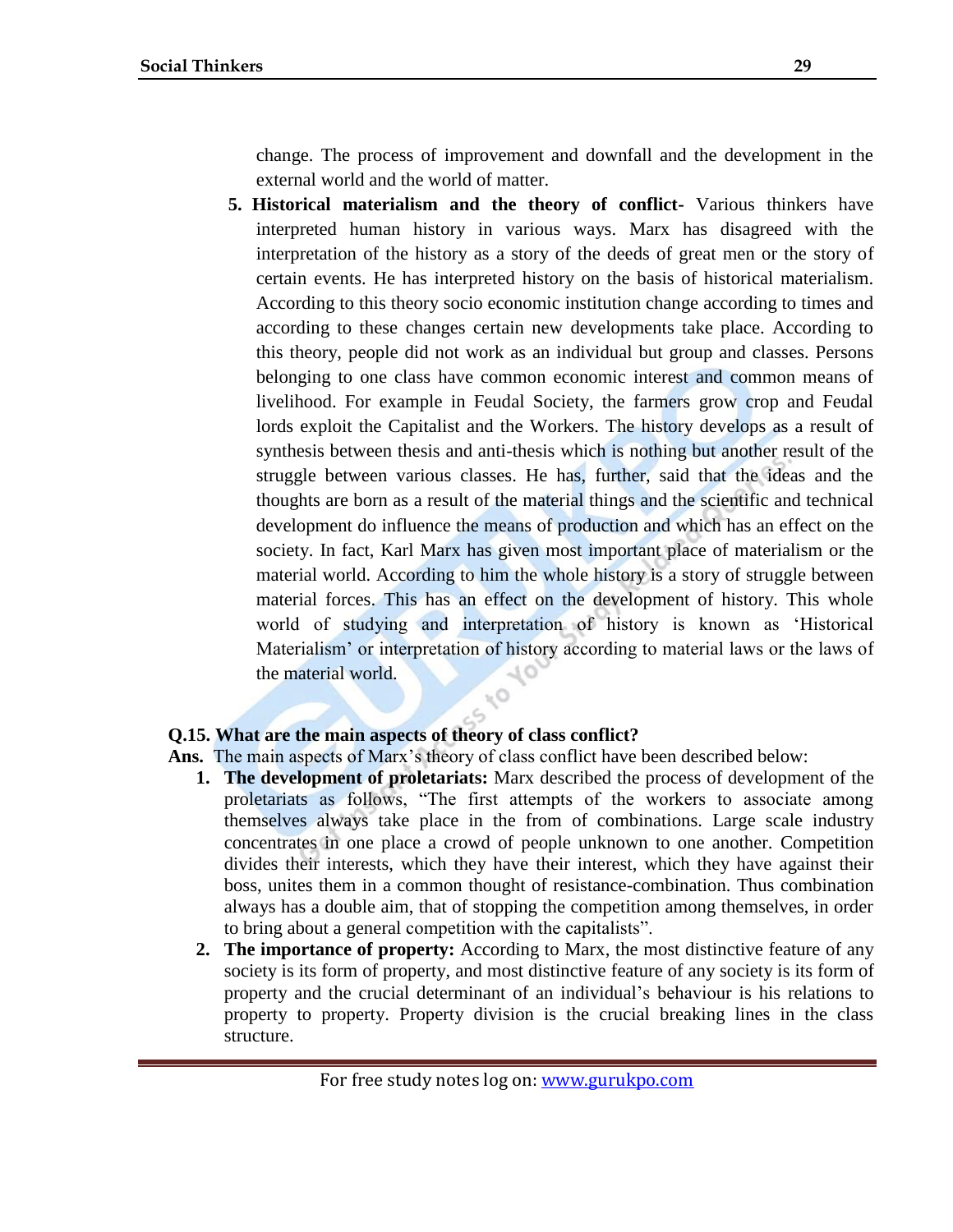change. The process of improvement and downfall and the development in the external world and the world of matter.

5. **Historical materialism and the theory of conflict-** Various thinkers have interpreted human history in various ways. Marx has disagreed with the interpretation of the history as a story of the deeds of great men or the story of certain events. He has interpreted history on the basis of historical materialism. According to this theory socio economic institution change according to times and according to these changes certain new developments take place. According to this theory, people did not work as an individual but group and classes. Persons belonging to one class have common economic interest and common means of livelihood. For example in Feudal Society, the farmers grow crop and Feudal lords exploit the Capitalist and the Workers. The history develops as a result of synthesis between thesis and anti-thesis which is nothing but another result of the struggle between various classes. He has, further, said that the ideas and the thoughts are born as a result of the material things and the scientific and technical development do influence the means of production and which has an effect on the society. In fact, Karl Marx has given most important place of materialism or the material world. According to him the whole history is a story of struggle between material forces. This has an effect on the development of history. This whole world of studying and interpretation of history is known as 'Historical Materialism' or interpretation of history according to material laws or the laws of the material world.

**Q.15. What are the main aspects of theory of class conflict?**

**Ans.** The main aspects of Marx's theory of class conflict have been described below:

1. **The development of proletariats:** Marx described the process of development of the proletariats as follows, "The first attempts of the workers to associate among themselves always take place in the from of combinations. Large scale industry concentrates in one place a crowd of people unknown to one another. Competition divides their interests, which they have their interest, which they have against their boss, unites them in a common thought of resistance-combination. Thus combination always has a double aim, that of stopping the competition among themselves, in order to bring about a general competition with the capitalists".
2. **The importance of property:** According to Marx, the most distinctive feature of any society is its form of property, and most distinctive feature of any society is its form of property and the crucial determinant of an individual's behaviour is his relations to property to property. Property division is the crucial breaking lines in the class structure.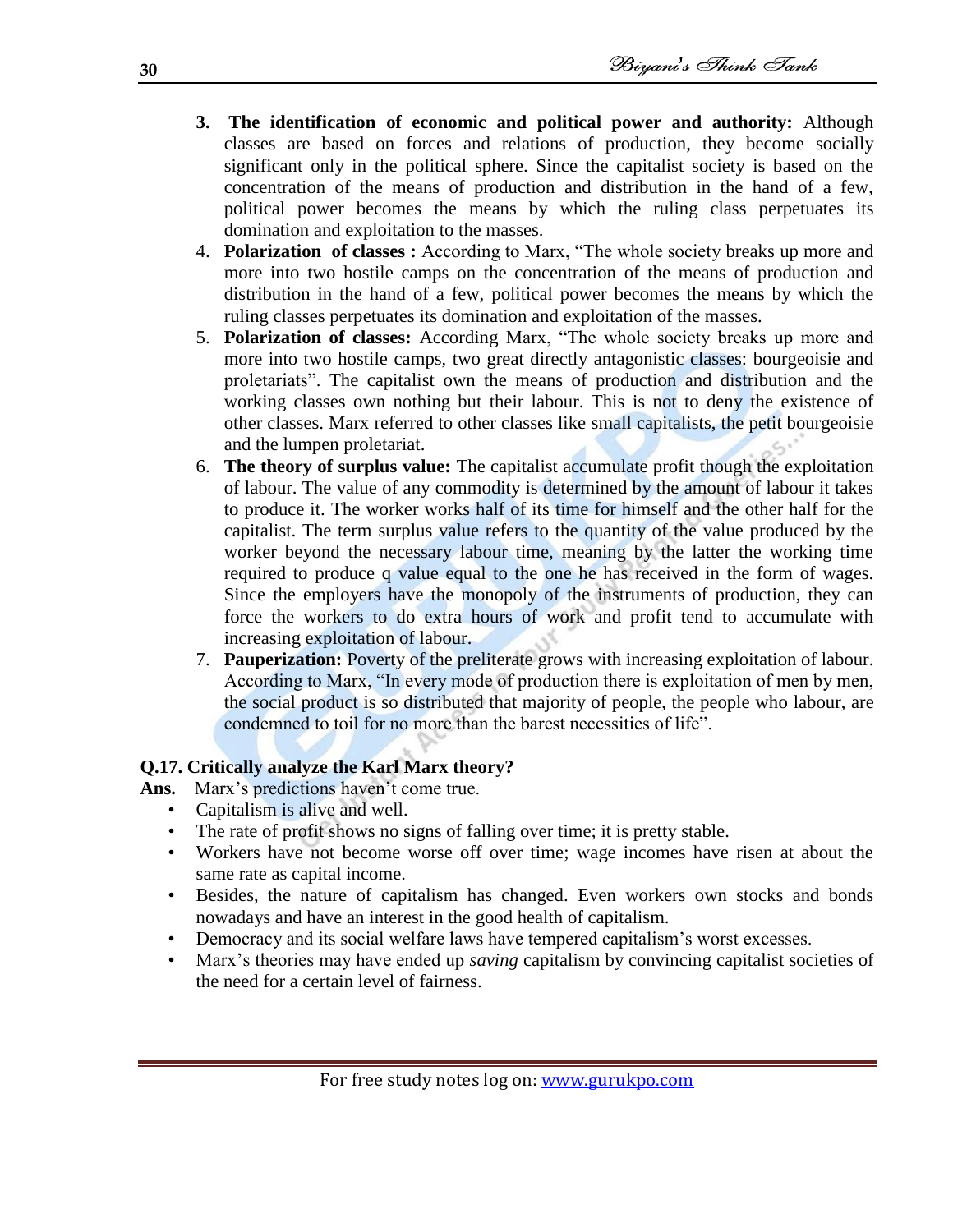3. **The identification of economic and political power and authority:** Although classes are based on forces and relations of production, they become socially significant only in the political sphere. Since the capitalist society is based on the concentration of the means of production and distribution in the hand of a few, political power becomes the means by which the ruling class perpetuates its domination and exploitation to the masses.
4. **Polarization of classes :** According to Marx, "The whole society breaks up more and more into two hostile camps on the concentration of the means of production and distribution in the hand of a few, political power becomes the means by which the ruling classes perpetuates its domination and exploitation of the masses.
5. **Polarization of classes:** According Marx, "The whole society breaks up more and more into two hostile camps, two great directly antagonistic classes: bourgeoisie and proletariats". The capitalist own the means of production and distribution and the working classes own nothing but their labour. This is not to deny the existence of other classes. Marx referred to other classes like small capitalists, the petit bourgeoisie and the lumpen proletariat.
6. **The theory of surplus value:** The capitalist accumulate profit though the exploitation of labour. The value of any commodity is determined by the amount of labour it takes to produce it. The worker works half of its time for himself and the other half for the capitalist. The term surplus value refers to the quantity of the value produced by the worker beyond the necessary labour time, meaning by the latter the working time required to produce q value equal to the one he has received in the form of wages. Since the employers have the monopoly of the instruments of production, they can force the workers to do extra hours of work and profit tend to accumulate with increasing exploitation of labour.
7. **Pauperization:** Poverty of the preliterate grows with increasing exploitation of labour. According to Marx, "In every mode of production there is exploitation of men by men, the social product is so distributed that majority of people, the people who labour, are condemned to toil for no more than the barest necessities of life".

**Q.17. Critically analyze the Karl Marx theory?**

**Ans.** Marx's predictions haven't come true.

- Capitalism is alive and well.
- The rate of profit shows no signs of falling over time; it is pretty stable.
- Workers have not become worse off over time; wage incomes have risen at about the same rate as capital income.
- Besides, the nature of capitalism has changed. Even workers own stocks and bonds nowadays and have an interest in the good health of capitalism.
- Democracy and its social welfare laws have tempered capitalism's worst excesses.
- Marx's theories may have ended up *saving* capitalism by convincing capitalist societies of the need for a certain level of fairness.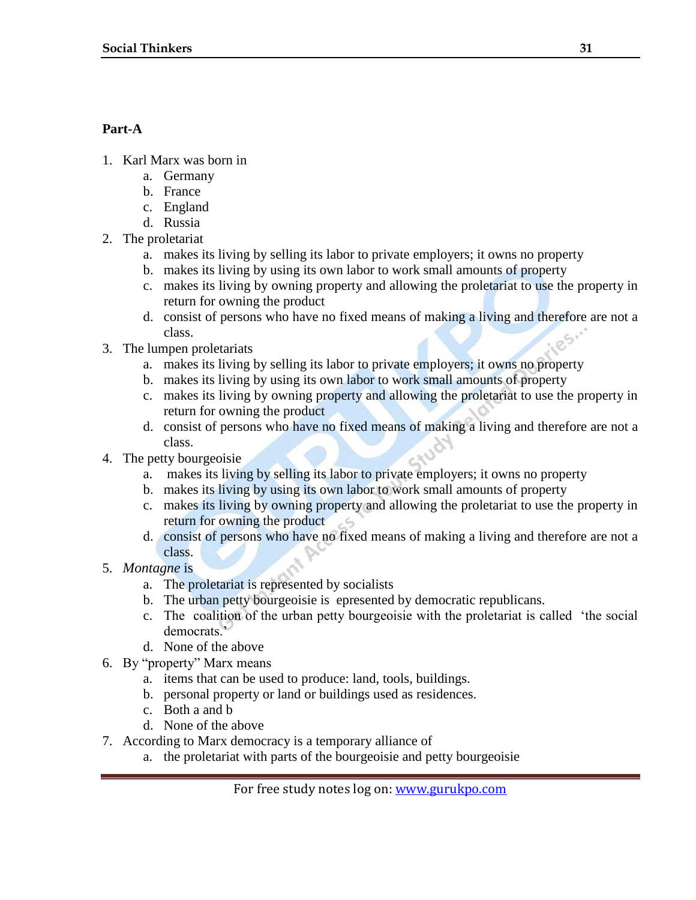**Part-A**

1. Karl Marx was born in
    a. Germany
    b. France
    c. England
    d. Russia
2. The proletariat
    a. makes its living by selling its labor to private employers; it owns no property
    b. makes its living by using its own labor to work small amounts of property
    c. makes its living by owning property and allowing the proletariat to use the property in return for owning the product
    d. consist of persons who have no fixed means of making a living and therefore are not a class.
3. The lumpen proletariats
    a. makes its living by selling its labor to private employers; it owns no property
    b. makes its living by using its own labor to work small amounts of property
    c. makes its living by owning property and allowing the proletariat to use the property in return for owning the product
    d. consist of persons who have no fixed means of making a living and therefore are not a class.
4. The petty bourgeoisie
    a. makes its living by selling its labor to private employers; it owns no property
    b. makes its living by using its own labor to work small amounts of property
    c. makes its living by owning property and allowing the proletariat to use the property in return for owning the product
    d. consist of persons who have no fixed means of making a living and therefore are not a class.
5. *Montagne* is
    a. The proletariat is represented by socialists
    b. The urban petty bourgeoisie is epresented by democratic republicans.
    c. The coalition of the urban petty bourgeoisie with the proletariat is called 'the social democrats.'
    d. None of the above
6. By "property" Marx means
    a. items that can be used to produce: land, tools, buildings.
    b. personal property or land or buildings used as residences.
    c. Both a and b
    d. None of the above
7. According to Marx democracy is a temporary alliance of
    a. the proletariat with parts of the bourgeoisie and petty bourgeoisie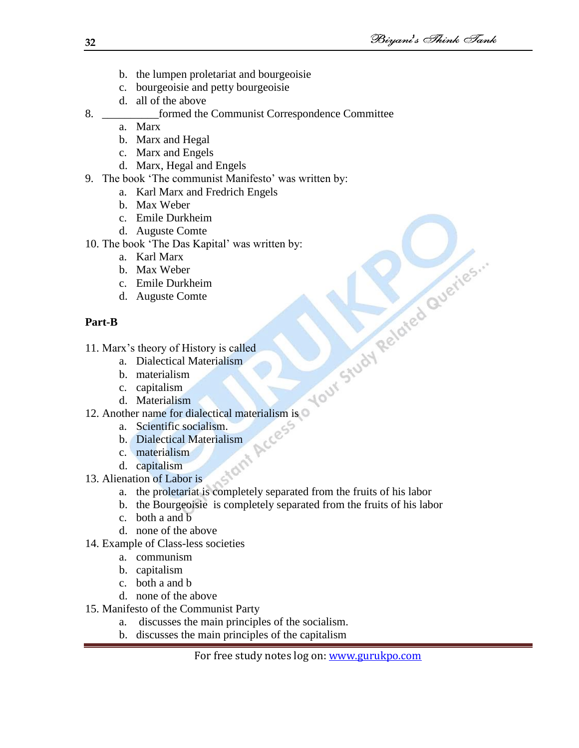b. the lumpen proletariat and bourgeoisie
   c. bourgeoisie and petty bourgeoisie
   d. all of the above

8. __________formed the Communist Correspondence Committee
   a. Marx
   b. Marx and Hegal
   c. Marx and Engels
   d. Marx, Hegal and Engels

9. The book 'The communist Manifesto' was written by:
   a. Karl Marx and Fredrich Engels
   b. Max Weber
   c. Emile Durkheim
   d. Auguste Comte

10. The book 'The Das Kapital' was written by:
   a. Karl Marx
   b. Max Weber
   c. Emile Durkheim
   d. Auguste Comte

**Part-B**

11. Marx's theory of History is called
   a. Dialectical Materialism
   b. materialism
   c. capitalism
   d. Materialism

12. Another name for dialectical materialism is
   a. Scientific socialism.
   b. Dialectical Materialism
   c. materialism
   d. capitalism

13. Alienation of Labor is
   a. the proletariat is completely separated from the fruits of his labor
   b. the Bourgeoisie is completely separated from the fruits of his labor
   c. both a and b
   d. none of the above

14. Example of Class-less societies
   a. communism
   b. capitalism
   c. both a and b
   d. none of the above

15. Manifesto of the Communist Party
   a. discusses the main principles of the socialism.
   b. discusses the main principles of the capitalism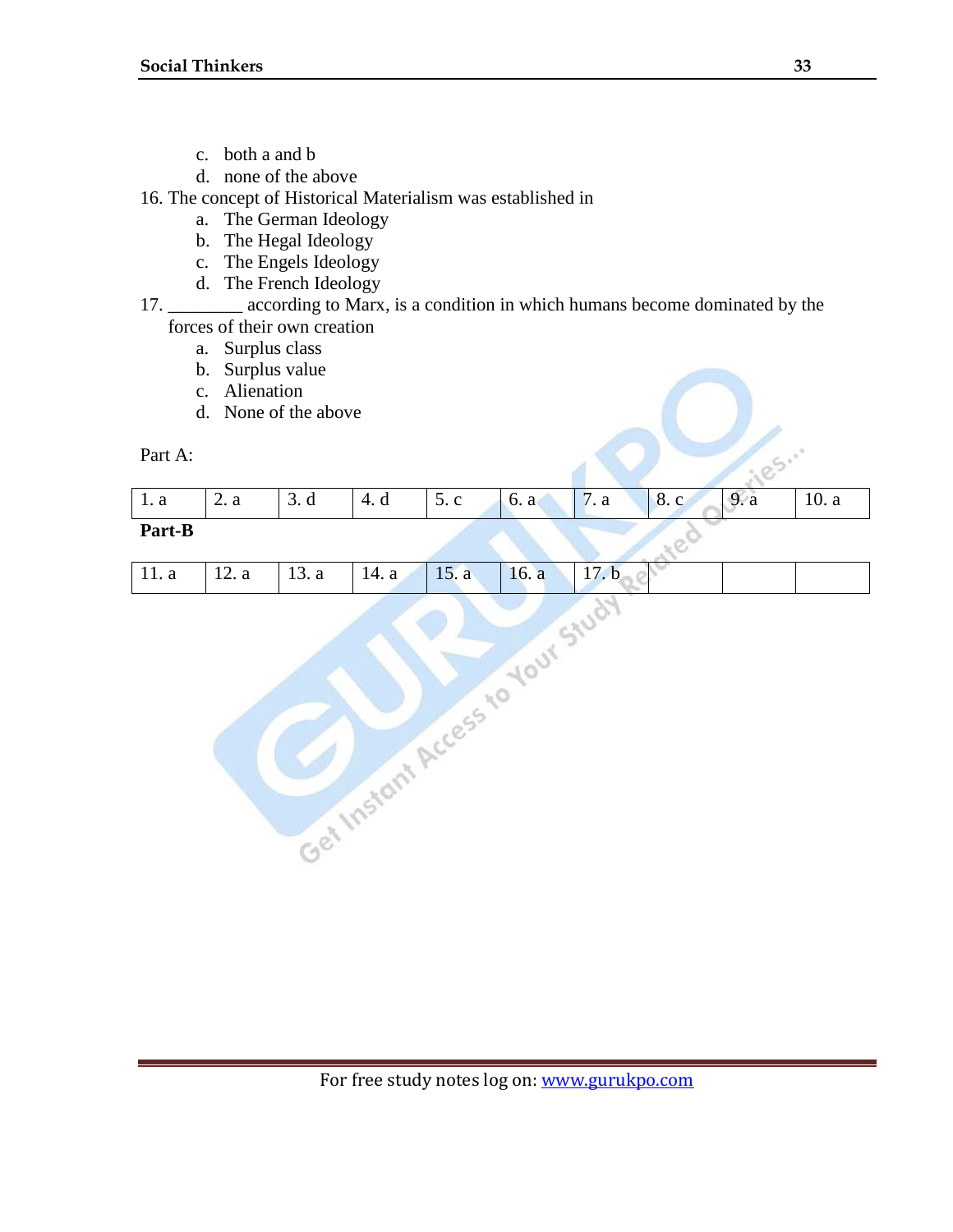c. both a and b
d. none of the above

16. The concept of Historical Materialism was established in
    a. The German Ideology
    b. The Hegal Ideology
    c. The Engels Ideology
    d. The French Ideology

17. ________ according to Marx, is a condition in which humans become dominated by the forces of their own creation
    a. Surplus class
    b. Surplus value
    c. Alienation
    d. None of the above

Part A:

| 1. a | 2. a | 3. d | 4. d | 5. c | 6. a | 7. a | 8. c | 9. a | 10. a |
|---|---|---|---|---|---|---|---|---|---|

**Part-B**

| 11. a | 12. a | 13. a | 14. a | 15. a | 16. a | 17. b | | | |
|---|---|---|---|---|---|---|---|---|---|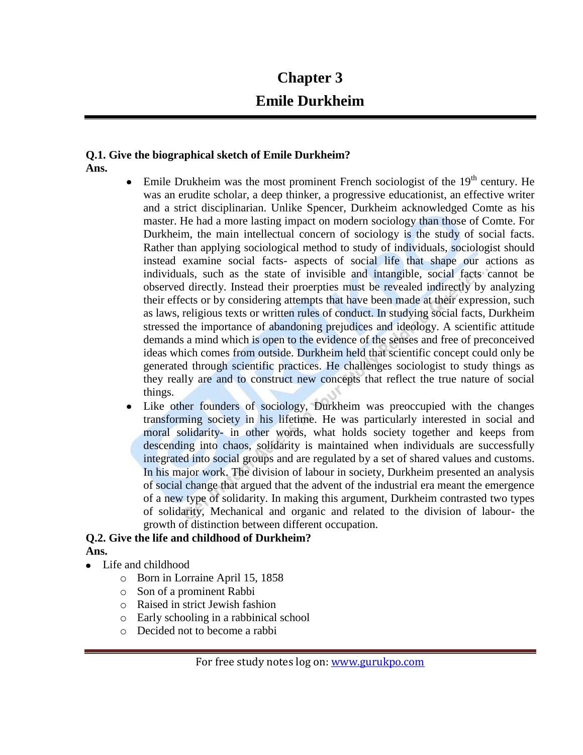# Chapter 3

# Emile Durkheim

**Q.1. Give the biographical sketch of Emile Durkheim?**

**Ans.**

- Emile Drukheim was the most prominent French sociologist of the 19th century. He was an erudite scholar, a deep thinker, a progressive educationist, an effective writer and a strict disciplinarian. Unlike Spencer, Durkheim acknowledged Comte as his master. He had a more lasting impact on modern sociology than those of Comte. For Durkheim, the main intellectual concern of sociology is the study of social facts. Rather than applying sociological method to study of individuals, sociologist should instead examine social facts- aspects of social life that shape our actions as individuals, such as the state of invisible and intangible, social facts cannot be observed directly. Instead their proerpties must be revealed indirectly by analyzing their effects or by considering attempts that have been made at their expression, such as laws, religious texts or written rules of conduct. In studying social facts, Durkheim stressed the importance of abandoning prejudices and ideology. A scientific attitude demands a mind which is open to the evidence of the senses and free of preconceived ideas which comes from outside. Durkheim held that scientific concept could only be generated through scientific practices. He challenges sociologist to study things as they really are and to construct new concepts that reflect the true nature of social things.
- Like other founders of sociology, Durkheim was preoccupied with the changes transforming society in his lifetime. He was particularly interested in social and moral solidarity- in other words, what holds society together and keeps from descending into chaos, solidarity is maintained when individuals are successfully integrated into social groups and are regulated by a set of shared values and customs. In his major work. The division of labour in society, Durkheim presented an analysis of social change that argued that the advent of the industrial era meant the emergence of a new type of solidarity. In making this argument, Durkheim contrasted two types of solidarity, Mechanical and organic and related to the division of labour- the growth of distinction between different occupation.

**Q.2. Give the life and childhood of Durkheim?**

**Ans.**

- Life and childhood
  - Born in Lorraine April 15, 1858
  - Son of a prominent Rabbi
  - Raised in strict Jewish fashion
  - Early schooling in a rabbinical school
  - Decided not to become a rabbi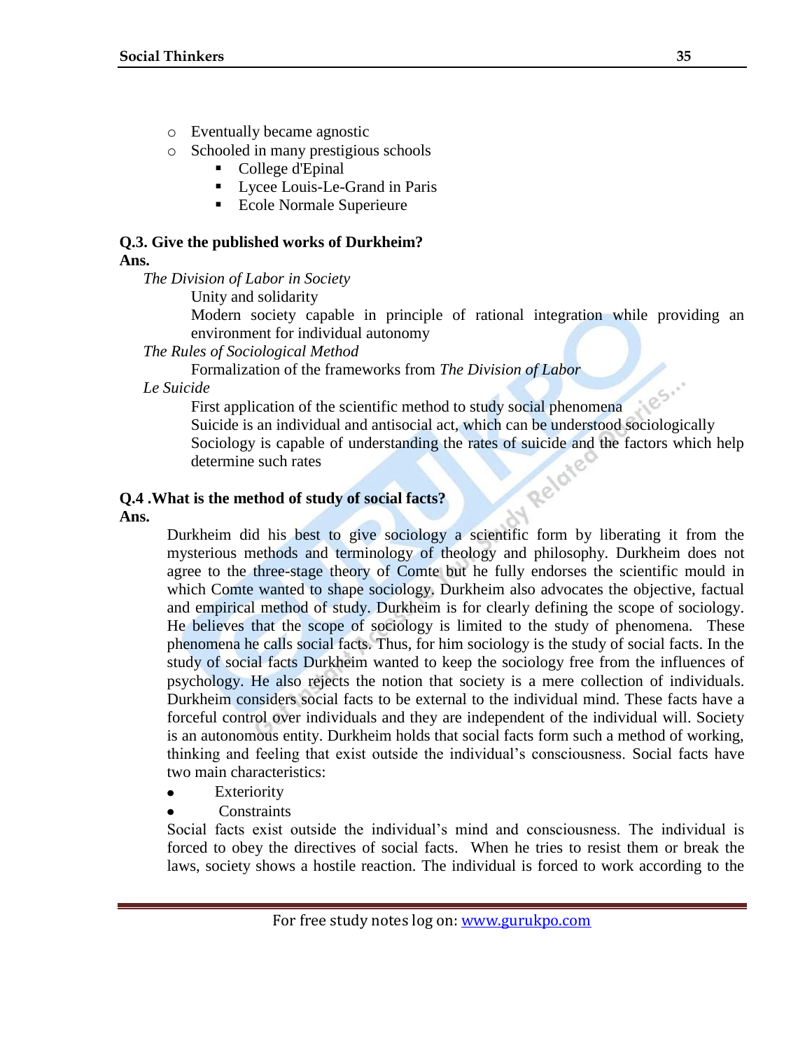- Eventually became agnostic
- Schooled in many prestigious schools
    - College d'Epinal
    - Lycee Louis-Le-Grand in Paris
    - Ecole Normale Superieure

**Q.3. Give the published works of Durkheim?**

**Ans.**

*The Division of Labor in Society*

Unity and solidarity

Modern society capable in principle of rational integration while providing an environment for individual autonomy

*The Rules of Sociological Method*

Formalization of the frameworks from *The Division of Labor*

*Le Suicide*

First application of the scientific method to study social phenomena

Suicide is an individual and antisocial act, which can be understood sociologically

Sociology is capable of understanding the rates of suicide and the factors which help determine such rates

**Q.4 .What is the method of study of social facts?**

**Ans.**

Durkheim did his best to give sociology a scientific form by liberating it from the mysterious methods and terminology of theology and philosophy. Durkheim does not agree to the three-stage theory of Comte but he fully endorses the scientific mould in which Comte wanted to shape sociology. Durkheim also advocates the objective, factual and empirical method of study. Durkheim is for clearly defining the scope of sociology. He believes that the scope of sociology is limited to the study of phenomena. These phenomena he calls social facts. Thus, for him sociology is the study of social facts. In the study of social facts Durkheim wanted to keep the sociology free from the influences of psychology. He also rejects the notion that society is a mere collection of individuals. Durkheim considers social facts to be external to the individual mind. These facts have a forceful control over individuals and they are independent of the individual will. Society is an autonomous entity. Durkheim holds that social facts form such a method of working, thinking and feeling that exist outside the individual's consciousness. Social facts have two main characteristics:

- Exteriority
- Constraints

Social facts exist outside the individual's mind and consciousness. The individual is forced to obey the directives of social facts. When he tries to resist them or break the laws, society shows a hostile reaction. The individual is forced to work according to the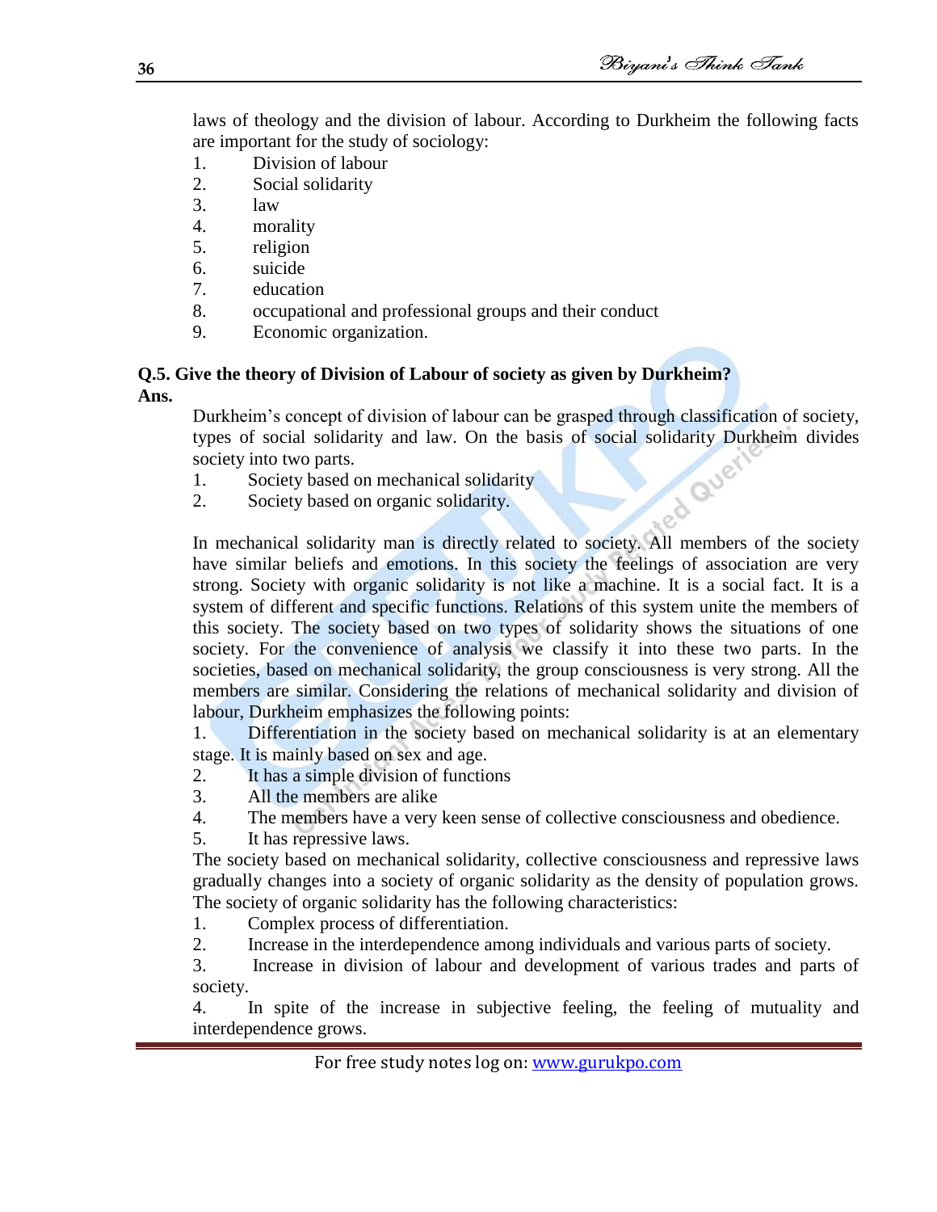laws of theology and the division of labour. According to Durkheim the following facts are important for the study of sociology:

1. Division of labour
2. Social solidarity
3. law
4. morality
5. religion
6. suicide
7. education
8. occupational and professional groups and their conduct
9. Economic organization.

**Q.5. Give the theory of Division of Labour of society as given by Durkheim?**

**Ans.**

Durkheim's concept of division of labour can be grasped through classification of society, types of social solidarity and law. On the basis of social solidarity Durkheim divides society into two parts.

1. Society based on mechanical solidarity
2. Society based on organic solidarity.

In mechanical solidarity man is directly related to society. All members of the society have similar beliefs and emotions. In this society the feelings of association are very strong. Society with organic solidarity is not like a machine. It is a social fact. It is a system of different and specific functions. Relations of this system unite the members of this society. The society based on two types of solidarity shows the situations of one society. For the convenience of analysis we classify it into these two parts. In the societies, based on mechanical solidarity, the group consciousness is very strong. All the members are similar. Considering the relations of mechanical solidarity and division of labour, Durkheim emphasizes the following points:

1. Differentiation in the society based on mechanical solidarity is at an elementary stage. It is mainly based on sex and age.
2. It has a simple division of functions
3. All the members are alike
4. The members have a very keen sense of collective consciousness and obedience.
5. It has repressive laws.

The society based on mechanical solidarity, collective consciousness and repressive laws gradually changes into a society of organic solidarity as the density of population grows. The society of organic solidarity has the following characteristics:

1. Complex process of differentiation.
2. Increase in the interdependence among individuals and various parts of society.
3. Increase in division of labour and development of various trades and parts of society.
4. In spite of the increase in subjective feeling, the feeling of mutuality and interdependence grows.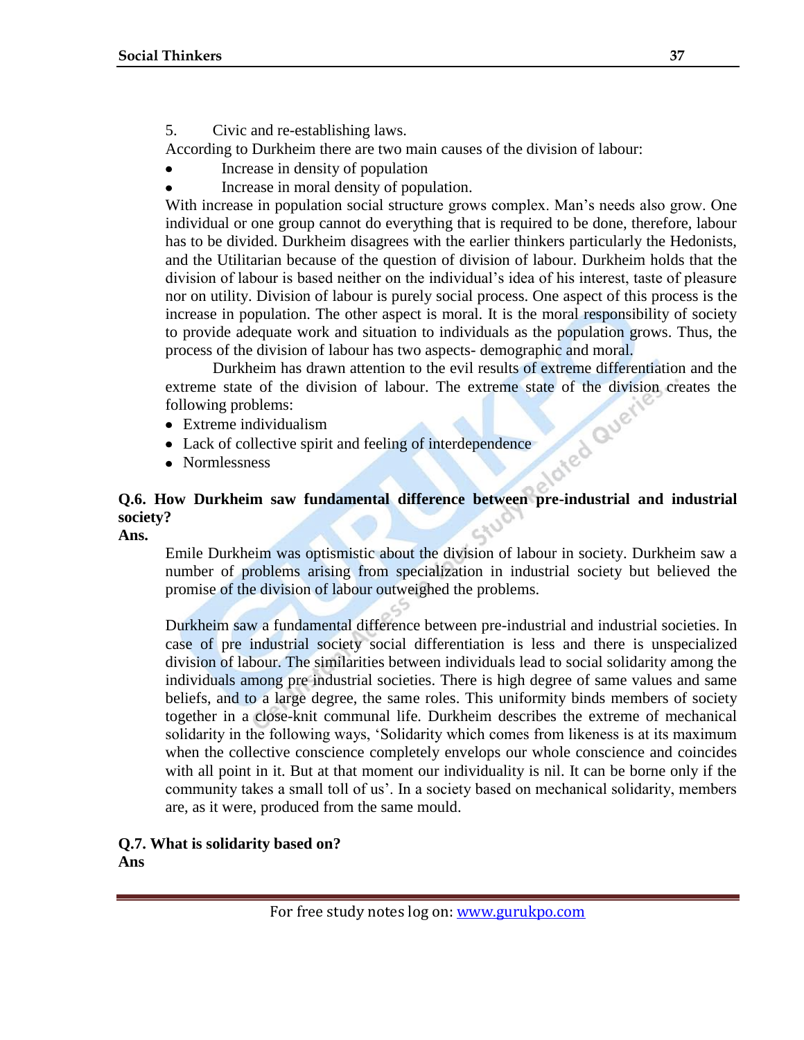5. Civic and re-establishing laws.

According to Durkheim there are two main causes of the division of labour:

- Increase in density of population
- Increase in moral density of population.

With increase in population social structure grows complex. Man's needs also grow. One individual or one group cannot do everything that is required to be done, therefore, labour has to be divided. Durkheim disagrees with the earlier thinkers particularly the Hedonists, and the Utilitarian because of the question of division of labour. Durkheim holds that the division of labour is based neither on the individual's idea of his interest, taste of pleasure nor on utility. Division of labour is purely social process. One aspect of this process is the increase in population. The other aspect is moral. It is the moral responsibility of society to provide adequate work and situation to individuals as the population grows. Thus, the process of the division of labour has two aspects- demographic and moral.

Durkheim has drawn attention to the evil results of extreme differentiation and the extreme state of the division of labour. The extreme state of the division creates the following problems:

- Extreme individualism
- Lack of collective spirit and feeling of interdependence
- Normlessness

**Q.6. How Durkheim saw fundamental difference between pre-industrial and industrial society?**

**Ans.**

Emile Durkheim was optsimistic about the division of labour in society. Durkheim saw a number of problems arising from specialization in industrial society but believed the promise of the division of labour outweighed the problems.

Durkheim saw a fundamental difference between pre-industrial and industrial societies. In case of pre industrial society social differentiation is less and there is unspecialized division of labour. The similarities between individuals lead to social solidarity among the individuals among pre industrial societies. There is high degree of same values and same beliefs, and to a large degree, the same roles. This uniformity binds members of society together in a close-knit communal life. Durkheim describes the extreme of mechanical solidarity in the following ways, 'Solidarity which comes from likeness is at its maximum when the collective conscience completely envelops our whole conscience and coincides with all point in it. But at that moment our individuality is nil. It can be borne only if the community takes a small toll of us'. In a society based on mechanical solidarity, members are, as it were, produced from the same mould.

**Q.7. What is solidarity based on?**

**Ans**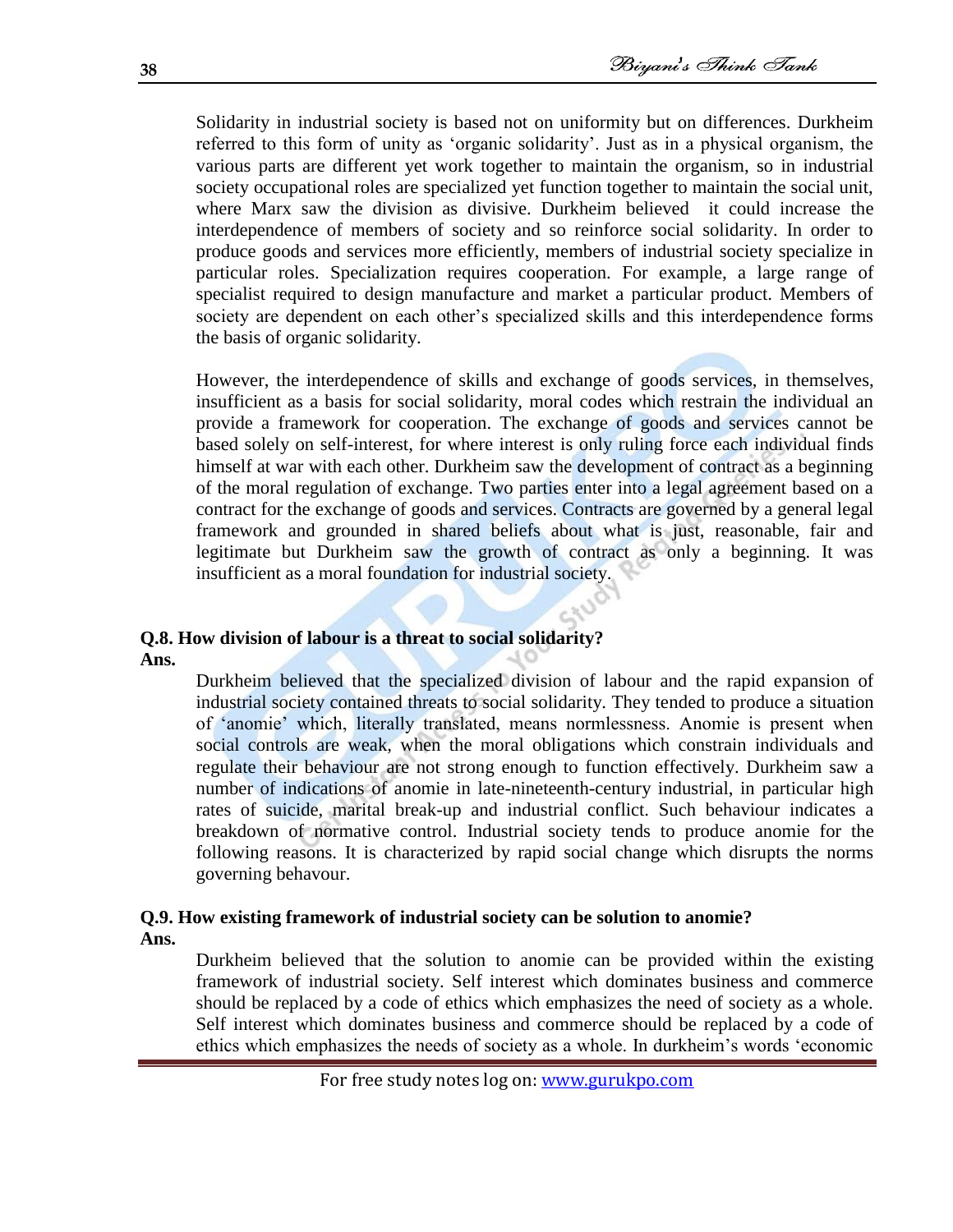Solidarity in industrial society is based not on uniformity but on differences. Durkheim referred to this form of unity as 'organic solidarity'. Just as in a physical organism, the various parts are different yet work together to maintain the organism, so in industrial society occupational roles are specialized yet function together to maintain the social unit, where Marx saw the division as divisive. Durkheim believed it could increase the interdependence of members of society and so reinforce social solidarity. In order to produce goods and services more efficiently, members of industrial society specialize in particular roles. Specialization requires cooperation. For example, a large range of specialist required to design manufacture and market a particular product. Members of society are dependent on each other's specialized skills and this interdependence forms the basis of organic solidarity.

However, the interdependence of skills and exchange of goods services, in themselves, insufficient as a basis for social solidarity, moral codes which restrain the individual an provide a framework for cooperation. The exchange of goods and services cannot be based solely on self-interest, for where interest is only ruling force each individual finds himself at war with each other. Durkheim saw the development of contract as a beginning of the moral regulation of exchange. Two parties enter into a legal agreement based on a contract for the exchange of goods and services. Contracts are governed by a general legal framework and grounded in shared beliefs about what is just, reasonable, fair and legitimate but Durkheim saw the growth of contract as only a beginning. It was insufficient as a moral foundation for industrial society.

**Q.8. How division of labour is a threat to social solidarity?**

**Ans.**

Durkheim believed that the specialized division of labour and the rapid expansion of industrial society contained threats to social solidarity. They tended to produce a situation of 'anomie' which, literally translated, means normlessness. Anomie is present when social controls are weak, when the moral obligations which constrain individuals and regulate their behaviour are not strong enough to function effectively. Durkheim saw a number of indications of anomie in late-nineteenth-century industrial, in particular high rates of suicide, marital break-up and industrial conflict. Such behaviour indicates a breakdown of normative control. Industrial society tends to produce anomie for the following reasons. It is characterized by rapid social change which disrupts the norms governing behavour.

**Q.9. How existing framework of industrial society can be solution to anomie?**

**Ans.**

Durkheim believed that the solution to anomie can be provided within the existing framework of industrial society. Self interest which dominates business and commerce should be replaced by a code of ethics which emphasizes the need of society as a whole. Self interest which dominates business and commerce should be replaced by a code of ethics which emphasizes the needs of society as a whole. In durkheim's words 'economic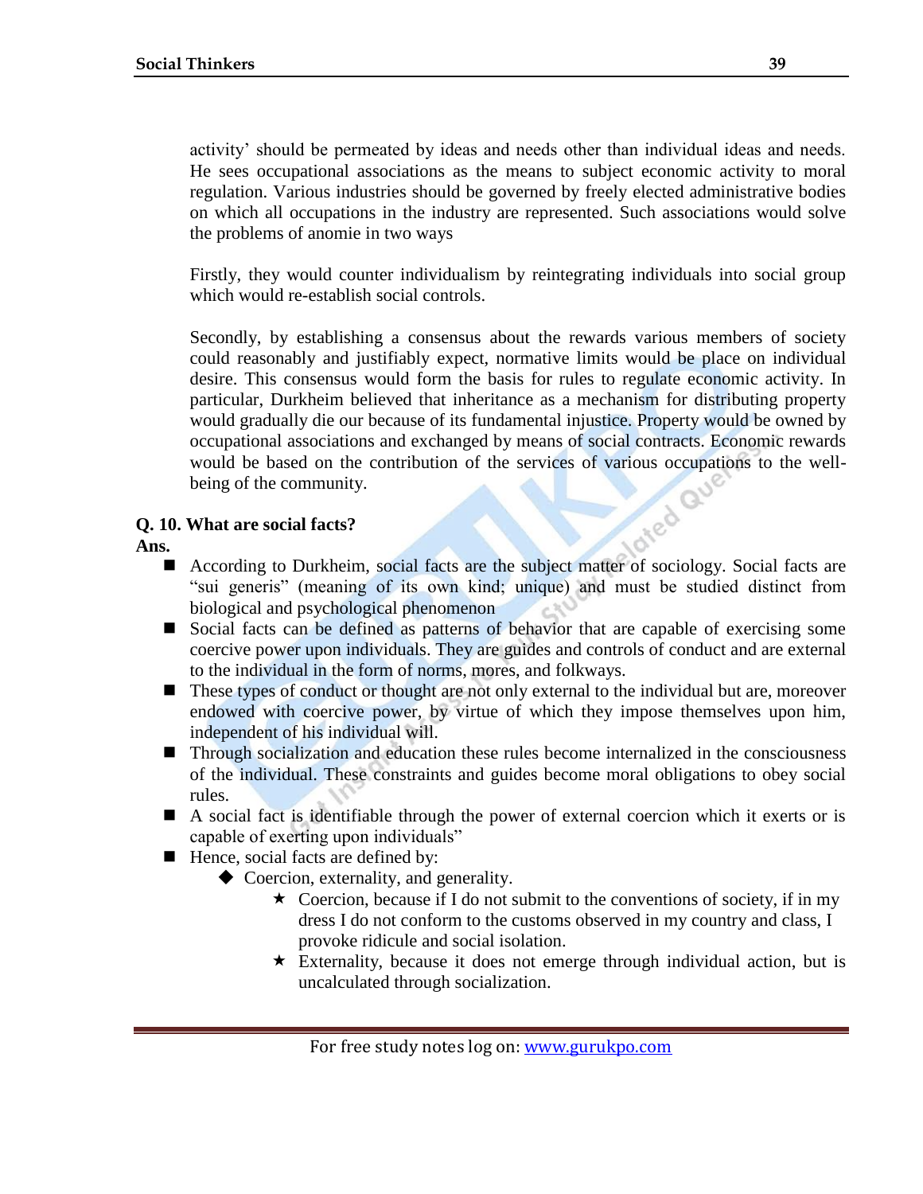activity' should be permeated by ideas and needs other than individual ideas and needs. He sees occupational associations as the means to subject economic activity to moral regulation. Various industries should be governed by freely elected administrative bodies on which all occupations in the industry are represented. Such associations would solve the problems of anomie in two ways

Firstly, they would counter individualism by reintegrating individuals into social group which would re-establish social controls.

Secondly, by establishing a consensus about the rewards various members of society could reasonably and justifiably expect, normative limits would be place on individual desire. This consensus would form the basis for rules to regulate economic activity. In particular, Durkheim believed that inheritance as a mechanism for distributing property would gradually die our because of its fundamental injustice. Property would be owned by occupational associations and exchanged by means of social contracts. Economic rewards would be based on the contribution of the services of various occupations to the well-being of the community.

**Q. 10. What are social facts?**

**Ans.**

- According to Durkheim, social facts are the subject matter of sociology. Social facts are "sui generis" (meaning of its own kind; unique) and must be studied distinct from biological and psychological phenomenon
- Social facts can be defined as patterns of behavior that are capable of exercising some coercive power upon individuals. They are guides and controls of conduct and are external to the individual in the form of norms, mores, and folkways.
- These types of conduct or thought are not only external to the individual but are, moreover endowed with coercive power, by virtue of which they impose themselves upon him, independent of his individual will.
- Through socialization and education these rules become internalized in the consciousness of the individual. These constraints and guides become moral obligations to obey social rules.
- A social fact is identifiable through the power of external coercion which it exerts or is capable of exerting upon individuals"
- Hence, social facts are defined by:
  - Coercion, externality, and generality.
    - Coercion, because if I do not submit to the conventions of society, if in my dress I do not conform to the customs observed in my country and class, I provoke ridicule and social isolation.
    - Externality, because it does not emerge through individual action, but is uncalculated through socialization.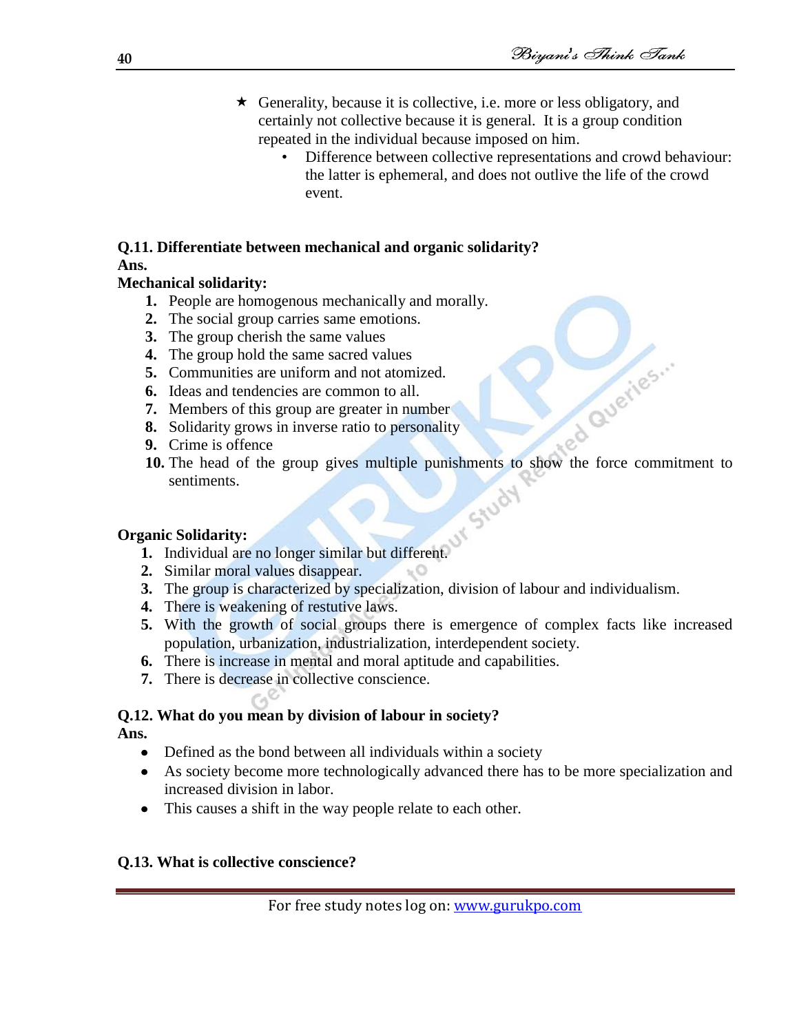★ Generality, because it is collective, i.e. more or less obligatory, and certainly not collective because it is general. It is a group condition repeated in the individual because imposed on him.
   - Difference between collective representations and crowd behaviour: the latter is ephemeral, and does not outlive the life of the crowd event.

**Q.11. Differentiate between mechanical and organic solidarity?**

**Ans.**

**Mechanical solidarity:**

1. People are homogenous mechanically and morally.
2. The social group carries same emotions.
3. The group cherish the same values
4. The group hold the same sacred values
5. Communities are uniform and not atomized.
6. Ideas and tendencies are common to all.
7. Members of this group are greater in number
8. Solidarity grows in inverse ratio to personality
9. Crime is offence
10. The head of the group gives multiple punishments to show the force commitment to sentiments.

**Organic Solidarity:**

1. Individual are no longer similar but different.
2. Similar moral values disappear.
3. The group is characterized by specialization, division of labour and individualism.
4. There is weakening of restutive laws.
5. With the growth of social groups there is emergence of complex facts like increased population, urbanization, industrialization, interdependent society.
6. There is increase in mental and moral aptitude and capabilities.
7. There is decrease in collective conscience.

**Q.12. What do you mean by division of labour in society?**

**Ans.**

- Defined as the bond between all individuals within a society
- As society become more technologically advanced there has to be more specialization and increased division in labor.
- This causes a shift in the way people relate to each other.

**Q.13. What is collective conscience?**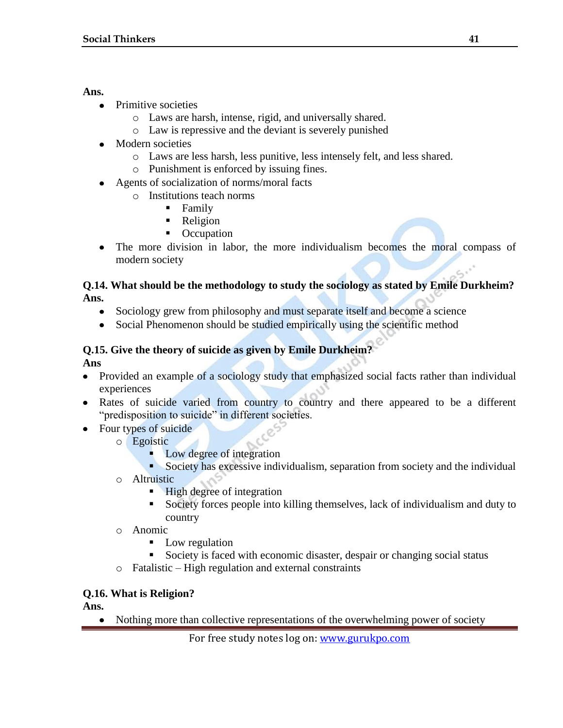**Ans.**

- Primitive societies
  - Laws are harsh, intense, rigid, and universally shared.
  - Law is repressive and the deviant is severely punished
- Modern societies
  - Laws are less harsh, less punitive, less intensely felt, and less shared.
  - Punishment is enforced by issuing fines.
- Agents of socialization of norms/moral facts
  - Institutions teach norms
    - Family
    - Religion
    - Occupation
- The more division in labor, the more individualism becomes the moral compass of modern society

**Q.14. What should be the methodology to study the sociology as stated by Emile Durkheim?**
**Ans.**

- Sociology grew from philosophy and must separate itself and become a science
- Social Phenomenon should be studied empirically using the scientific method

**Q.15. Give the theory of suicide as given by Emile Durkheim?**
**Ans**

- Provided an example of a sociology study that emphasized social facts rather than individual experiences
- Rates of suicide varied from country to country and there appeared to be a different "predisposition to suicide" in different societies.
- Four types of suicide
  - Egoistic
    - Low degree of integration
    - Society has excessive individualism, separation from society and the individual
  - Altruistic
    - High degree of integration
    - Society forces people into killing themselves, lack of individualism and duty to country
  - Anomic
    - Low regulation
    - Society is faced with economic disaster, despair or changing social status
  - Fatalistic – High regulation and external constraints

**Q.16. What is Religion?**
**Ans.**

- Nothing more than collective representations of the overwhelming power of society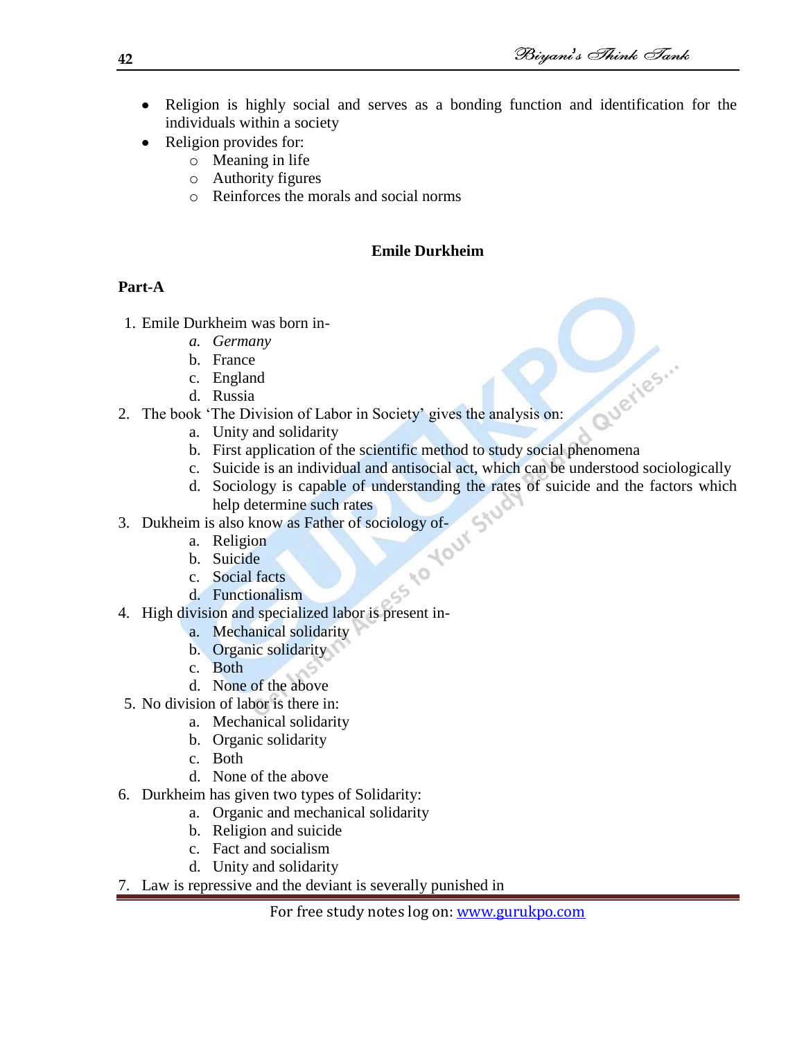- Religion is highly social and serves as a bonding function and identification for the individuals within a society
- Religion provides for:
  - Meaning in life
  - Authority figures
  - Reinforces the morals and social norms

## Emile Durkheim

**Part-A**

1. Emile Durkheim was born in-
   a. *Germany*
   b. France
   c. England
   d. Russia
2. The book 'The Division of Labor in Society' gives the analysis on:
   a. Unity and solidarity
   b. First application of the scientific method to study social phenomena
   c. Suicide is an individual and antisocial act, which can be understood sociologically
   d. Sociology is capable of understanding the rates of suicide and the factors which help determine such rates
3. Dukheim is also know as Father of sociology of-
   a. Religion
   b. Suicide
   c. Social facts
   d. Functionalism
4. High division and specialized labor is present in-
   a. Mechanical solidarity
   b. Organic solidarity
   c. Both
   d. None of the above
5. No division of labor is there in:
   a. Mechanical solidarity
   b. Organic solidarity
   c. Both
   d. None of the above
6. Durkheim has given two types of Solidarity:
   a. Organic and mechanical solidarity
   b. Religion and suicide
   c. Fact and socialism
   d. Unity and solidarity
7. Law is repressive and the deviant is severally punished in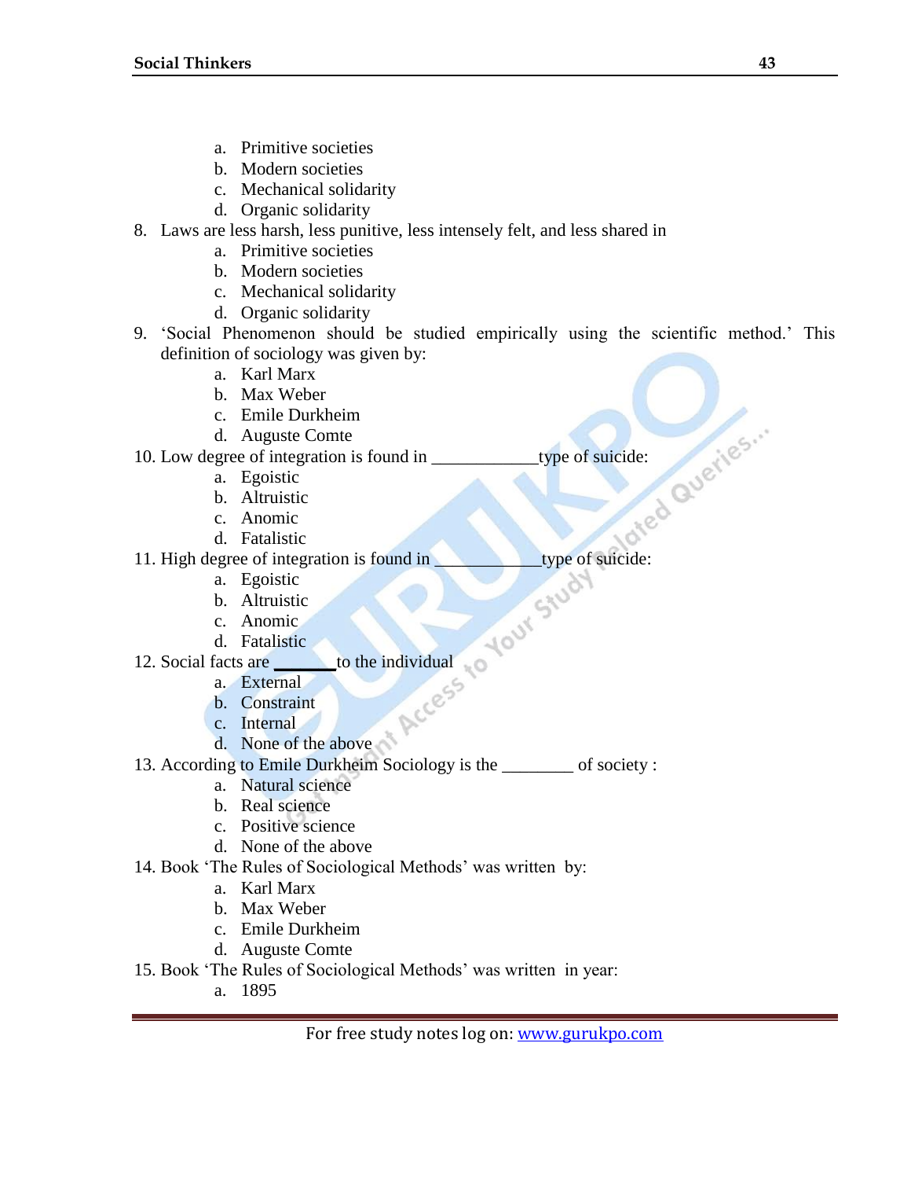a. Primitive societies
   b. Modern societies
   c. Mechanical solidarity
   d. Organic solidarity

8. Laws are less harsh, less punitive, less intensely felt, and less shared in
   a. Primitive societies
   b. Modern societies
   c. Mechanical solidarity
   d. Organic solidarity
9. 'Social Phenomenon should be studied empirically using the scientific method.' This definition of sociology was given by:
   a. Karl Marx
   b. Max Weber
   c. Emile Durkheim
   d. Auguste Comte
10. Low degree of integration is found in ____________type of suicide:
    a. Egoistic
    b. Altruistic
    c. Anomic
    d. Fatalistic
11. High degree of integration is found in ____________type of suicide:
    a. Egoistic
    b. Altruistic
    c. Anomic
    d. Fatalistic
12. Social facts are _______to the individual
    a. External
    b. Constraint
    c. Internal
    d. None of the above
13. According to Emile Durkheim Sociology is the ________ of society :
    a. Natural science
    b. Real science
    c. Positive science
    d. None of the above
14. Book 'The Rules of Sociological Methods' was written by:
    a. Karl Marx
    b. Max Weber
    c. Emile Durkheim
    d. Auguste Comte
15. Book 'The Rules of Sociological Methods' was written in year:
    a. 1895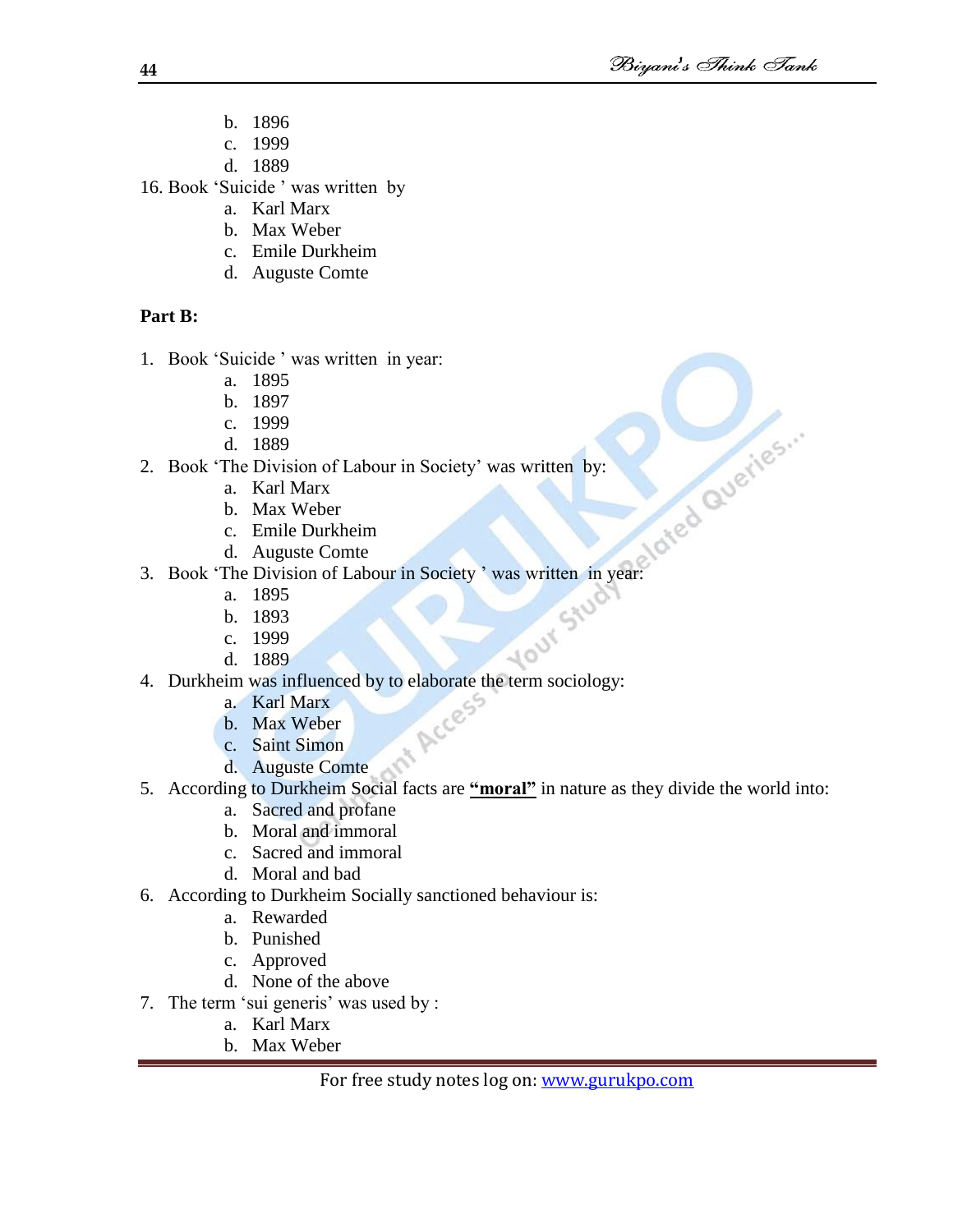b. 1896
   c. 1999
   d. 1889

16. Book 'Suicide ' was written by
   a. Karl Marx
   b. Max Weber
   c. Emile Durkheim
   d. Auguste Comte

**Part B:**

1. Book 'Suicide ' was written in year:
   a. 1895
   b. 1897
   c. 1999
   d. 1889
2. Book 'The Division of Labour in Society' was written by:
   a. Karl Marx
   b. Max Weber
   c. Emile Durkheim
   d. Auguste Comte
3. Book 'The Division of Labour in Society ' was written in year:
   a. 1895
   b. 1893
   c. 1999
   d. 1889
4. Durkheim was influenced by to elaborate the term sociology:
   a. Karl Marx
   b. Max Weber
   c. Saint Simon
   d. Auguste Comte
5. According to Durkheim Social facts are **"moral"** in nature as they divide the world into:
   a. Sacred and profane
   b. Moral and immoral
   c. Sacred and immoral
   d. Moral and bad
6. According to Durkheim Socially sanctioned behaviour is:
   a. Rewarded
   b. Punished
   c. Approved
   d. None of the above
7. The term 'sui generis' was used by :
   a. Karl Marx
   b. Max Weber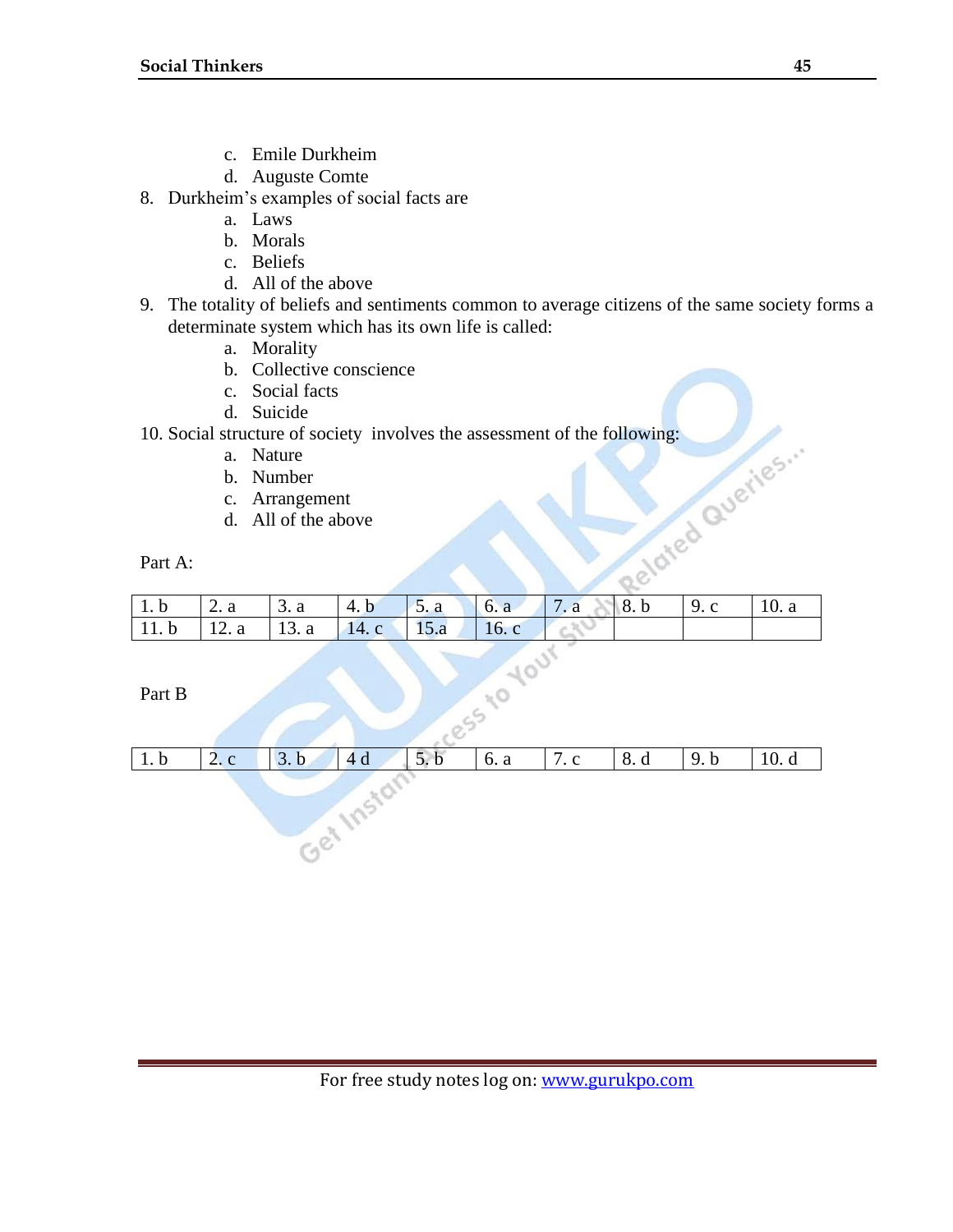c. Emile Durkheim
d. Auguste Comte

8. Durkheim's examples of social facts are
   a. Laws
   b. Morals
   c. Beliefs
   d. All of the above

9. The totality of beliefs and sentiments common to average citizens of the same society forms a determinate system which has its own life is called:
   a. Morality
   b. Collective conscience
   c. Social facts
   d. Suicide

10. Social structure of society involves the assessment of the following:
    a. Nature
    b. Number
    c. Arrangement
    d. All of the above

Part A:

| | | | | | | | | | |
|---|---|---|---|---|---|---|---|---|---|
| 1. b | 2. a | 3. a | 4. b | 5. a | 6. a | 7. a | 8. b | 9. c | 10. a |
| 11. b | 12. a | 13. a | 14. c | 15.a | 16. c | | | | |

Part B

| | | | | | | | | | |
|---|---|---|---|---|---|---|---|---|---|
| 1. b | 2. c | 3. b | 4 d | 5. b | 6. a | 7. c | 8. d | 9. b | 10. d |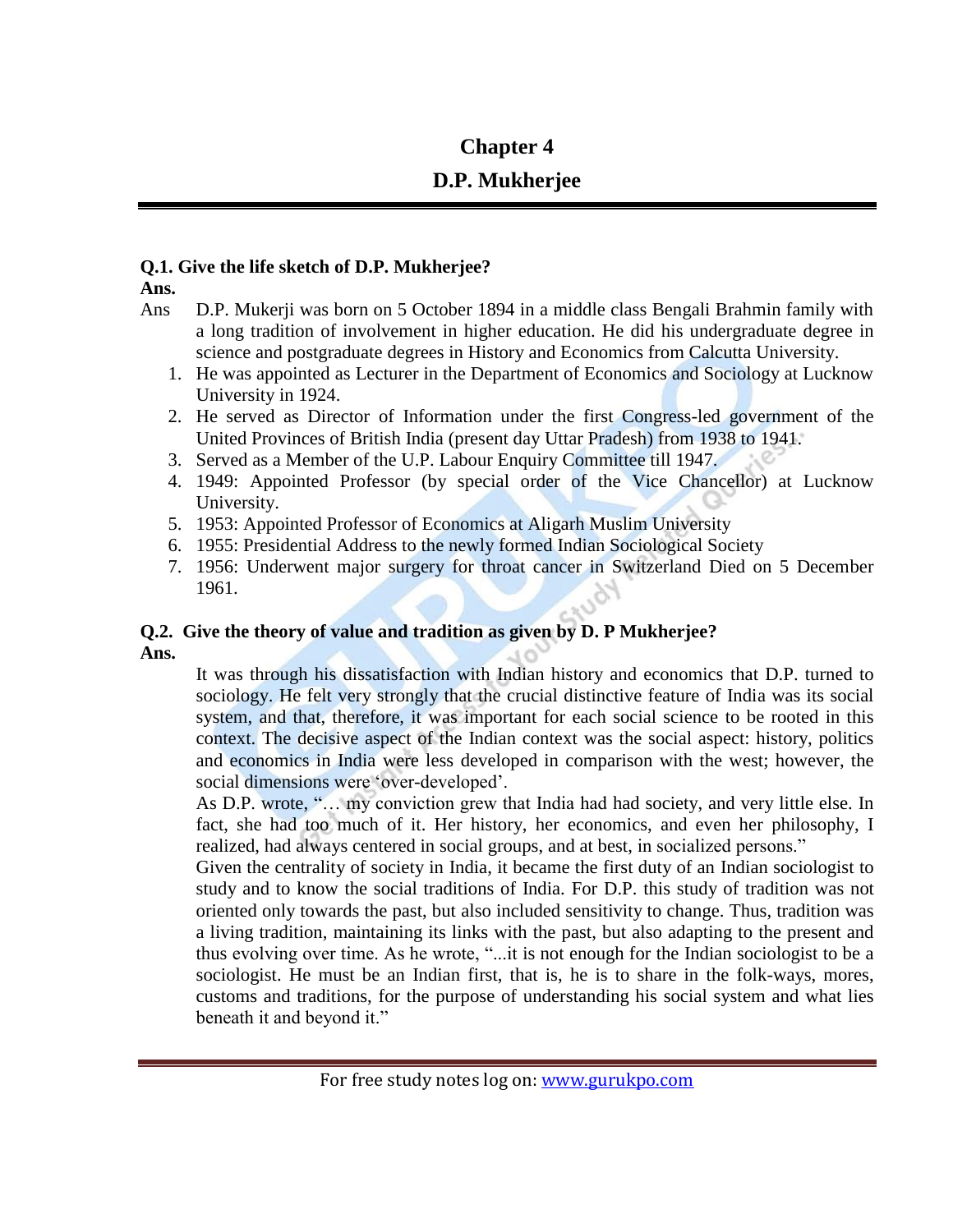# Chapter 4

# D.P. Mukherjee

**Q.1. Give the life sketch of D.P. Mukherjee?**

**Ans.**

Ans D.P. Mukerji was born on 5 October 1894 in a middle class Bengali Brahmin family with a long tradition of involvement in higher education. He did his undergraduate degree in science and postgraduate degrees in History and Economics from Calcutta University.

1. He was appointed as Lecturer in the Department of Economics and Sociology at Lucknow University in 1924.
2. He served as Director of Information under the first Congress-led government of the United Provinces of British India (present day Uttar Pradesh) from 1938 to 1941.
3. Served as a Member of the U.P. Labour Enquiry Committee till 1947.
4. 1949: Appointed Professor (by special order of the Vice Chancellor) at Lucknow University.
5. 1953: Appointed Professor of Economics at Aligarh Muslim University
6. 1955: Presidential Address to the newly formed Indian Sociological Society
7. 1956: Underwent major surgery for throat cancer in Switzerland Died on 5 December 1961.

**Q.2. Give the theory of value and tradition as given by D. P Mukherjee?**

**Ans.**

It was through his dissatisfaction with Indian history and economics that D.P. turned to sociology. He felt very strongly that the crucial distinctive feature of India was its social system, and that, therefore, it was important for each social science to be rooted in this context. The decisive aspect of the Indian context was the social aspect: history, politics and economics in India were less developed in comparison with the west; however, the social dimensions were 'over-developed'.

As D.P. wrote, "… my conviction grew that India had had society, and very little else. In fact, she had too much of it. Her history, her economics, and even her philosophy, I realized, had always centered in social groups, and at best, in socialized persons."

Given the centrality of society in India, it became the first duty of an Indian sociologist to study and to know the social traditions of India. For D.P. this study of tradition was not oriented only towards the past, but also included sensitivity to change. Thus, tradition was a living tradition, maintaining its links with the past, but also adapting to the present and thus evolving over time. As he wrote, "...it is not enough for the Indian sociologist to be a sociologist. He must be an Indian first, that is, he is to share in the folk-ways, mores, customs and traditions, for the purpose of understanding his social system and what lies beneath it and beyond it."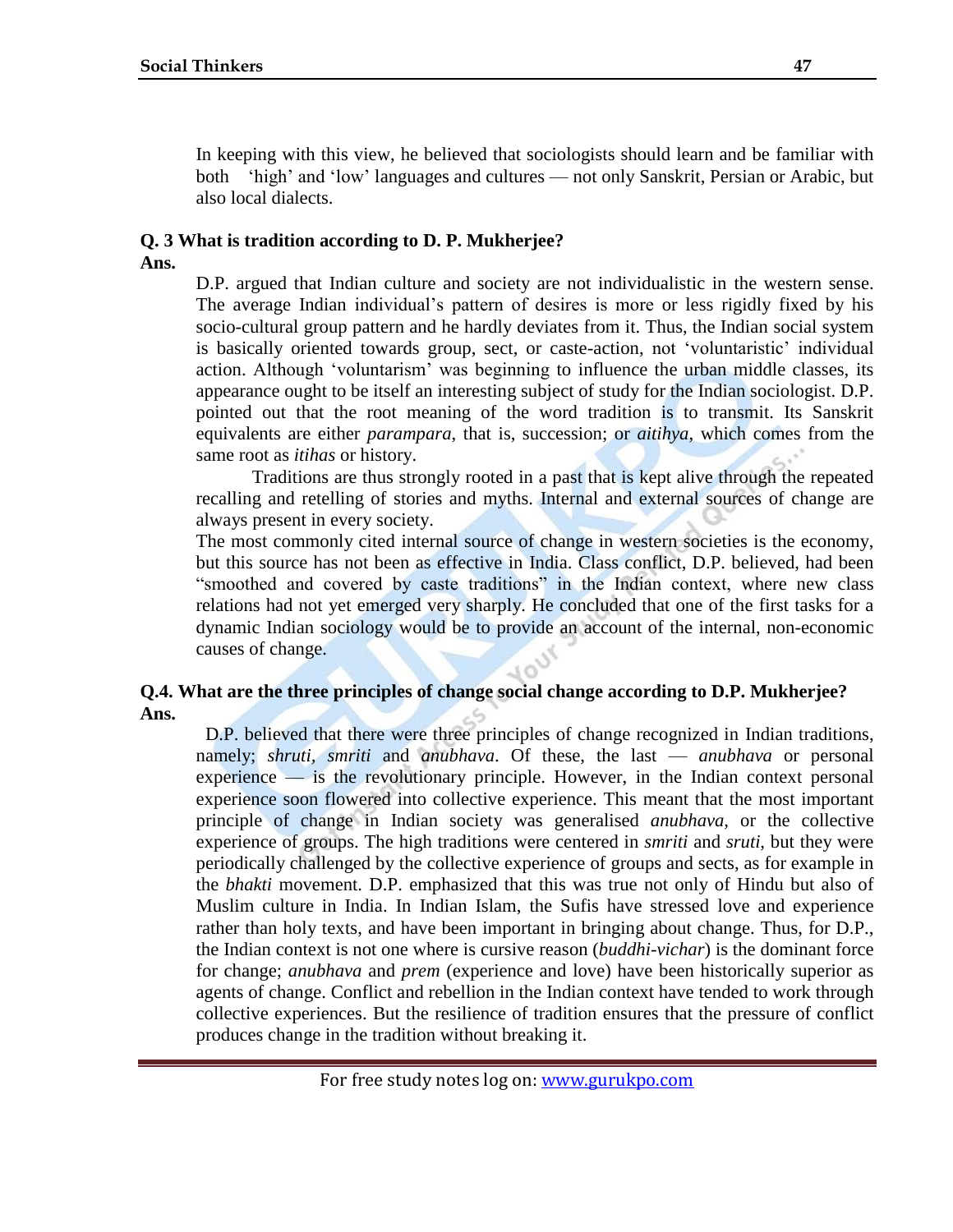In keeping with this view, he believed that sociologists should learn and be familiar with both 'high' and 'low' languages and cultures — not only Sanskrit, Persian or Arabic, but also local dialects.

**Q. 3 What is tradition according to D. P. Mukherjee?**

**Ans.**

D.P. argued that Indian culture and society are not individualistic in the western sense. The average Indian individual's pattern of desires is more or less rigidly fixed by his socio-cultural group pattern and he hardly deviates from it. Thus, the Indian social system is basically oriented towards group, sect, or caste-action, not 'voluntaristic' individual action. Although 'voluntarism' was beginning to influence the urban middle classes, its appearance ought to be itself an interesting subject of study for the Indian sociologist. D.P. pointed out that the root meaning of the word tradition is to transmit. Its Sanskrit equivalents are either *parampara*, that is, succession; or *aitihya*, which comes from the same root as *itihas* or history.

Traditions are thus strongly rooted in a past that is kept alive through the repeated recalling and retelling of stories and myths. Internal and external sources of change are always present in every society.

The most commonly cited internal source of change in western societies is the economy, but this source has not been as effective in India. Class conflict, D.P. believed, had been "smoothed and covered by caste traditions" in the Indian context, where new class relations had not yet emerged very sharply. He concluded that one of the first tasks for a dynamic Indian sociology would be to provide an account of the internal, non-economic causes of change.

**Q.4. What are the three principles of change social change according to D.P. Mukherjee?**

**Ans.**

D.P. believed that there were three principles of change recognized in Indian traditions, namely; *shruti*, *smriti* and *anubhava*. Of these, the last — *anubhava* or personal experience — is the revolutionary principle. However, in the Indian context personal experience soon flowered into collective experience. This meant that the most important principle of change in Indian society was generalised *anubhava*, or the collective experience of groups. The high traditions were centered in *smriti* and *sruti*, but they were periodically challenged by the collective experience of groups and sects, as for example in the *bhakti* movement. D.P. emphasized that this was true not only of Hindu but also of Muslim culture in India. In Indian Islam, the Sufis have stressed love and experience rather than holy texts, and have been important in bringing about change. Thus, for D.P., the Indian context is not one where is cursive reason (*buddhi-vichar*) is the dominant force for change; *anubhava* and *prem* (experience and love) have been historically superior as agents of change. Conflict and rebellion in the Indian context have tended to work through collective experiences. But the resilience of tradition ensures that the pressure of conflict produces change in the tradition without breaking it.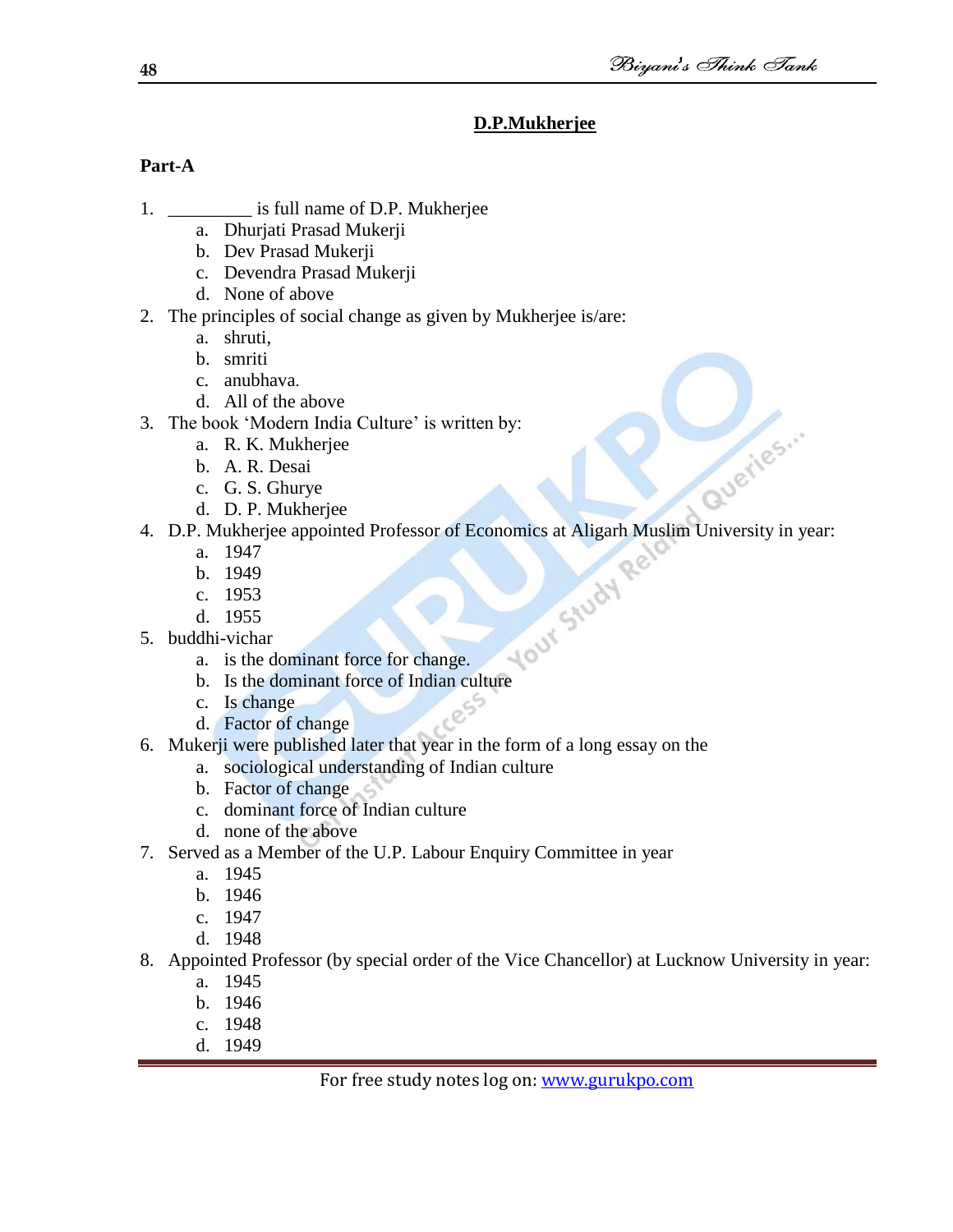## D.P.Mukherjee

**Part-A**

1. _________ is full name of D.P. Mukherjee
   a. Dhurjati Prasad Mukerji
   b. Dev Prasad Mukerji
   c. Devendra Prasad Mukerji
   d. None of above
2. The principles of social change as given by Mukherjee is/are:
   a. shruti,
   b. smriti
   c. anubhava.
   d. All of the above
3. The book 'Modern India Culture' is written by:
   a. R. K. Mukherjee
   b. A. R. Desai
   c. G. S. Ghurye
   d. D. P. Mukherjee
4. D.P. Mukherjee appointed Professor of Economics at Aligarh Muslim University in year:
   a. 1947
   b. 1949
   c. 1953
   d. 1955
5. buddhi-vichar
   a. is the dominant force for change.
   b. Is the dominant force of Indian culture
   c. Is change
   d. Factor of change
6. Mukerji were published later that year in the form of a long essay on the
   a. sociological understanding of Indian culture
   b. Factor of change
   c. dominant force of Indian culture
   d. none of the above
7. Served as a Member of the U.P. Labour Enquiry Committee in year
   a. 1945
   b. 1946
   c. 1947
   d. 1948
8. Appointed Professor (by special order of the Vice Chancellor) at Lucknow University in year:
   a. 1945
   b. 1946
   c. 1948
   d. 1949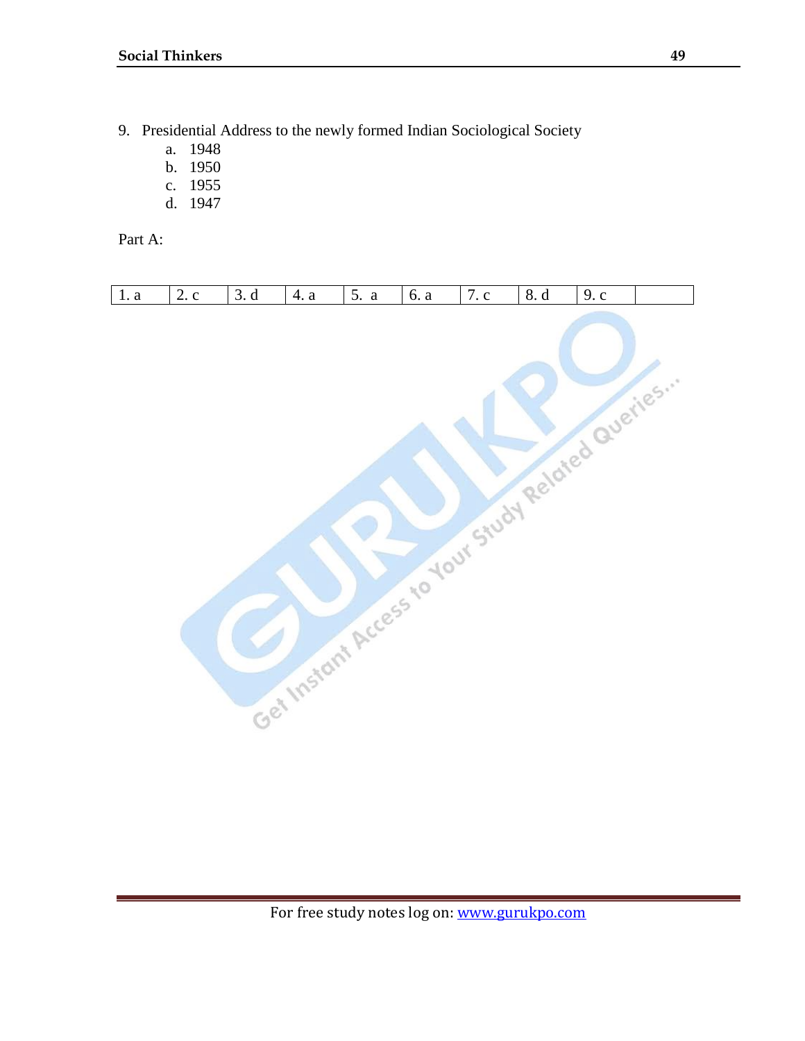9. Presidential Address to the newly formed Indian Sociological Society
   a. 1948
   b. 1950
   c. 1955
   d. 1947

Part A:

| 1. a | 2. c | 3. d | 4. a | 5. a | 6. a | 7. c | 8. d | 9. c | |
|---|---|---|---|---|---|---|---|---|---|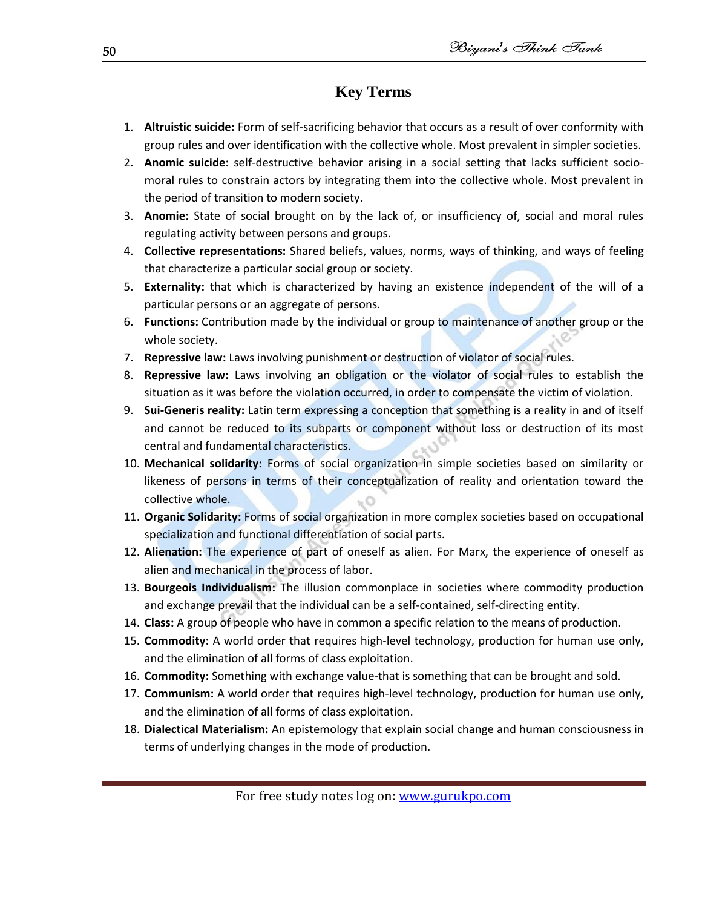## Key Terms

1. **Altruistic suicide:** Form of self-sacrificing behavior that occurs as a result of over conformity with group rules and over identification with the collective whole. Most prevalent in simpler societies.
2. **Anomic suicide:** self-destructive behavior arising in a social setting that lacks sufficient socio-moral rules to constrain actors by integrating them into the collective whole. Most prevalent in the period of transition to modern society.
3. **Anomie:** State of social brought on by the lack of, or insufficiency of, social and moral rules regulating activity between persons and groups.
4. **Collective representations:** Shared beliefs, values, norms, ways of thinking, and ways of feeling that characterize a particular social group or society.
5. **Externality:** that which is characterized by having an existence independent of the will of a particular persons or an aggregate of persons.
6. **Functions:** Contribution made by the individual or group to maintenance of another group or the whole society.
7. **Repressive law:** Laws involving punishment or destruction of violator of social rules.
8. **Repressive law:** Laws involving an obligation or the violator of social rules to establish the situation as it was before the violation occurred, in order to compensate the victim of violation.
9. **Sui-Generis reality:** Latin term expressing a conception that something is a reality in and of itself and cannot be reduced to its subparts or component without loss or destruction of its most central and fundamental characteristics.
10. **Mechanical solidarity:** Forms of social organization in simple societies based on similarity or likeness of persons in terms of their conceptualization of reality and orientation toward the collective whole.
11. **Organic Solidarity:** Forms of social organization in more complex societies based on occupational specialization and functional differentiation of social parts.
12. **Alienation:** The experience of part of oneself as alien. For Marx, the experience of oneself as alien and mechanical in the process of labor.
13. **Bourgeois Individualism:** The illusion commonplace in societies where commodity production and exchange prevail that the individual can be a self-contained, self-directing entity.
14. **Class:** A group of people who have in common a specific relation to the means of production.
15. **Commodity:** A world order that requires high-level technology, production for human use only, and the elimination of all forms of class exploitation.
16. **Commodity:** Something with exchange value-that is something that can be brought and sold.
17. **Communism:** A world order that requires high-level technology, production for human use only, and the elimination of all forms of class exploitation.
18. **Dialectical Materialism:** An epistemology that explain social change and human consciousness in terms of underlying changes in the mode of production.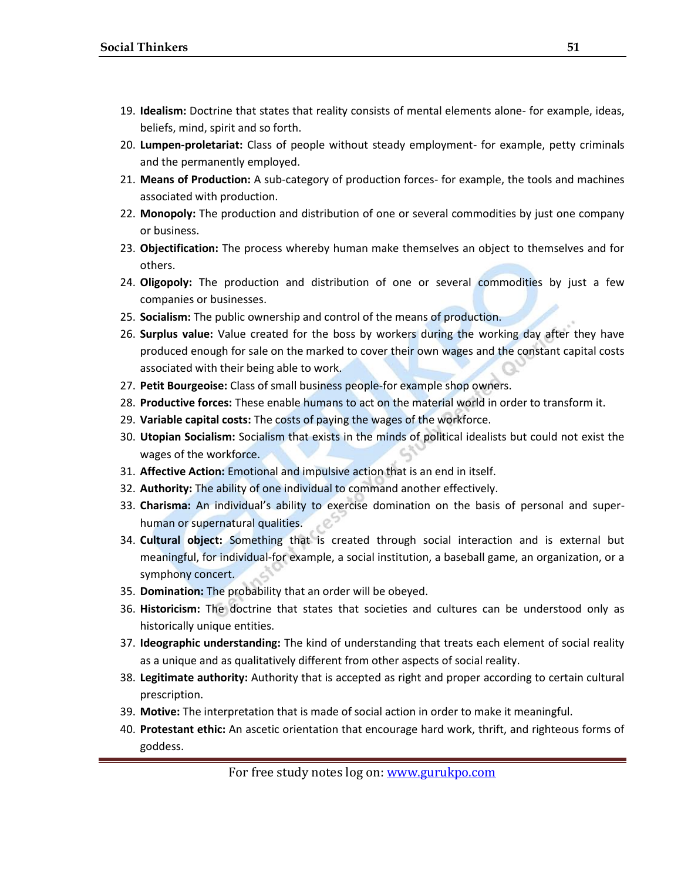19. **Idealism:** Doctrine that states that reality consists of mental elements alone- for example, ideas, beliefs, mind, spirit and so forth.
20. **Lumpen-proletariat:** Class of people without steady employment- for example, petty criminals and the permanently employed.
21. **Means of Production:** A sub-category of production forces- for example, the tools and machines associated with production.
22. **Monopoly:** The production and distribution of one or several commodities by just one company or business.
23. **Objectification:** The process whereby human make themselves an object to themselves and for others.
24. **Oligopoly:** The production and distribution of one or several commodities by just a few companies or businesses.
25. **Socialism:** The public ownership and control of the means of production.
26. **Surplus value:** Value created for the boss by workers during the working day after they have produced enough for sale on the marked to cover their own wages and the constant capital costs associated with their being able to work.
27. **Petit Bourgeoise:** Class of small business people-for example shop owners.
28. **Productive forces:** These enable humans to act on the material world in order to transform it.
29. **Variable capital costs:** The costs of paying the wages of the workforce.
30. **Utopian Socialism:** Socialism that exists in the minds of political idealists but could not exist the wages of the workforce.
31. **Affective Action:** Emotional and impulsive action that is an end in itself.
32. **Authority:** The ability of one individual to command another effectively.
33. **Charisma:** An individual's ability to exercise domination on the basis of personal and super-human or supernatural qualities.
34. **Cultural object:** Something that is created through social interaction and is external but meaningful, for individual-for example, a social institution, a baseball game, an organization, or a symphony concert.
35. **Domination:** The probability that an order will be obeyed.
36. **Historicism:** The doctrine that states that societies and cultures can be understood only as historically unique entities.
37. **Ideographic understanding:** The kind of understanding that treats each element of social reality as a unique and as qualitatively different from other aspects of social reality.
38. **Legitimate authority:** Authority that is accepted as right and proper according to certain cultural prescription.
39. **Motive:** The interpretation that is made of social action in order to make it meaningful.
40. **Protestant ethic:** An ascetic orientation that encourage hard work, thrift, and righteous forms of goddess.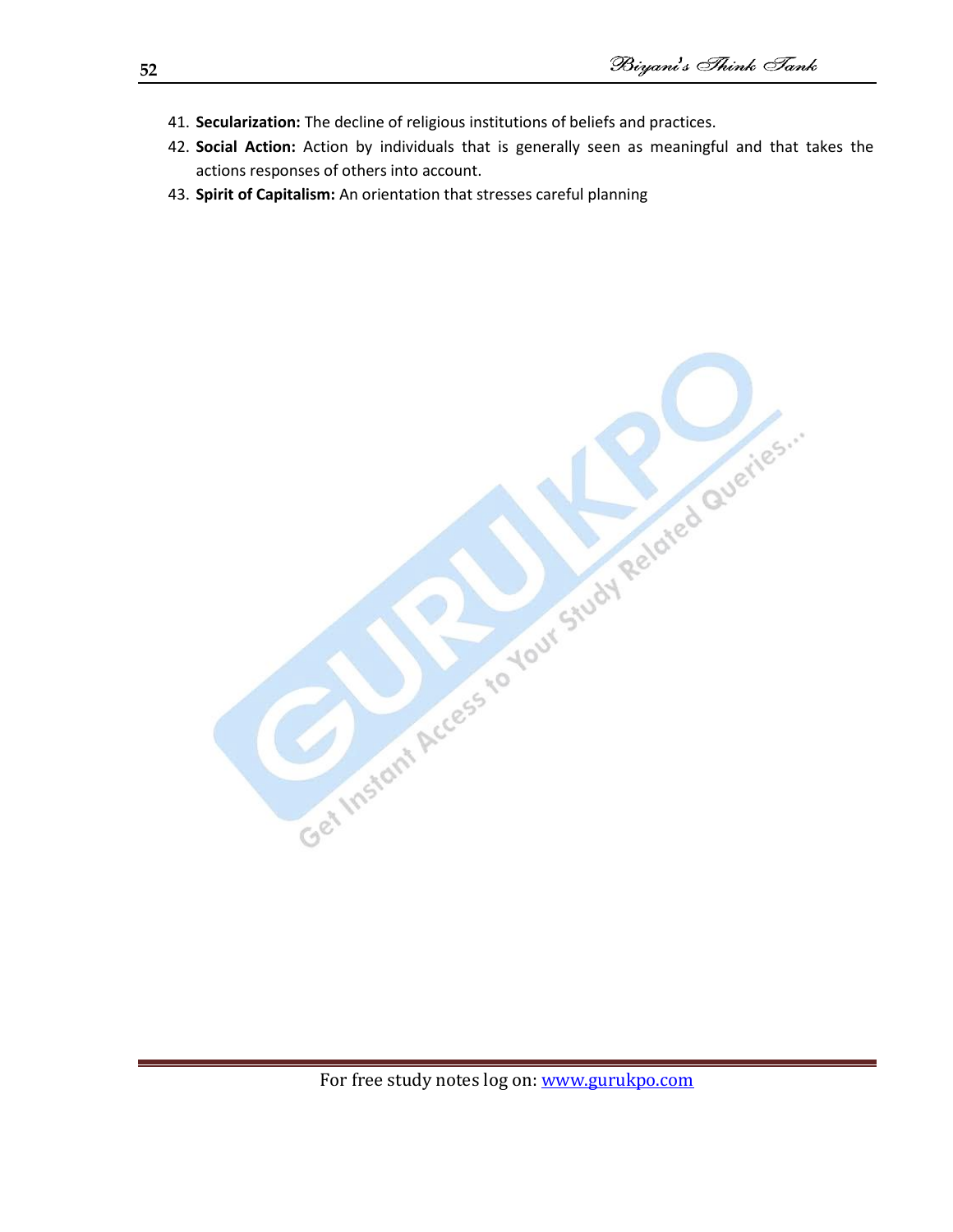41. **Secularization:** The decline of religious institutions of beliefs and practices.
42. **Social Action:** Action by individuals that is generally seen as meaningful and that takes the actions responses of others into account.
43. **Spirit of Capitalism:** An orientation that stresses careful planning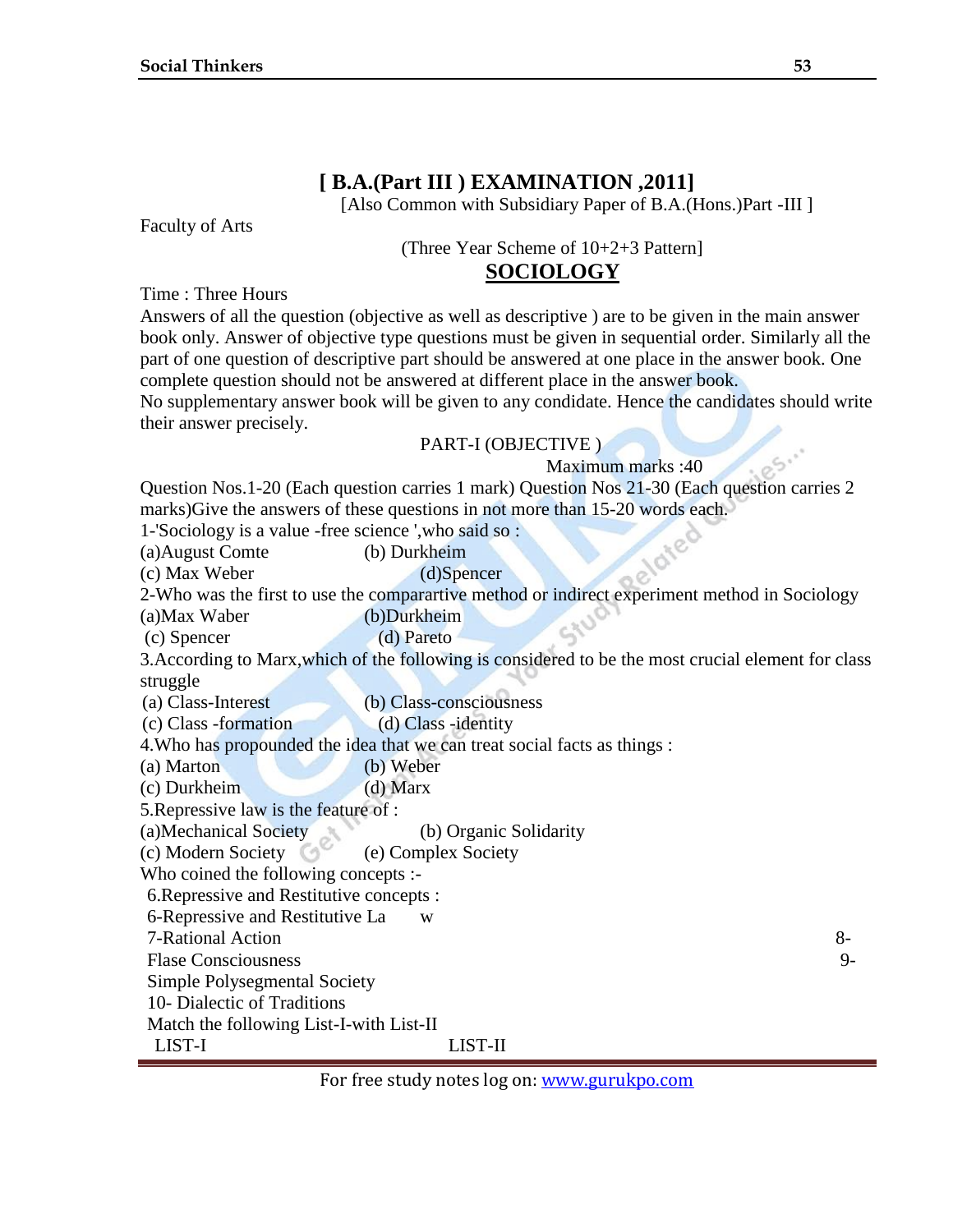# [ B.A.(Part III ) EXAMINATION ,2011]

[Also Common with Subsidiary Paper of B.A.(Hons.)Part -III ]

Faculty of Arts

(Three Year Scheme of 10+2+3 Pattern]

## SOCIOLOGY

Time : Three Hours

Answers of all the question (objective as well as descriptive ) are to be given in the main answer book only. Answer of objective type questions must be given in sequential order. Similarly all the part of one question of descriptive part should be answered at one place in the answer book. One complete question should not be answered at different place in the answer book.

No supplementary answer book will be given to any condidate. Hence the candidates should write their answer precisely.

PART-I (OBJECTIVE )

Maximum marks :40

Question Nos.1-20 (Each question carries 1 mark) Question Nos 21-30 (Each question carries 2 marks)Give the answers of these questions in not more than 15-20 words each.

1-'Sociology is a value -free science ',who said so :

(a)August Comte (b) Durkheim

(c) Max Weber (d)Spencer

2-Who was the first to use the comparartive method or indirect experiment method in Sociology

(a)Max Waber (b)Durkheim

(c) Spencer (d) Pareto

3.According to Marx,which of the following is considered to be the most crucial element for class struggle

(a) Class-Interest (b) Class-consciousness

(c) Class -formation (d) Class -identity

4.Who has propounded the idea that we can treat social facts as things :

(a) Marton (b) Weber

(c) Durkheim (d) Marx

5.Repressive law is the feature of :

(a)Mechanical Society (b) Organic Solidarity

(c) Modern Society (e) Complex Society

Who coined the following concepts :-

6.Repressive and Restitutive concepts :

6-Repressive and Restitutive La w

7-Rational Action 8-

Flase Consciousness 9-

Simple Polysegmental Society

10- Dialectic of Traditions

Match the following List-I-with List-II

LIST-I LIST-II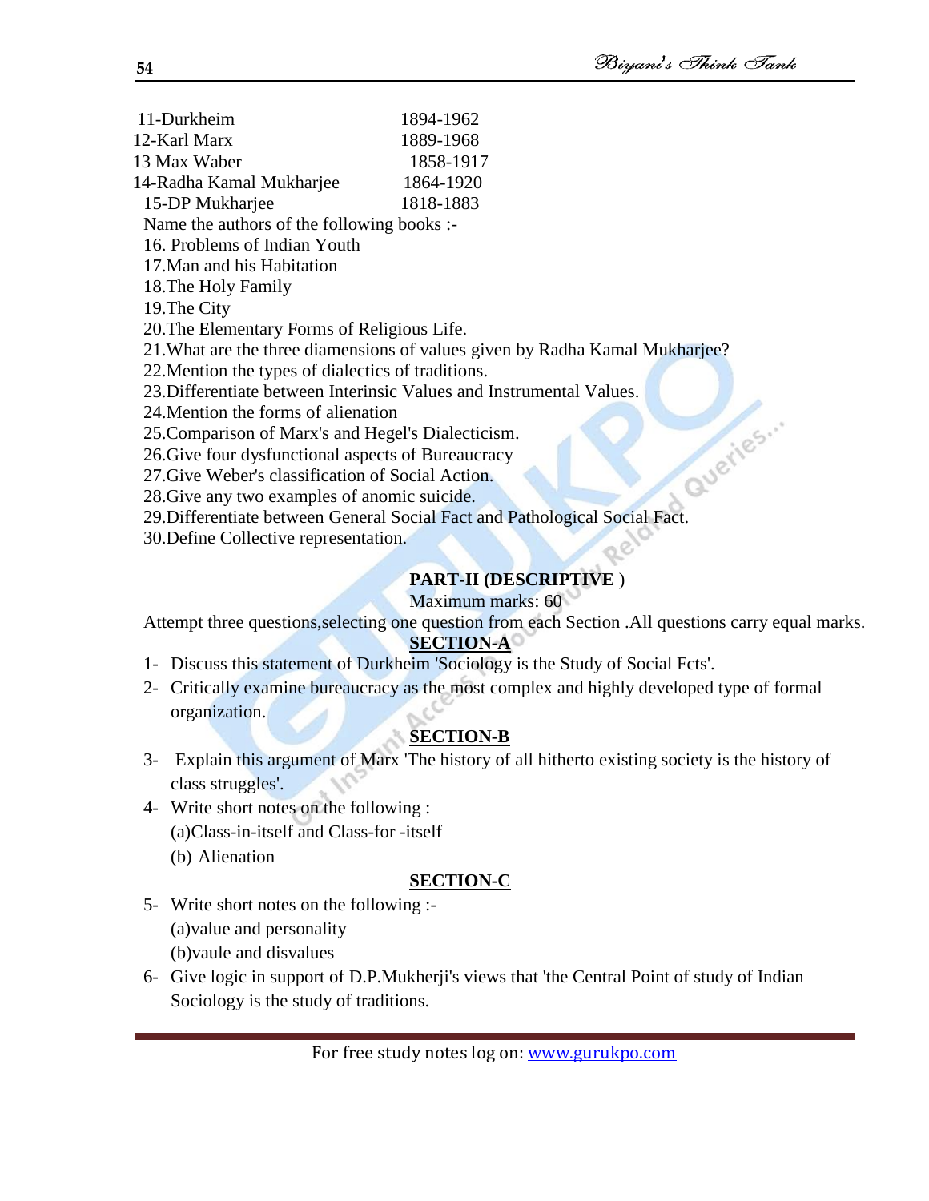11-Durkheim 1894-1962
12-Karl Marx 1889-1968
13 Max Waber 1858-1917
14-Radha Kamal Mukharjee 1864-1920
15-DP Mukharjee 1818-1883

Name the authors of the following books :-

16. Problems of Indian Youth
17.Man and his Habitation
18.The Holy Family
19.The City
20.The Elementary Forms of Religious Life.
21.What are the three diamensions of values given by Radha Kamal Mukharjee?
22.Mention the types of dialectics of traditions.
23.Differentiate between Interinsic Values and Instrumental Values.
24.Mention the forms of alienation
25.Comparison of Marx's and Hegel's Dialecticism.
26.Give four dysfunctional aspects of Bureaucracy
27.Give Weber's classification of Social Action.
28.Give any two examples of anomic suicide.
29.Differentiate between General Social Fact and Pathological Social Fact.
30.Define Collective representation.

## PART-II (DESCRIPTIVE )

Maximum marks: 60

Attempt three questions,selecting one question from each Section .All questions carry equal marks.

### SECTION-A

1- Discuss this statement of Durkheim 'Sociology is the Study of Social Fcts'.

2- Critically examine bureaucracy as the most complex and highly developed type of formal organization.

### SECTION-B

3- Explain this argument of Marx 'The history of all hitherto existing society is the history of class struggles'.

4- Write short notes on the following :

(a)Class-in-itself and Class-for -itself

(b) Alienation

### SECTION-C

5- Write short notes on the following :-

(a)value and personality

(b)vaule and disvalues

6- Give logic in support of D.P.Mukherji's views that 'the Central Point of study of Indian Sociology is the study of traditions.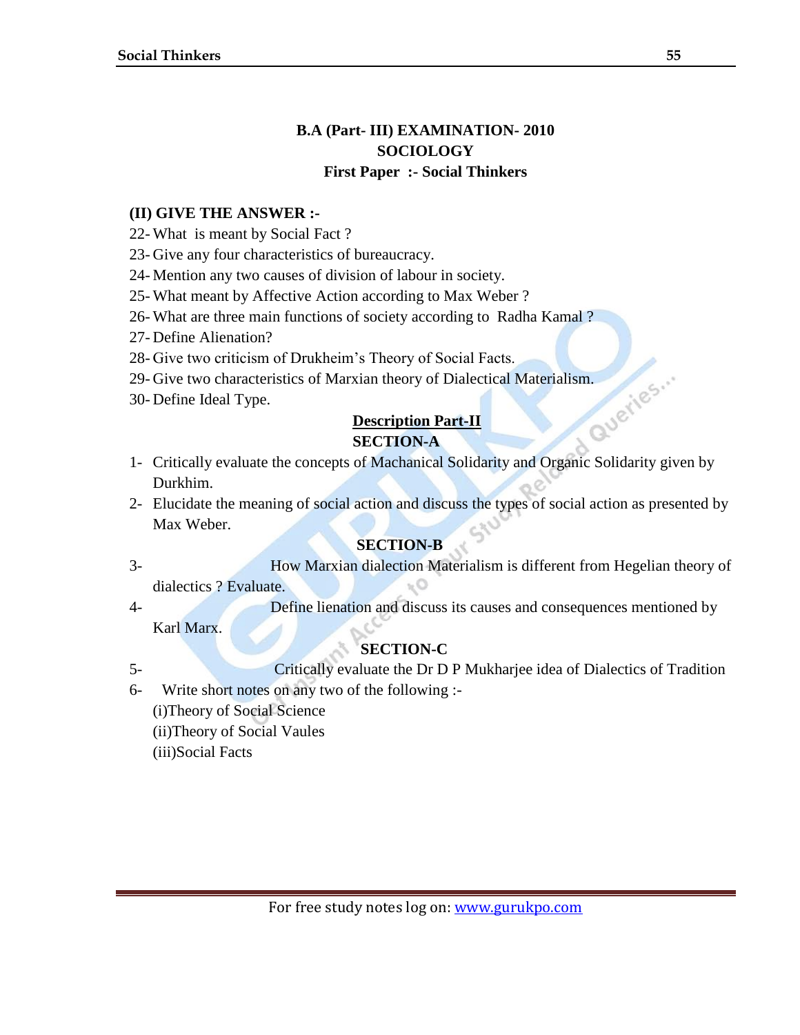**B.A (Part- III) EXAMINATION- 2010**
**SOCIOLOGY**
**First Paper :- Social Thinkers**

**(II) GIVE THE ANSWER :-**

22- What is meant by Social Fact ?
23- Give any four characteristics of bureaucracy.
24- Mention any two causes of division of labour in society.
25- What meant by Affective Action according to Max Weber ?
26- What are three main functions of society according to Radha Kamal ?
27- Define Alienation?
28- Give two criticism of Drukheim's Theory of Social Facts.
29- Give two characteristics of Marxian theory of Dialectical Materialism.
30- Define Ideal Type.

**<u>Description Part-II</u>**

**SECTION-A**

1- Critically evaluate the concepts of Machanical Solidarity and Organic Solidarity given by Durkhim.
2- Elucidate the meaning of social action and discuss the types of social action as presented by Max Weber.

**SECTION-B**

3- How Marxian dialection Materialism is different from Hegelian theory of dialectics ? Evaluate.
4- Define lienation and discuss its causes and consequences mentioned by Karl Marx.

**SECTION-C**

5- Critically evaluate the Dr D P Mukharjee idea of Dialectics of Tradition
6- Write short notes on any two of the following :-
   (i)Theory of Social Science
   (ii)Theory of Social Vaules
   (iii)Social Facts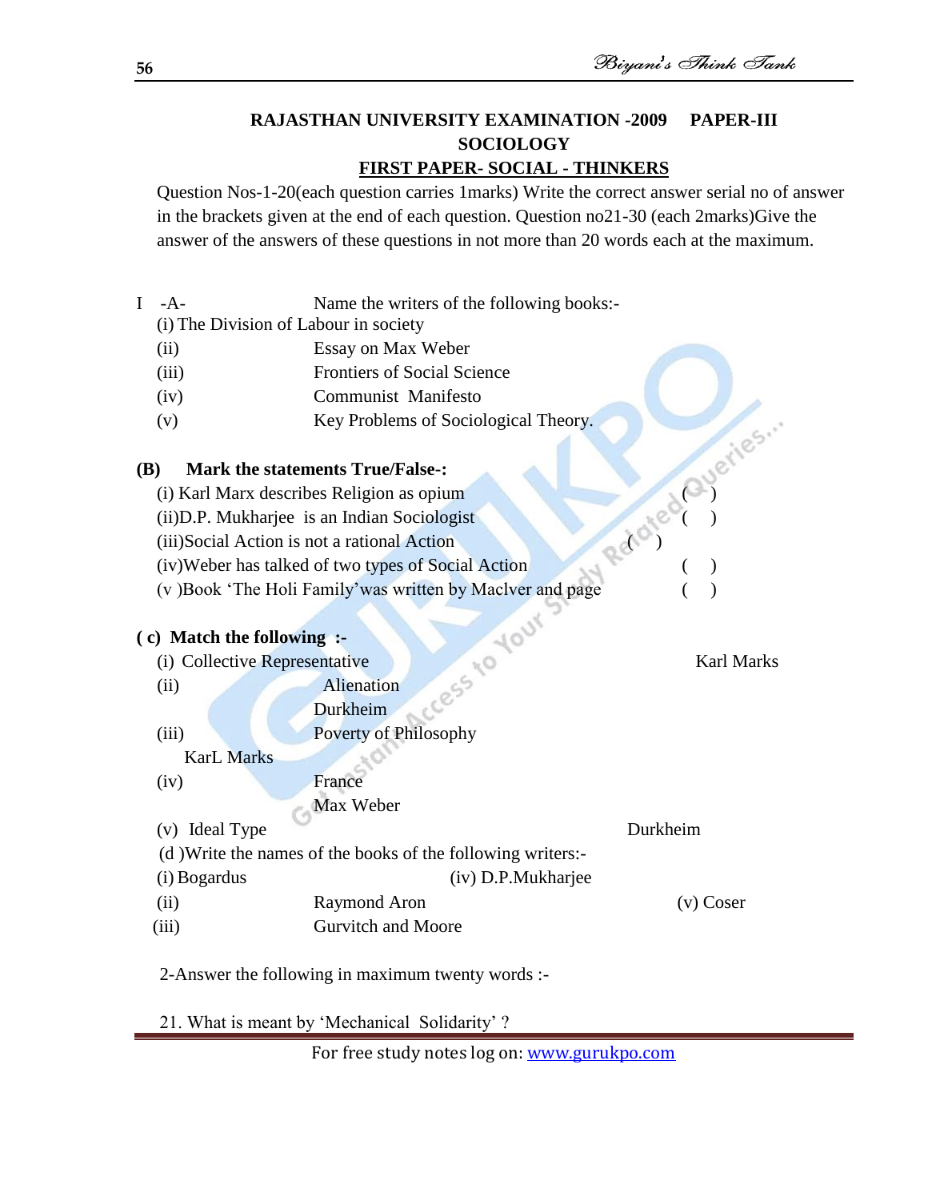**RAJASTHAN UNIVERSITY EXAMINATION -2009 PAPER-III**

**SOCIOLOGY**

**FIRST PAPER- SOCIAL - THINKERS**

Question Nos-1-20(each question carries 1marks) Write the correct answer serial no of answer in the brackets given at the end of each question. Question no21-30 (each 2marks)Give the answer of the answers of these questions in not more than 20 words each at the maximum.

I -A- Name the writers of the following books:-

(i) The Division of Labour in society

(ii) Essay on Max Weber

(iii) Frontiers of Social Science

(iv) Communist Manifesto

(v) Key Problems of Sociological Theory.

**(B) Mark the statements True/False-:**

(i) Karl Marx describes Religion as opium ( )

(ii)D.P. Mukharjee is an Indian Sociologist ( )

(iii)Social Action is not a rational Action ( )

(iv)Weber has talked of two types of Social Action ( )

(v )Book 'The Holi Family'was written by Maclver and page ( )

**( c) Match the following :-**

(i) Collective Representative Karl Marks

(ii) Alienation

Durkheim

(iii) Poverty of Philosophy

KarL Marks

(iv) France

Max Weber

(v) Ideal Type Durkheim

(d )Write the names of the books of the following writers:-

(i) Bogardus (iv) D.P.Mukharjee

(ii) Raymond Aron (v) Coser

(iii) Gurvitch and Moore

2-Answer the following in maximum twenty words :-

21. What is meant by 'Mechanical Solidarity' ?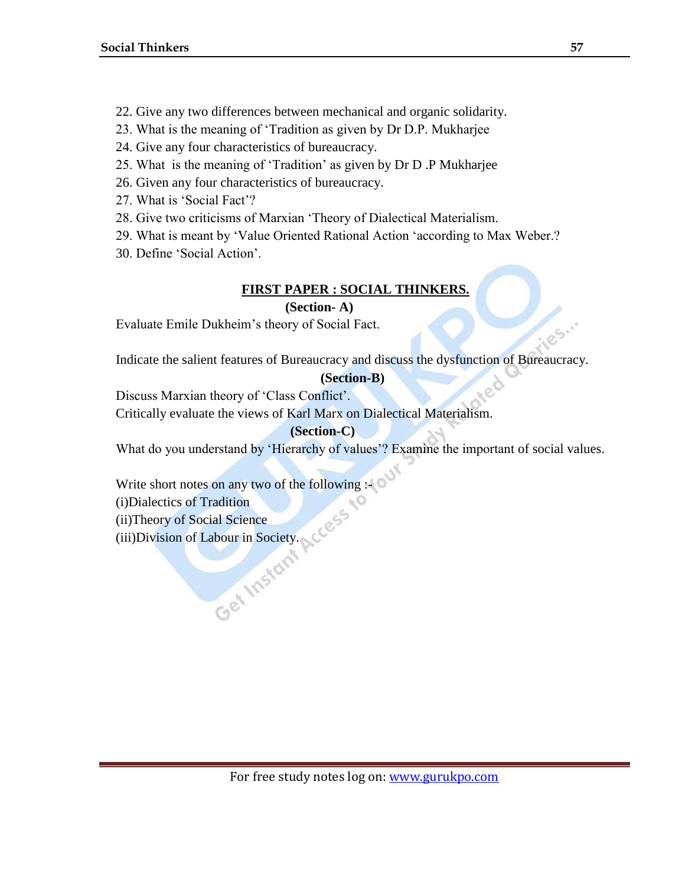22. Give any two differences between mechanical and organic solidarity.
23. What is the meaning of 'Tradition as given by Dr D.P. Mukharjee
24. Give any four characteristics of bureaucracy.
25. What is the meaning of 'Tradition' as given by Dr D .P Mukharjee
26. Given any four characteristics of bureaucracy.
27. What is 'Social Fact'?
28. Give two criticisms of Marxian 'Theory of Dialectical Materialism.
29. What is meant by 'Value Oriented Rational Action 'according to Max Weber.?
30. Define 'Social Action'.

## FIRST PAPER : SOCIAL THINKERS.

**(Section- A)**

Evaluate Emile Dukheim's theory of Social Fact.

Indicate the salient features of Bureaucracy and discuss the dysfunction of Bureaucracy.

**(Section-B)**

Discuss Marxian theory of 'Class Conflict'.

Critically evaluate the views of Karl Marx on Dialectical Materialism.

**(Section-C)**

What do you understand by 'Hierarchy of values'? Examine the important of social values.

Write short notes on any two of the following :-

(i)Dialectics of Tradition

(ii)Theory of Social Science

(iii)Division of Labour in Society.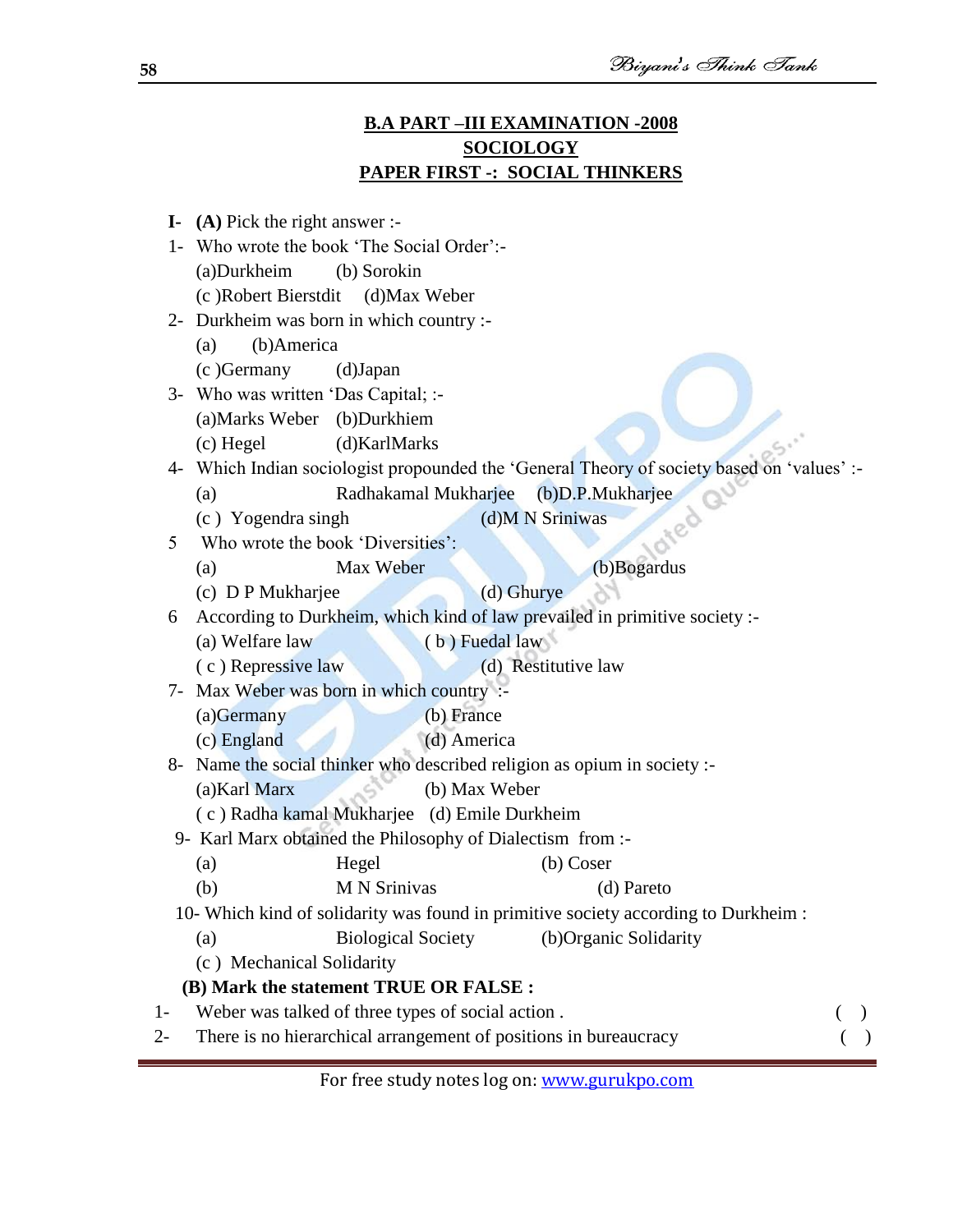**B.A PART –III EXAMINATION -2008**
**SOCIOLOGY**
**PAPER FIRST -: SOCIAL THINKERS**

**I- (A)** Pick the right answer :-

1- Who wrote the book 'The Social Order':-
   (a)Durkheim (b) Sorokin
   (c )Robert Bierstdit (d)Max Weber

2- Durkheim was born in which country :-
   (a) (b)America
   (c )Germany (d)Japan

3- Who was written 'Das Capital; :-
   (a)Marks Weber (b)Durkhiem
   (c) Hegel (d)KarlMarks

4- Which Indian sociologist propounded the 'General Theory of society based on 'values' :-
   (a) Radhakamal Mukharjee (b)D.P.Mukharjee
   (c ) Yogendra singh (d)M N Sriniwas

5 Who wrote the book 'Diversities':
   (a) Max Weber (b)Bogardus
   (c) D P Mukharjee (d) Ghurye

6 According to Durkheim, which kind of law prevailed in primitive society :-
   (a) Welfare law ( b ) Fuedal law
   ( c ) Repressive law (d) Restitutive law

7- Max Weber was born in which country :-
   (a)Germany (b) France
   (c) England (d) America

8- Name the social thinker who described religion as opium in society :-
   (a)Karl Marx (b) Max Weber
   ( c ) Radha kamal Mukharjee (d) Emile Durkheim

9- Karl Marx obtained the Philosophy of Dialectism from :-
   (a) Hegel (b) Coser
   (b) M N Srinivas (d) Pareto

10- Which kind of solidarity was found in primitive society according to Durkheim :
   (a) Biological Society (b)Organic Solidarity
   (c ) Mechanical Solidarity

**(B) Mark the statement TRUE OR FALSE :**

1- Weber was talked of three types of social action . ( )
2- There is no hierarchical arrangement of positions in bureaucracy ( )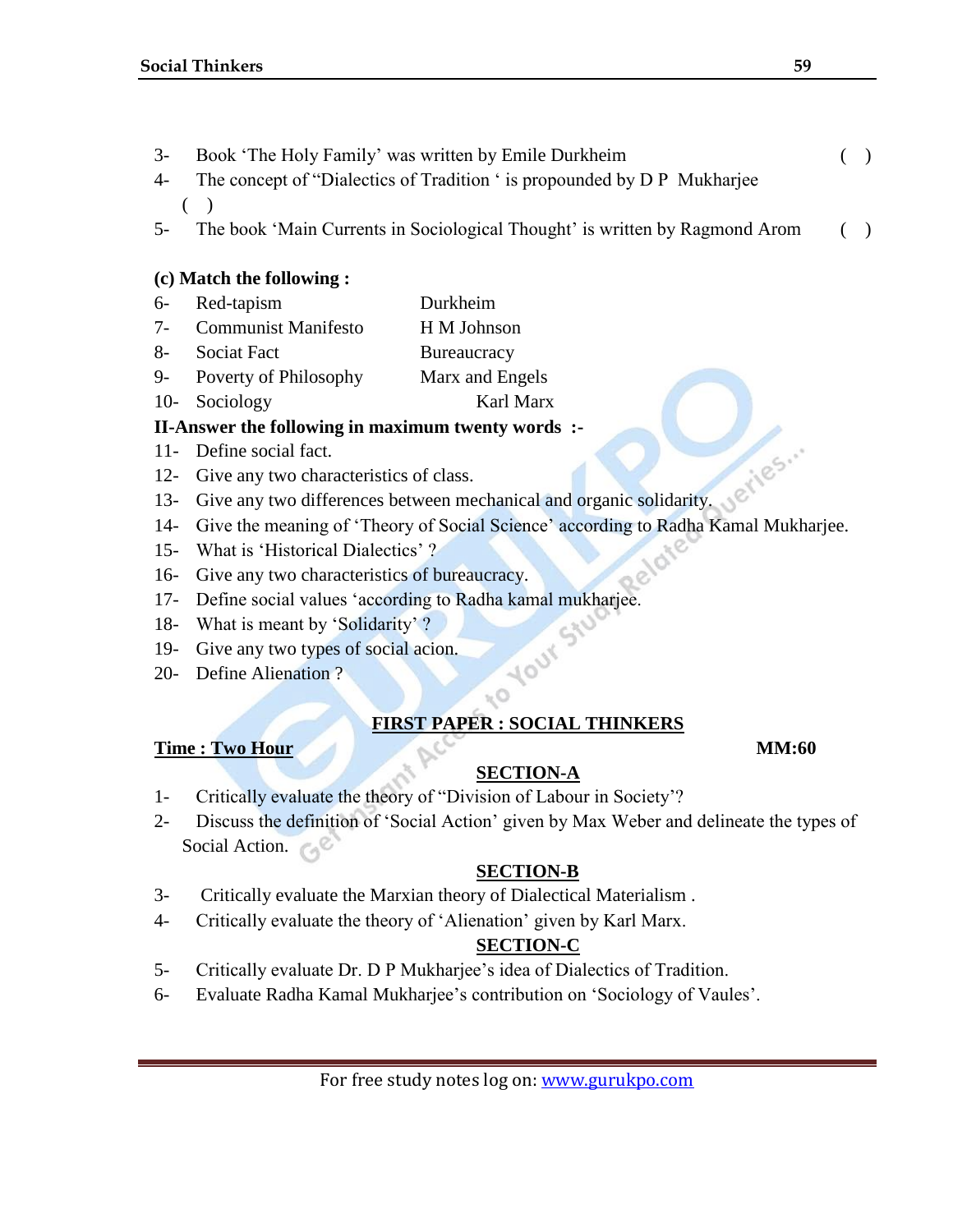3- Book 'The Holy Family' was written by Emile Durkheim ( )

4- The concept of "Dialectics of Tradition ' is propounded by D P Mukharjee ( )

5- The book 'Main Currents in Sociological Thought' is written by Ragmond Arom ( )

**(c) Match the following :**

| | | |
|---|---|---|
| 6- | Red-tapism | Durkheim |
| 7- | Communist Manifesto | H M Johnson |
| 8- | Sociat Fact | Bureaucracy |
| 9- | Poverty of Philosophy | Marx and Engels |
| 10- | Sociology | Karl Marx |

**II-Answer the following in maximum twenty words :-**

11- Define social fact.

12- Give any two characteristics of class.

13- Give any two differences between mechanical and organic solidarity.

14- Give the meaning of 'Theory of Social Science' according to Radha Kamal Mukharjee.

15- What is 'Historical Dialectics' ?

16- Give any two characteristics of bureaucracy.

17- Define social values 'according to Radha kamal mukharjee.

18- What is meant by 'Solidarity' ?

19- Give any two types of social acion.

20- Define Alienation ?

## FIRST PAPER : SOCIAL THINKERS

**Time : Two Hour** **MM:60**

### SECTION-A

1- Critically evaluate the theory of "Division of Labour in Society'?

2- Discuss the definition of 'Social Action' given by Max Weber and delineate the types of Social Action.

### SECTION-B

3- Critically evaluate the Marxian theory of Dialectical Materialism .

4- Critically evaluate the theory of 'Alienation' given by Karl Marx.

### SECTION-C

5- Critically evaluate Dr. D P Mukharjee's idea of Dialectics of Tradition.

6- Evaluate Radha Kamal Mukharjee's contribution on 'Sociology of Vaules'.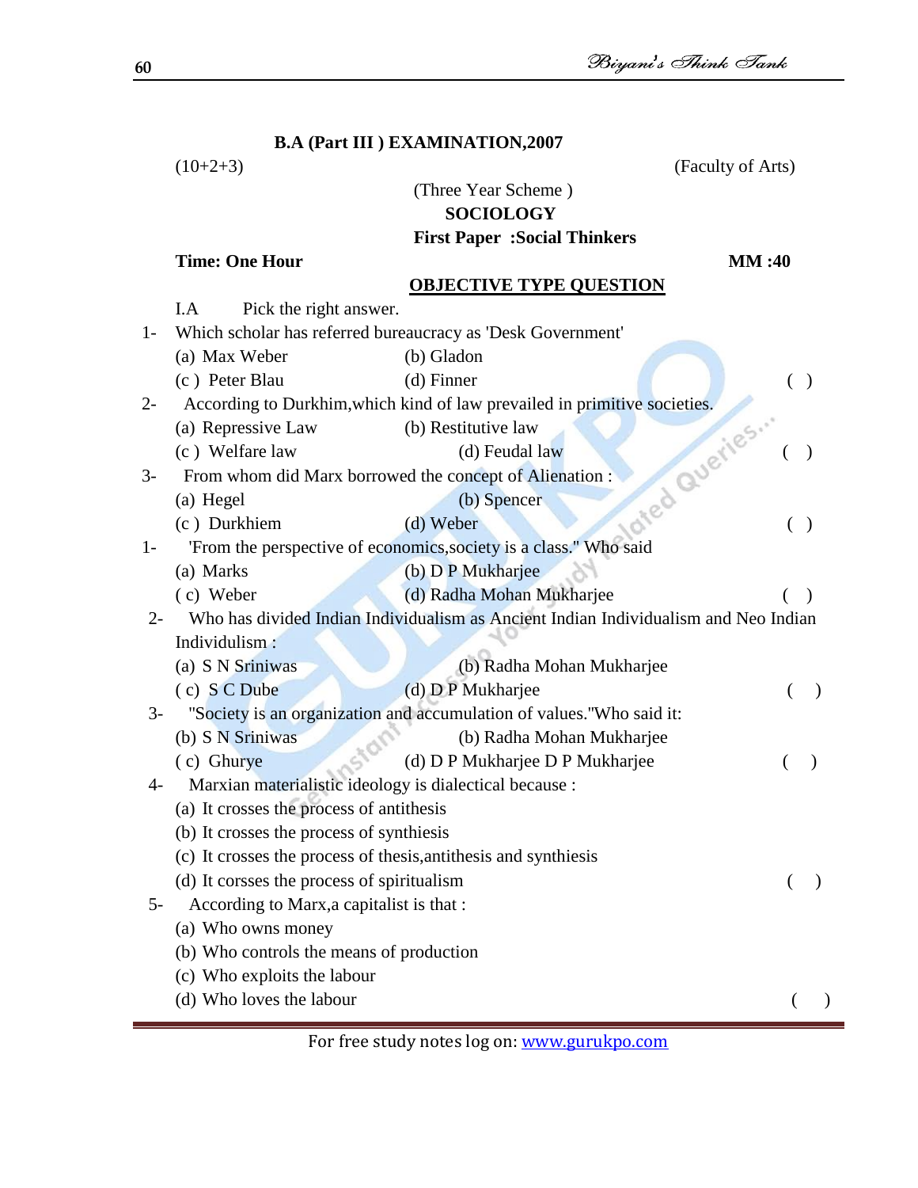**B.A (Part III ) EXAMINATION,2007**

(10+2+3) (Faculty of Arts)

(Three Year Scheme )

**SOCIOLOGY**

**First Paper :Social Thinkers**

**Time: One Hour** **MM :40**

**OBJECTIVE TYPE QUESTION**

I.A Pick the right answer.

1- Which scholar has referred bureaucracy as 'Desk Government'

(a) Max Weber (b) Gladon

(c ) Peter Blau (d) Finner ( )

2- According to Durkhim,which kind of law prevailed in primitive societies.

(a) Repressive Law (b) Restitutive law

(c ) Welfare law (d) Feudal law ( )

3- From whom did Marx borrowed the concept of Alienation :

(a) Hegel (b) Spencer

(c ) Durkhiem (d) Weber ( )

1- 'From the perspective of economics,society is a class." Who said

(a) Marks (b) D P Mukharjee

( c) Weber (d) Radha Mohan Mukharjee ( )

2- Who has divided Indian Individualism as Ancient Indian Individualism and Neo Indian Individulism :

(a) S N Sriniwas (b) Radha Mohan Mukharjee

( c) S C Dube (d) D P Mukharjee ( )

3- "Society is an organization and accumulation of values."Who said it:

(b) S N Sriniwas (b) Radha Mohan Mukharjee

( c) Ghurye (d) D P Mukharjee D P Mukharjee ( )

4- Marxian materialistic ideology is dialectical because :

(a) It crosses the process of antithesis

(b) It crosses the process of synthiesis

(c) It crosses the process of thesis,antithesis and synthiesis

(d) It corsses the process of spiritualism ( )

5- According to Marx,a capitalist is that :

(a) Who owns money

(b) Who controls the means of production

(c) Who exploits the labour

(d) Who loves the labour ( )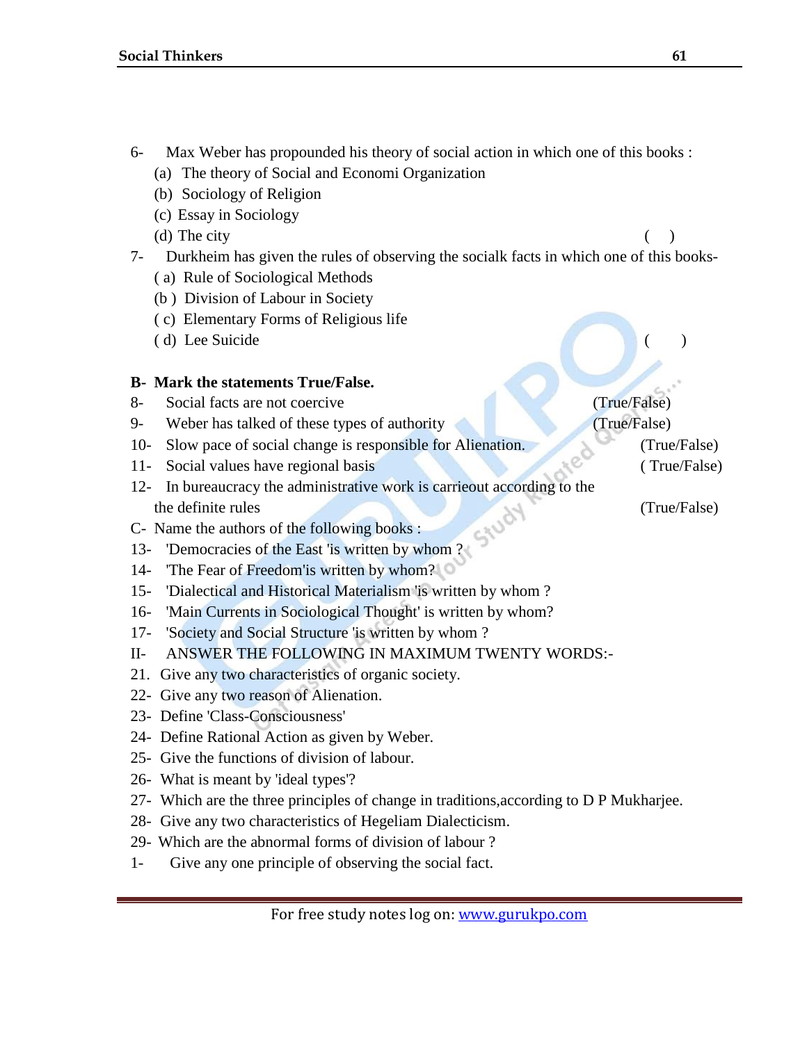6- Max Weber has propounded his theory of social action in which one of this books :

(a) The theory of Social and Economi Organization

(b) Sociology of Religion

(c) Essay in Sociology

(d) The city ( )

7- Durkheim has given the rules of observing the socialk facts in which one of this books-

( a) Rule of Sociological Methods

(b ) Division of Labour in Society

( c) Elementary Forms of Religious life

( d) Lee Suicide ( )

**B- Mark the statements True/False.**

8- Social facts are not coercive (True/False)

9- Weber has talked of these types of authority (True/False)

10- Slow pace of social change is responsible for Alienation. (True/False)

11- Social values have regional basis ( True/False)

12- In bureaucracy the administrative work is carrieout according to the the definite rules (True/False)

C- Name the authors of the following books :

13- 'Democracies of the East 'is written by whom ?

14- 'The Fear of Freedom'is written by whom?

15- 'Dialectical and Historical Materialism 'is written by whom ?

16- 'Main Currents in Sociological Thought' is written by whom?

17- 'Society and Social Structure 'is written by whom ?

II- ANSWER THE FOLLOWING IN MAXIMUM TWENTY WORDS:-

21. Give any two characteristics of organic society.

22- Give any two reason of Alienation.

23- Define 'Class-Consciousness'

24- Define Rational Action as given by Weber.

25- Give the functions of division of labour.

26- What is meant by 'ideal types'?

27- Which are the three principles of change in traditions,according to D P Mukharjee.

28- Give any two characteristics of Hegeliam Dialecticism.

29- Which are the abnormal forms of division of labour ?

1- Give any one principle of observing the social fact.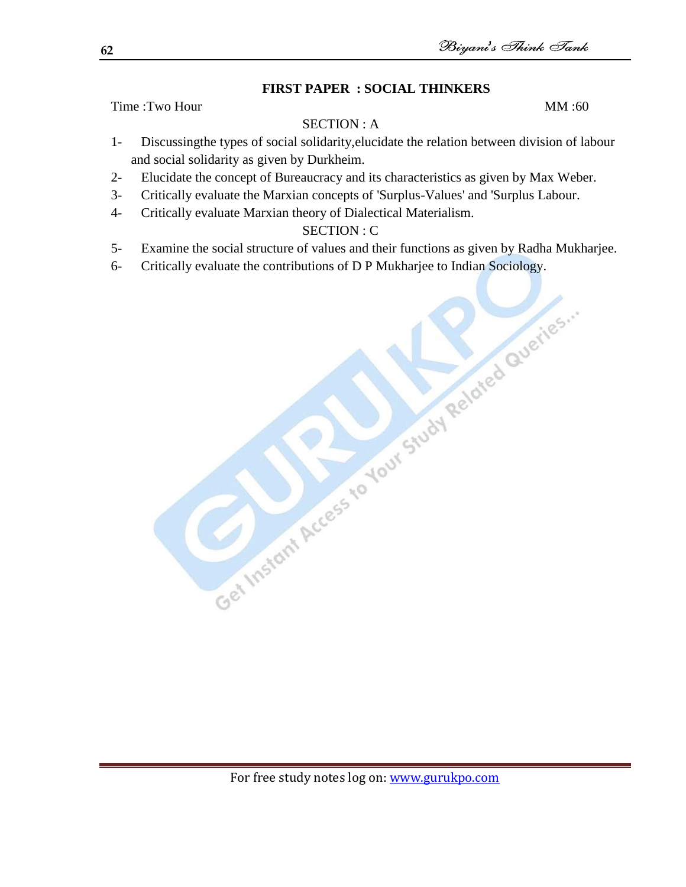## FIRST PAPER : SOCIAL THINKERS

Time :Two Hour MM :60

### SECTION : A

1- Discussingthe types of social solidarity,elucidate the relation between division of labour and social solidarity as given by Durkheim.

2- Elucidate the concept of Bureaucracy and its characteristics as given by Max Weber.

3- Critically evaluate the Marxian concepts of 'Surplus-Values' and 'Surplus Labour.

4- Critically evaluate Marxian theory of Dialectical Materialism.

### SECTION : C

5- Examine the social structure of values and their functions as given by Radha Mukharjee.

6- Critically evaluate the contributions of D P Mukharjee to Indian Sociology.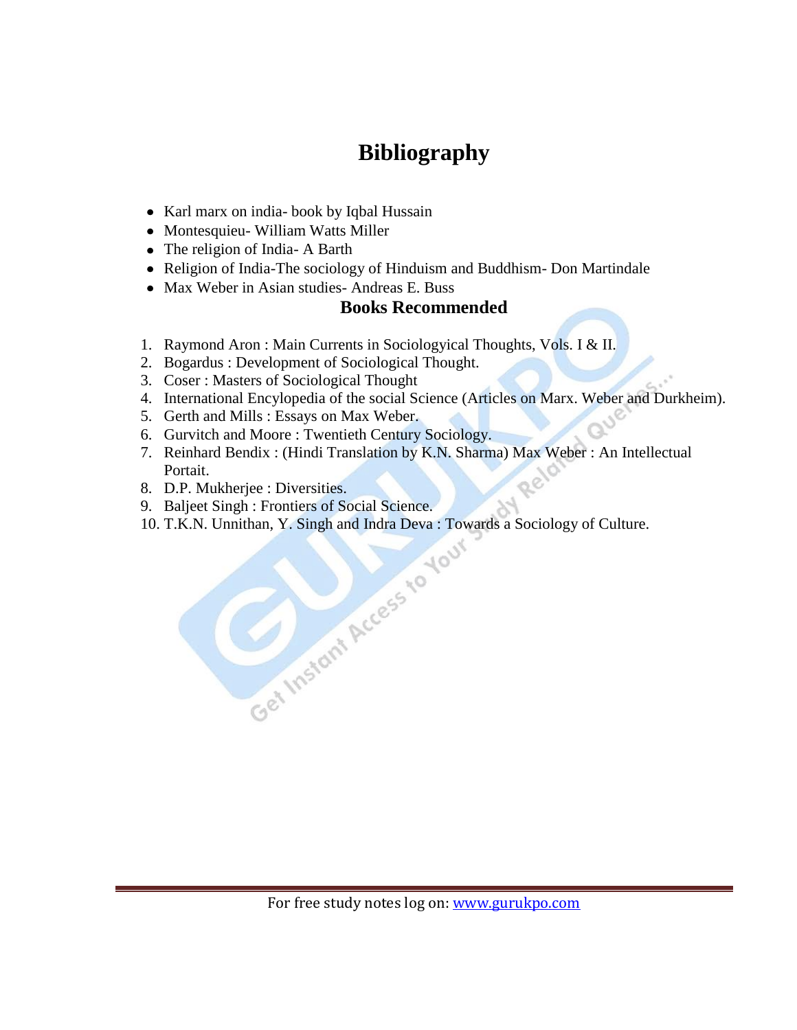# Bibliography

- Karl marx on india- book by Iqbal Hussain
- Montesquieu- William Watts Miller
- The religion of India- A Barth
- Religion of India-The sociology of Hinduism and Buddhism- Don Martindale
- Max Weber in Asian studies- Andreas E. Buss

## Books Recommended

1. Raymond Aron : Main Currents in Sociologyical Thoughts, Vols. I & II.
2. Bogardus : Development of Sociological Thought.
3. Coser : Masters of Sociological Thought
4. International Encylopedia of the social Science (Articles on Marx. Weber and Durkheim).
5. Gerth and Mills : Essays on Max Weber.
6. Gurvitch and Moore : Twentieth Century Sociology.
7. Reinhard Bendix : (Hindi Translation by K.N. Sharma) Max Weber : An Intellectual Portait.
8. D.P. Mukherjee : Diversities.
9. Baljeet Singh : Frontiers of Social Science.
10. T.K.N. Unnithan, Y. Singh and Indra Deva : Towards a Sociology of Culture.